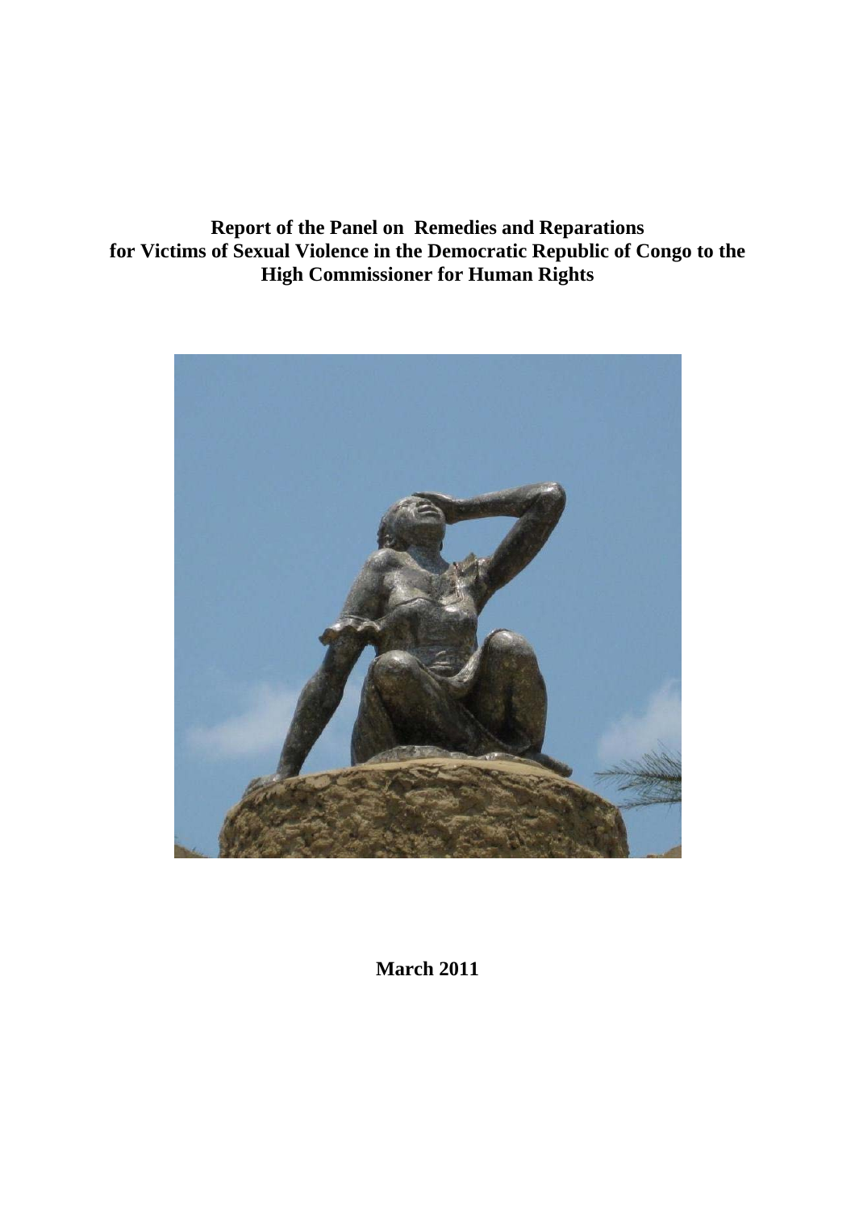# Report of the Panel on Remedies and Reparations for Victims of Sexual Violence in the Democratic Republic of Congo to the High Commissioner for Human Rights

**March 2011**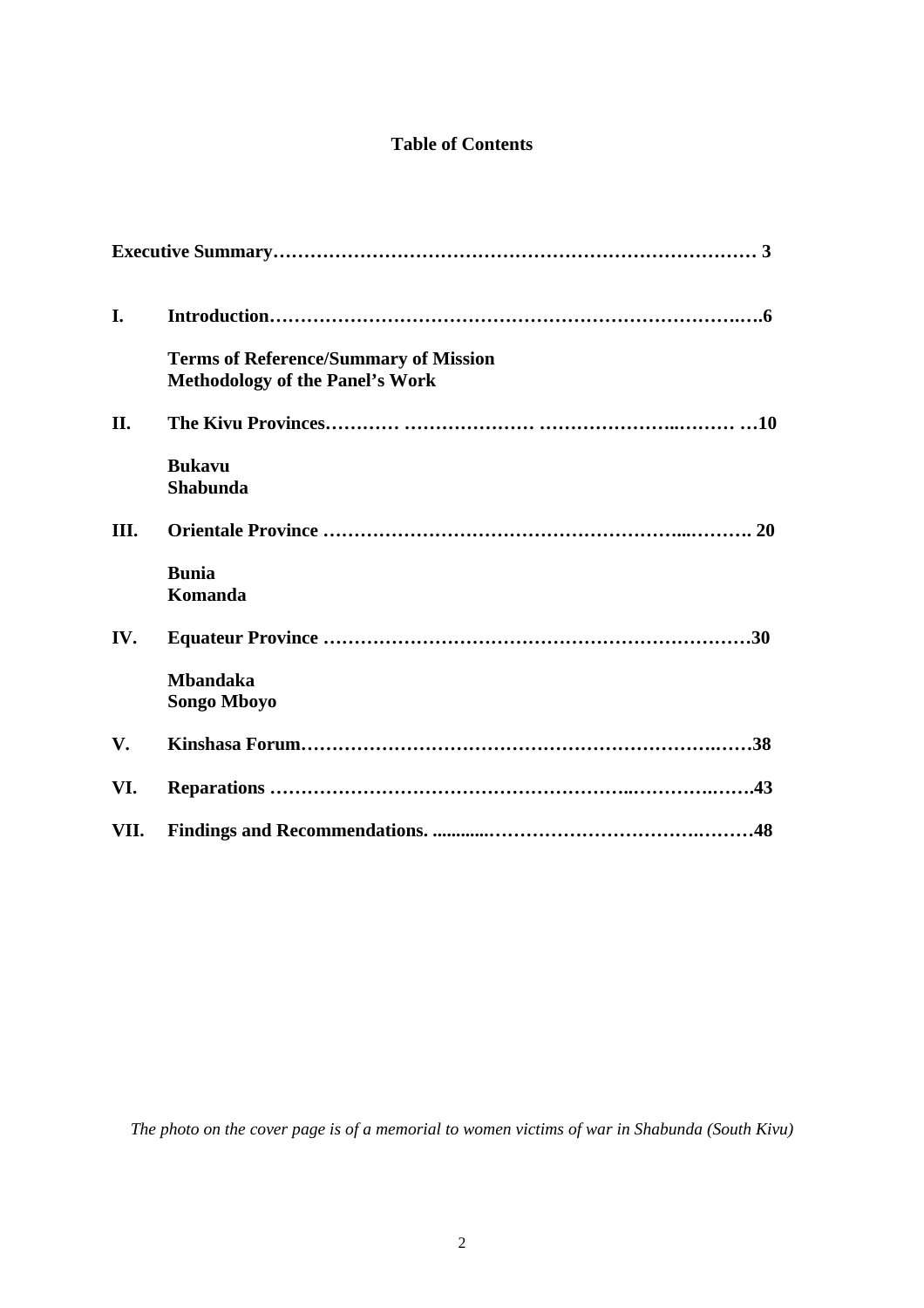# Table of Contents

**Executive Summary…………………………………………………………………… 3**

**I. Introduction…………………………………………………………………….….6**

**Terms of Reference/Summary of Mission**
**Methodology of the Panel's Work**

**II. The Kivu Provinces………… ………………… ………………...……… …10**

**Bukavu**
**Shabunda**

**III. Orientale Province ………………………………………………....………. 20**

**Bunia**
**Komanda**

**IV. Equateur Province ……………………………………………………………30**

**Mbandaka**
**Songo Mboyo**

**V. Kinshasa Forum……………………………………………………….……38**

**VI. Reparations ………………………………………………..…………..……43**

**VII. Findings and Recommendations. ............………………………….………48**

*The photo on the cover page is of a memorial to women victims of war in Shabunda (South Kivu)*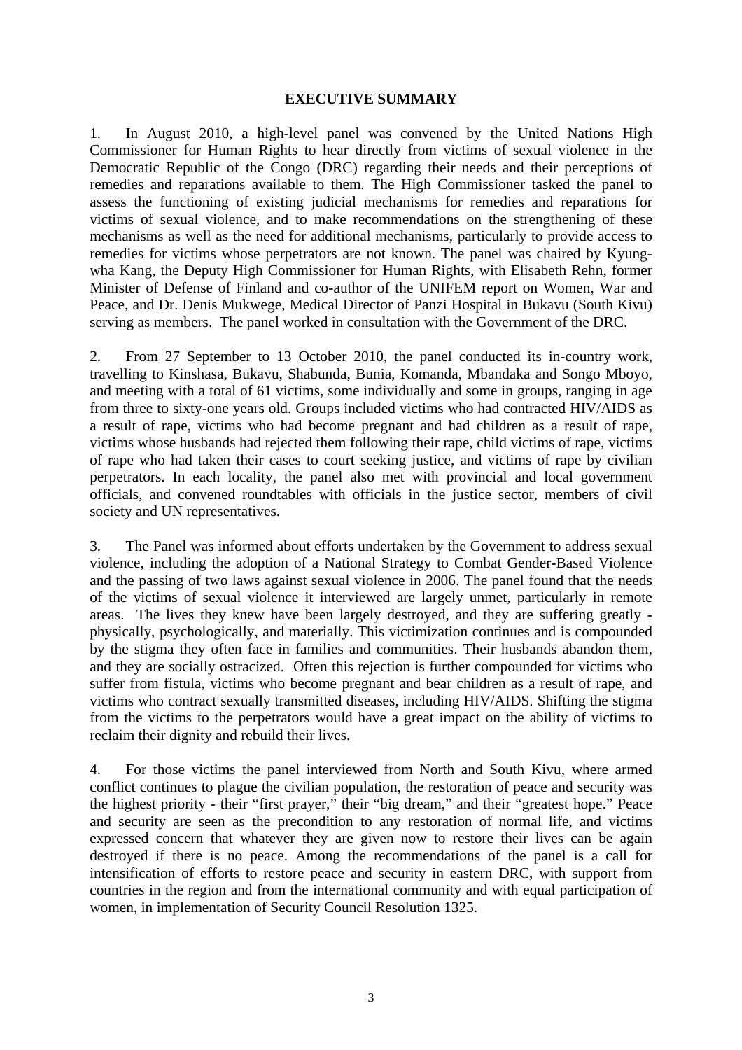## EXECUTIVE SUMMARY

1. In August 2010, a high-level panel was convened by the United Nations High Commissioner for Human Rights to hear directly from victims of sexual violence in the Democratic Republic of the Congo (DRC) regarding their needs and their perceptions of remedies and reparations available to them. The High Commissioner tasked the panel to assess the functioning of existing judicial mechanisms for remedies and reparations for victims of sexual violence, and to make recommendations on the strengthening of these mechanisms as well as the need for additional mechanisms, particularly to provide access to remedies for victims whose perpetrators are not known. The panel was chaired by Kyung-wha Kang, the Deputy High Commissioner for Human Rights, with Elisabeth Rehn, former Minister of Defense of Finland and co-author of the UNIFEM report on Women, War and Peace, and Dr. Denis Mukwege, Medical Director of Panzi Hospital in Bukavu (South Kivu) serving as members. The panel worked in consultation with the Government of the DRC.

2. From 27 September to 13 October 2010, the panel conducted its in-country work, travelling to Kinshasa, Bukavu, Shabunda, Bunia, Komanda, Mbandaka and Songo Mboyo, and meeting with a total of 61 victims, some individually and some in groups, ranging in age from three to sixty-one years old. Groups included victims who had contracted HIV/AIDS as a result of rape, victims who had become pregnant and had children as a result of rape, victims whose husbands had rejected them following their rape, child victims of rape, victims of rape who had taken their cases to court seeking justice, and victims of rape by civilian perpetrators. In each locality, the panel also met with provincial and local government officials, and convened roundtables with officials in the justice sector, members of civil society and UN representatives.

3. The Panel was informed about efforts undertaken by the Government to address sexual violence, including the adoption of a National Strategy to Combat Gender-Based Violence and the passing of two laws against sexual violence in 2006. The panel found that the needs of the victims of sexual violence it interviewed are largely unmet, particularly in remote areas. The lives they knew have been largely destroyed, and they are suffering greatly - physically, psychologically, and materially. This victimization continues and is compounded by the stigma they often face in families and communities. Their husbands abandon them, and they are socially ostracized. Often this rejection is further compounded for victims who suffer from fistula, victims who become pregnant and bear children as a result of rape, and victims who contract sexually transmitted diseases, including HIV/AIDS. Shifting the stigma from the victims to the perpetrators would have a great impact on the ability of victims to reclaim their dignity and rebuild their lives.

4. For those victims the panel interviewed from North and South Kivu, where armed conflict continues to plague the civilian population, the restoration of peace and security was the highest priority - their "first prayer," their "big dream," and their "greatest hope." Peace and security are seen as the precondition to any restoration of normal life, and victims expressed concern that whatever they are given now to restore their lives can be again destroyed if there is no peace. Among the recommendations of the panel is a call for intensification of efforts to restore peace and security in eastern DRC, with support from countries in the region and from the international community and with equal participation of women, in implementation of Security Council Resolution 1325.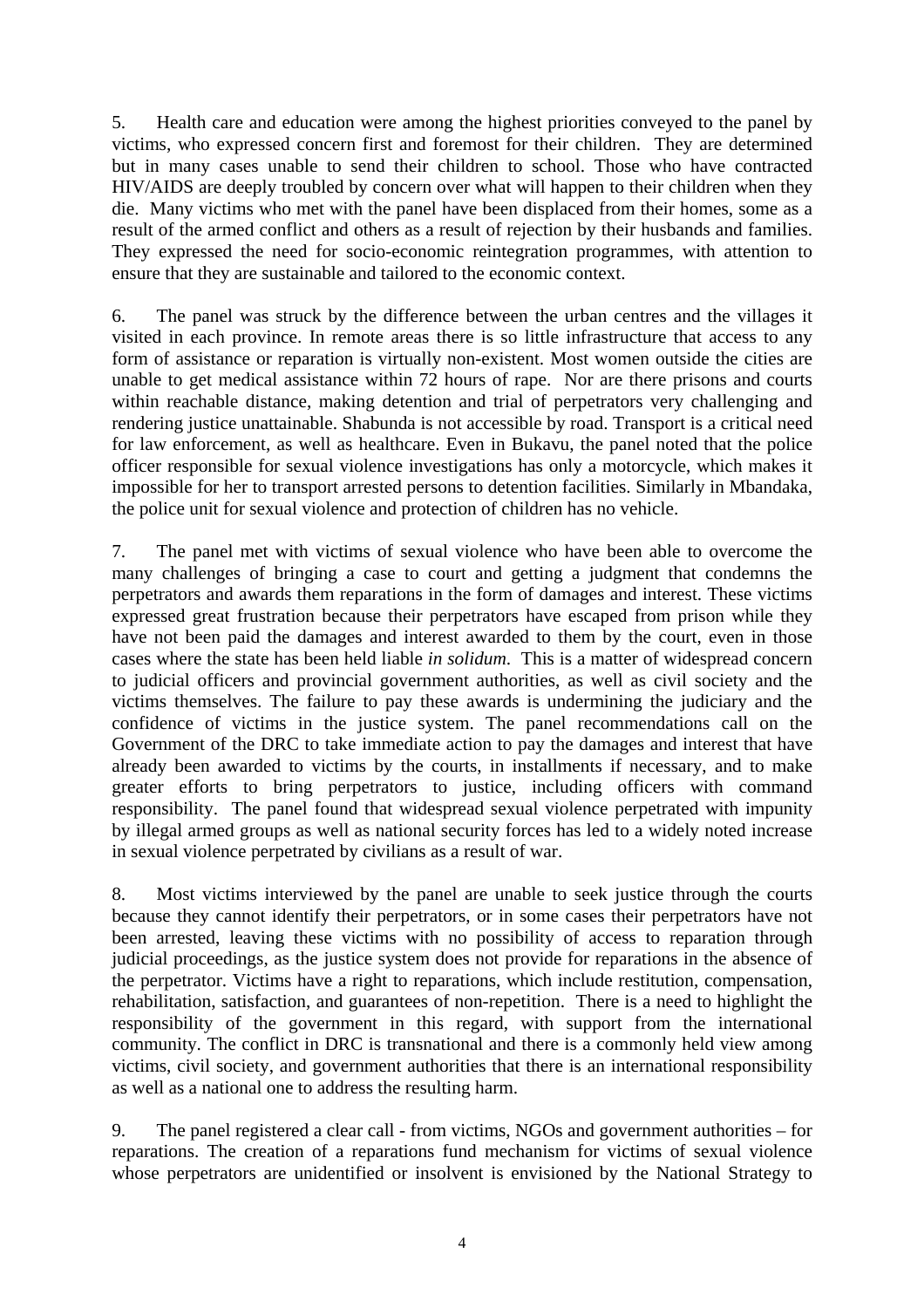5. Health care and education were among the highest priorities conveyed to the panel by victims, who expressed concern first and foremost for their children. They are determined but in many cases unable to send their children to school. Those who have contracted HIV/AIDS are deeply troubled by concern over what will happen to their children when they die. Many victims who met with the panel have been displaced from their homes, some as a result of the armed conflict and others as a result of rejection by their husbands and families. They expressed the need for socio-economic reintegration programmes, with attention to ensure that they are sustainable and tailored to the economic context.

6. The panel was struck by the difference between the urban centres and the villages it visited in each province. In remote areas there is so little infrastructure that access to any form of assistance or reparation is virtually non-existent. Most women outside the cities are unable to get medical assistance within 72 hours of rape. Nor are there prisons and courts within reachable distance, making detention and trial of perpetrators very challenging and rendering justice unattainable. Shabunda is not accessible by road. Transport is a critical need for law enforcement, as well as healthcare. Even in Bukavu, the panel noted that the police officer responsible for sexual violence investigations has only a motorcycle, which makes it impossible for her to transport arrested persons to detention facilities. Similarly in Mbandaka, the police unit for sexual violence and protection of children has no vehicle.

7. The panel met with victims of sexual violence who have been able to overcome the many challenges of bringing a case to court and getting a judgment that condemns the perpetrators and awards them reparations in the form of damages and interest. These victims expressed great frustration because their perpetrators have escaped from prison while they have not been paid the damages and interest awarded to them by the court, even in those cases where the state has been held liable *in solidum*. This is a matter of widespread concern to judicial officers and provincial government authorities, as well as civil society and the victims themselves. The failure to pay these awards is undermining the judiciary and the confidence of victims in the justice system. The panel recommendations call on the Government of the DRC to take immediate action to pay the damages and interest that have already been awarded to victims by the courts, in installments if necessary, and to make greater efforts to bring perpetrators to justice, including officers with command responsibility. The panel found that widespread sexual violence perpetrated with impunity by illegal armed groups as well as national security forces has led to a widely noted increase in sexual violence perpetrated by civilians as a result of war.

8. Most victims interviewed by the panel are unable to seek justice through the courts because they cannot identify their perpetrators, or in some cases their perpetrators have not been arrested, leaving these victims with no possibility of access to reparation through judicial proceedings, as the justice system does not provide for reparations in the absence of the perpetrator. Victims have a right to reparations, which include restitution, compensation, rehabilitation, satisfaction, and guarantees of non-repetition. There is a need to highlight the responsibility of the government in this regard, with support from the international community. The conflict in DRC is transnational and there is a commonly held view among victims, civil society, and government authorities that there is an international responsibility as well as a national one to address the resulting harm.

9. The panel registered a clear call - from victims, NGOs and government authorities – for reparations. The creation of a reparations fund mechanism for victims of sexual violence whose perpetrators are unidentified or insolvent is envisioned by the National Strategy to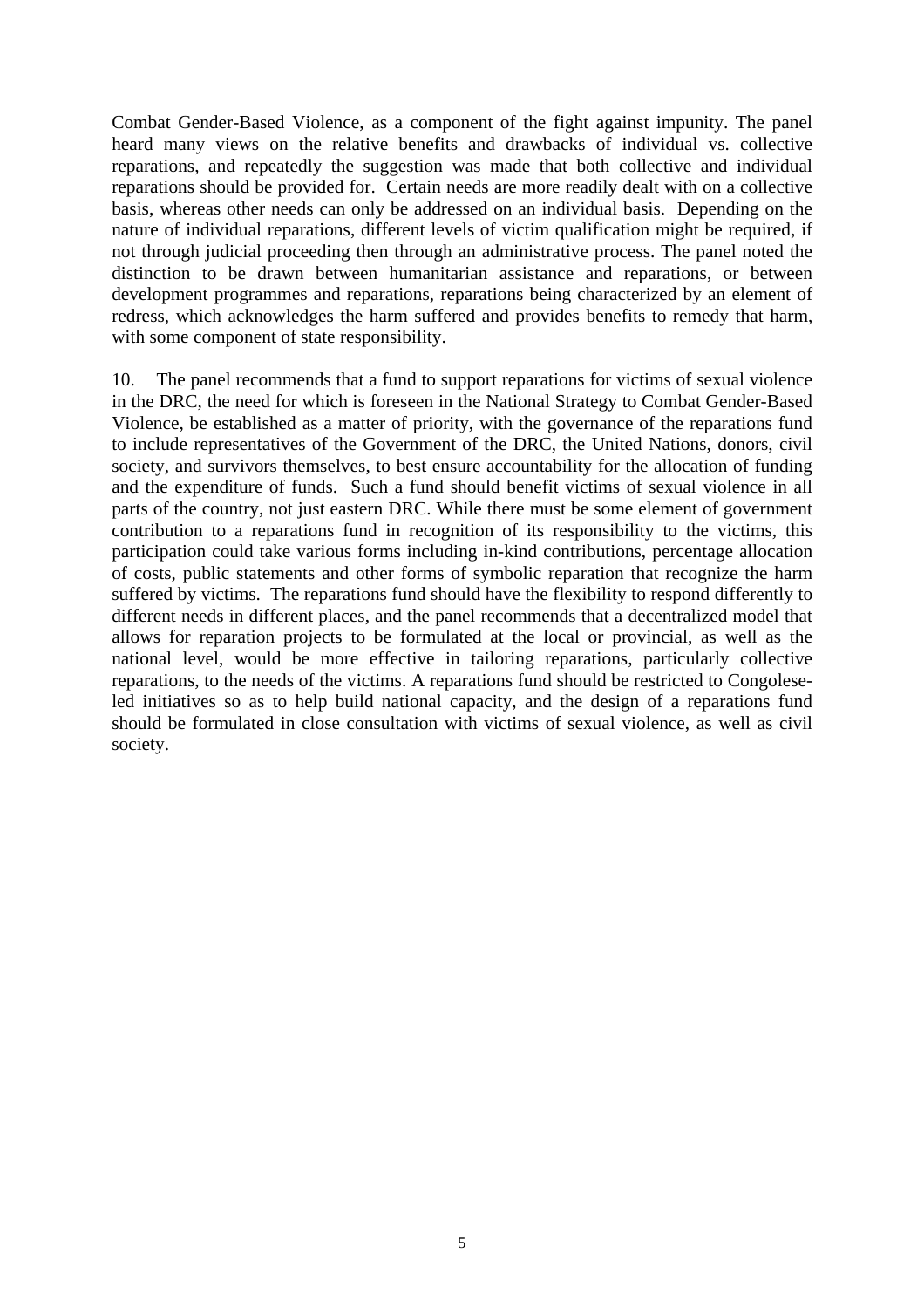Combat Gender-Based Violence, as a component of the fight against impunity. The panel heard many views on the relative benefits and drawbacks of individual vs. collective reparations, and repeatedly the suggestion was made that both collective and individual reparations should be provided for. Certain needs are more readily dealt with on a collective basis, whereas other needs can only be addressed on an individual basis. Depending on the nature of individual reparations, different levels of victim qualification might be required, if not through judicial proceeding then through an administrative process. The panel noted the distinction to be drawn between humanitarian assistance and reparations, or between development programmes and reparations, reparations being characterized by an element of redress, which acknowledges the harm suffered and provides benefits to remedy that harm, with some component of state responsibility.

10. The panel recommends that a fund to support reparations for victims of sexual violence in the DRC, the need for which is foreseen in the National Strategy to Combat Gender-Based Violence, be established as a matter of priority, with the governance of the reparations fund to include representatives of the Government of the DRC, the United Nations, donors, civil society, and survivors themselves, to best ensure accountability for the allocation of funding and the expenditure of funds. Such a fund should benefit victims of sexual violence in all parts of the country, not just eastern DRC. While there must be some element of government contribution to a reparations fund in recognition of its responsibility to the victims, this participation could take various forms including in-kind contributions, percentage allocation of costs, public statements and other forms of symbolic reparation that recognize the harm suffered by victims. The reparations fund should have the flexibility to respond differently to different needs in different places, and the panel recommends that a decentralized model that allows for reparation projects to be formulated at the local or provincial, as well as the national level, would be more effective in tailoring reparations, particularly collective reparations, to the needs of the victims. A reparations fund should be restricted to Congolese-led initiatives so as to help build national capacity, and the design of a reparations fund should be formulated in close consultation with victims of sexual violence, as well as civil society.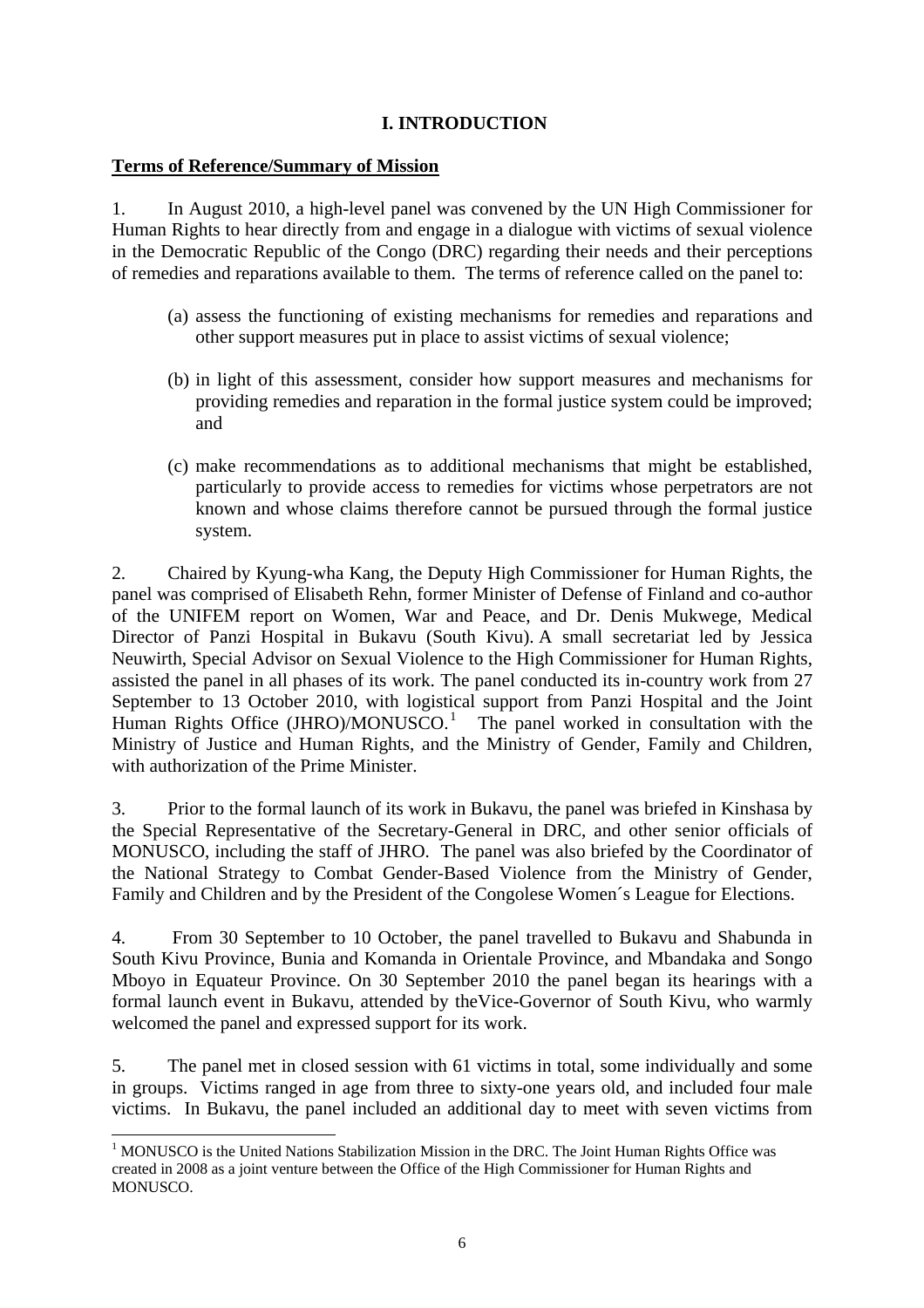# I. INTRODUCTION

**Terms of Reference/Summary of Mission**

1. In August 2010, a high-level panel was convened by the UN High Commissioner for Human Rights to hear directly from and engage in a dialogue with victims of sexual violence in the Democratic Republic of the Congo (DRC) regarding their needs and their perceptions of remedies and reparations available to them. The terms of reference called on the panel to:

   (a) assess the functioning of existing mechanisms for remedies and reparations and other support measures put in place to assist victims of sexual violence;

   (b) in light of this assessment, consider how support measures and mechanisms for providing remedies and reparation in the formal justice system could be improved; and

   (c) make recommendations as to additional mechanisms that might be established, particularly to provide access to remedies for victims whose perpetrators are not known and whose claims therefore cannot be pursued through the formal justice system.

2. Chaired by Kyung-wha Kang, the Deputy High Commissioner for Human Rights, the panel was comprised of Elisabeth Rehn, former Minister of Defense of Finland and co-author of the UNIFEM report on Women, War and Peace, and Dr. Denis Mukwege, Medical Director of Panzi Hospital in Bukavu (South Kivu). A small secretariat led by Jessica Neuwirth, Special Advisor on Sexual Violence to the High Commissioner for Human Rights, assisted the panel in all phases of its work. The panel conducted its in-country work from 27 September to 13 October 2010, with logistical support from Panzi Hospital and the Joint Human Rights Office (JHRO)/MONUSCO.[1] The panel worked in consultation with the Ministry of Justice and Human Rights, and the Ministry of Gender, Family and Children, with authorization of the Prime Minister.

3. Prior to the formal launch of its work in Bukavu, the panel was briefed in Kinshasa by the Special Representative of the Secretary-General in DRC, and other senior officials of MONUSCO, including the staff of JHRO. The panel was also briefed by the Coordinator of the National Strategy to Combat Gender-Based Violence from the Ministry of Gender, Family and Children and by the President of the Congolese Women´s League for Elections.

4. From 30 September to 10 October, the panel travelled to Bukavu and Shabunda in South Kivu Province, Bunia and Komanda in Orientale Province, and Mbandaka and Songo Mboyo in Equateur Province. On 30 September 2010 the panel began its hearings with a formal launch event in Bukavu, attended by theVice-Governor of South Kivu, who warmly welcomed the panel and expressed support for its work.

5. The panel met in closed session with 61 victims in total, some individually and some in groups. Victims ranged in age from three to sixty-one years old, and included four male victims. In Bukavu, the panel included an additional day to meet with seven victims from

[1] MONUSCO is the United Nations Stabilization Mission in the DRC. The Joint Human Rights Office was created in 2008 as a joint venture between the Office of the High Commissioner for Human Rights and MONUSCO.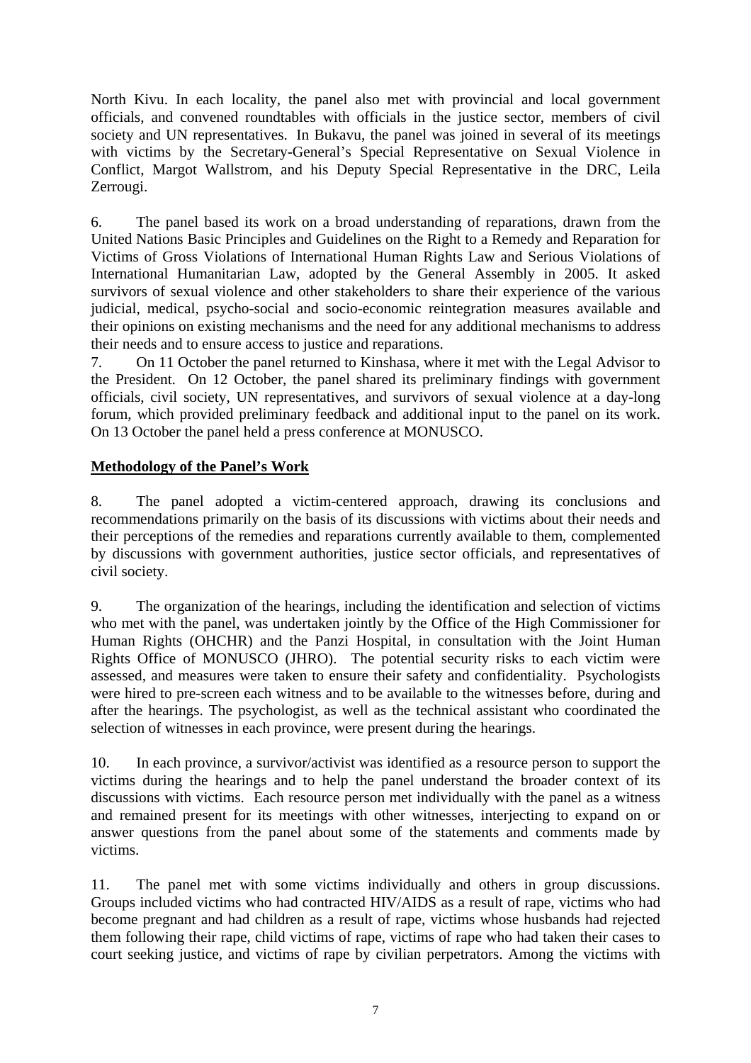North Kivu. In each locality, the panel also met with provincial and local government officials, and convened roundtables with officials in the justice sector, members of civil society and UN representatives. In Bukavu, the panel was joined in several of its meetings with victims by the Secretary-General's Special Representative on Sexual Violence in Conflict, Margot Wallstrom, and his Deputy Special Representative in the DRC, Leila Zerrougi.

6. The panel based its work on a broad understanding of reparations, drawn from the United Nations Basic Principles and Guidelines on the Right to a Remedy and Reparation for Victims of Gross Violations of International Human Rights Law and Serious Violations of International Humanitarian Law, adopted by the General Assembly in 2005. It asked survivors of sexual violence and other stakeholders to share their experience of the various judicial, medical, psycho-social and socio-economic reintegration measures available and their opinions on existing mechanisms and the need for any additional mechanisms to address their needs and to ensure access to justice and reparations.

7. On 11 October the panel returned to Kinshasa, where it met with the Legal Advisor to the President. On 12 October, the panel shared its preliminary findings with government officials, civil society, UN representatives, and survivors of sexual violence at a day-long forum, which provided preliminary feedback and additional input to the panel on its work. On 13 October the panel held a press conference at MONUSCO.

## Methodology of the Panel's Work

8. The panel adopted a victim-centered approach, drawing its conclusions and recommendations primarily on the basis of its discussions with victims about their needs and their perceptions of the remedies and reparations currently available to them, complemented by discussions with government authorities, justice sector officials, and representatives of civil society.

9. The organization of the hearings, including the identification and selection of victims who met with the panel, was undertaken jointly by the Office of the High Commissioner for Human Rights (OHCHR) and the Panzi Hospital, in consultation with the Joint Human Rights Office of MONUSCO (JHRO). The potential security risks to each victim were assessed, and measures were taken to ensure their safety and confidentiality. Psychologists were hired to pre-screen each witness and to be available to the witnesses before, during and after the hearings. The psychologist, as well as the technical assistant who coordinated the selection of witnesses in each province, were present during the hearings.

10. In each province, a survivor/activist was identified as a resource person to support the victims during the hearings and to help the panel understand the broader context of its discussions with victims. Each resource person met individually with the panel as a witness and remained present for its meetings with other witnesses, interjecting to expand on or answer questions from the panel about some of the statements and comments made by victims.

11. The panel met with some victims individually and others in group discussions. Groups included victims who had contracted HIV/AIDS as a result of rape, victims who had become pregnant and had children as a result of rape, victims whose husbands had rejected them following their rape, child victims of rape, victims of rape who had taken their cases to court seeking justice, and victims of rape by civilian perpetrators. Among the victims with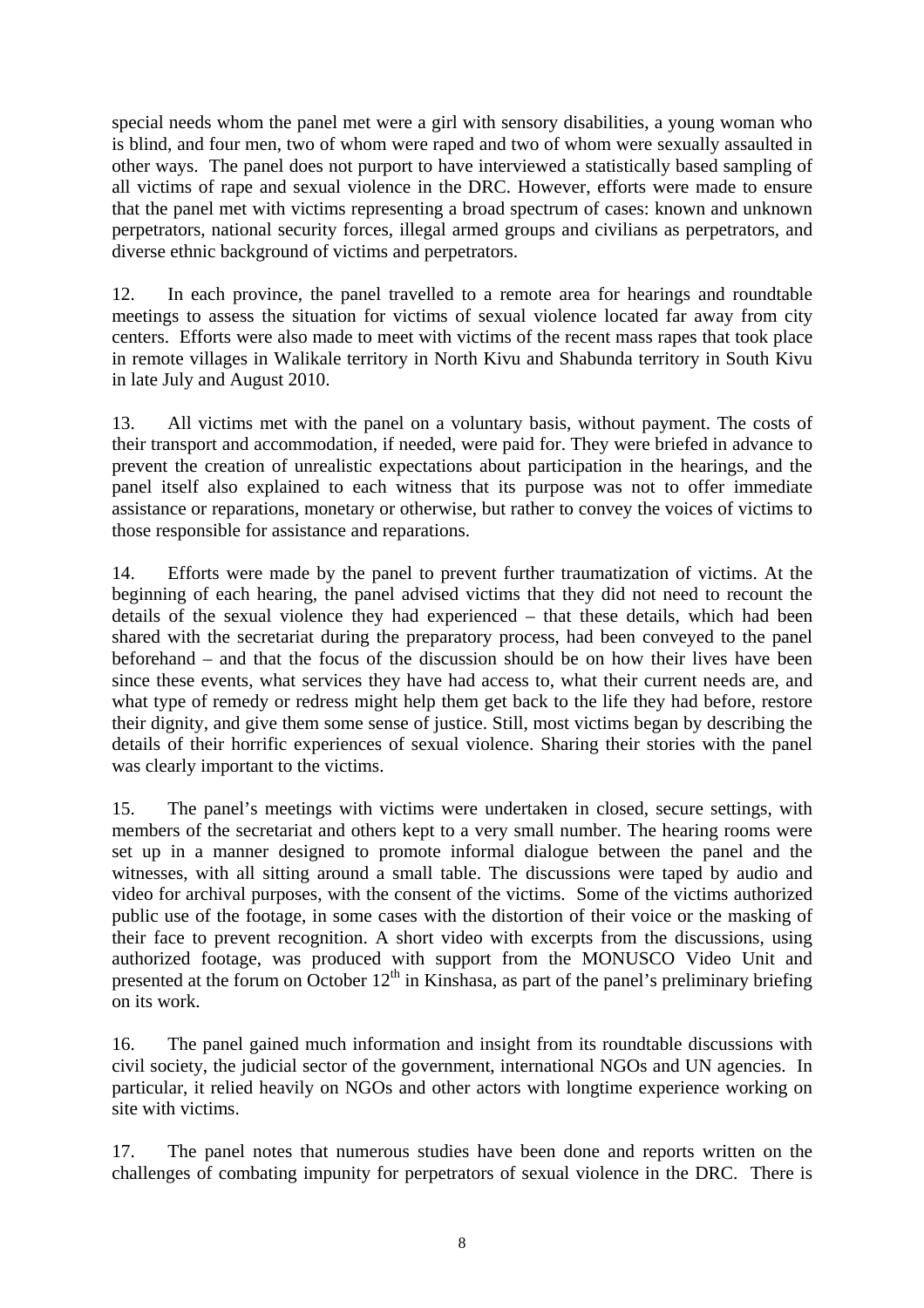special needs whom the panel met were a girl with sensory disabilities, a young woman who is blind, and four men, two of whom were raped and two of whom were sexually assaulted in other ways. The panel does not purport to have interviewed a statistically based sampling of all victims of rape and sexual violence in the DRC. However, efforts were made to ensure that the panel met with victims representing a broad spectrum of cases: known and unknown perpetrators, national security forces, illegal armed groups and civilians as perpetrators, and diverse ethnic background of victims and perpetrators.

12. In each province, the panel travelled to a remote area for hearings and roundtable meetings to assess the situation for victims of sexual violence located far away from city centers. Efforts were also made to meet with victims of the recent mass rapes that took place in remote villages in Walikale territory in North Kivu and Shabunda territory in South Kivu in late July and August 2010.

13. All victims met with the panel on a voluntary basis, without payment. The costs of their transport and accommodation, if needed, were paid for. They were briefed in advance to prevent the creation of unrealistic expectations about participation in the hearings, and the panel itself also explained to each witness that its purpose was not to offer immediate assistance or reparations, monetary or otherwise, but rather to convey the voices of victims to those responsible for assistance and reparations.

14. Efforts were made by the panel to prevent further traumatization of victims. At the beginning of each hearing, the panel advised victims that they did not need to recount the details of the sexual violence they had experienced – that these details, which had been shared with the secretariat during the preparatory process, had been conveyed to the panel beforehand – and that the focus of the discussion should be on how their lives have been since these events, what services they have had access to, what their current needs are, and what type of remedy or redress might help them get back to the life they had before, restore their dignity, and give them some sense of justice. Still, most victims began by describing the details of their horrific experiences of sexual violence. Sharing their stories with the panel was clearly important to the victims.

15. The panel's meetings with victims were undertaken in closed, secure settings, with members of the secretariat and others kept to a very small number. The hearing rooms were set up in a manner designed to promote informal dialogue between the panel and the witnesses, with all sitting around a small table. The discussions were taped by audio and video for archival purposes, with the consent of the victims. Some of the victims authorized public use of the footage, in some cases with the distortion of their voice or the masking of their face to prevent recognition. A short video with excerpts from the discussions, using authorized footage, was produced with support from the MONUSCO Video Unit and presented at the forum on October 12th in Kinshasa, as part of the panel's preliminary briefing on its work.

16. The panel gained much information and insight from its roundtable discussions with civil society, the judicial sector of the government, international NGOs and UN agencies. In particular, it relied heavily on NGOs and other actors with longtime experience working on site with victims.

17. The panel notes that numerous studies have been done and reports written on the challenges of combating impunity for perpetrators of sexual violence in the DRC. There is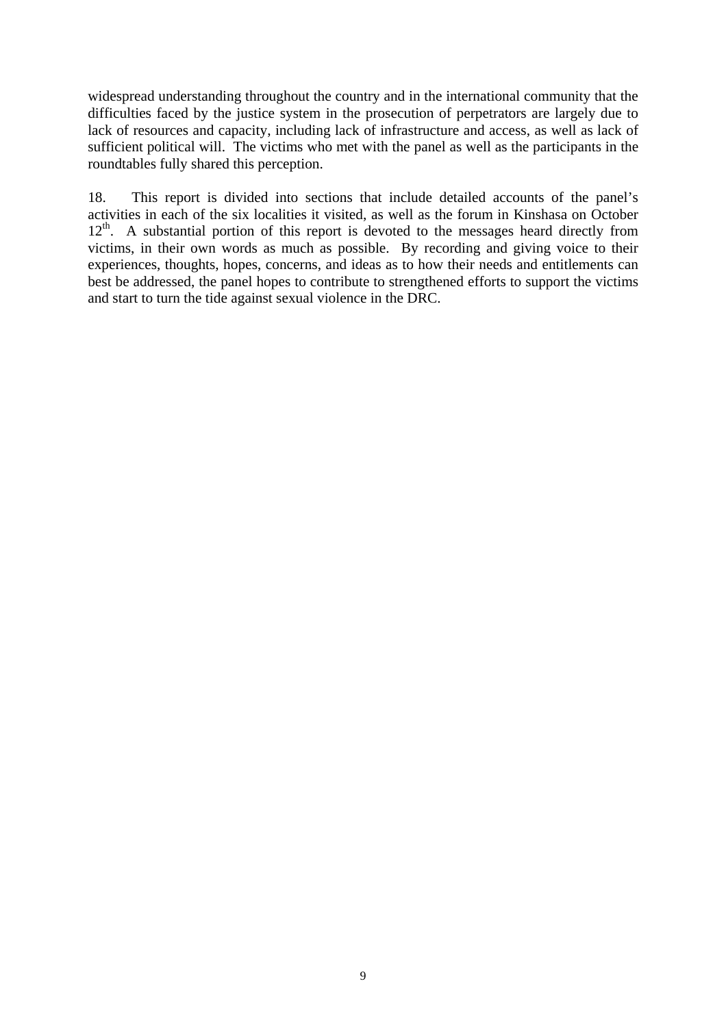widespread understanding throughout the country and in the international community that the difficulties faced by the justice system in the prosecution of perpetrators are largely due to lack of resources and capacity, including lack of infrastructure and access, as well as lack of sufficient political will. The victims who met with the panel as well as the participants in the roundtables fully shared this perception.

18. This report is divided into sections that include detailed accounts of the panel's activities in each of the six localities it visited, as well as the forum in Kinshasa on October 12th. A substantial portion of this report is devoted to the messages heard directly from victims, in their own words as much as possible. By recording and giving voice to their experiences, thoughts, hopes, concerns, and ideas as to how their needs and entitlements can best be addressed, the panel hopes to contribute to strengthened efforts to support the victims and start to turn the tide against sexual violence in the DRC.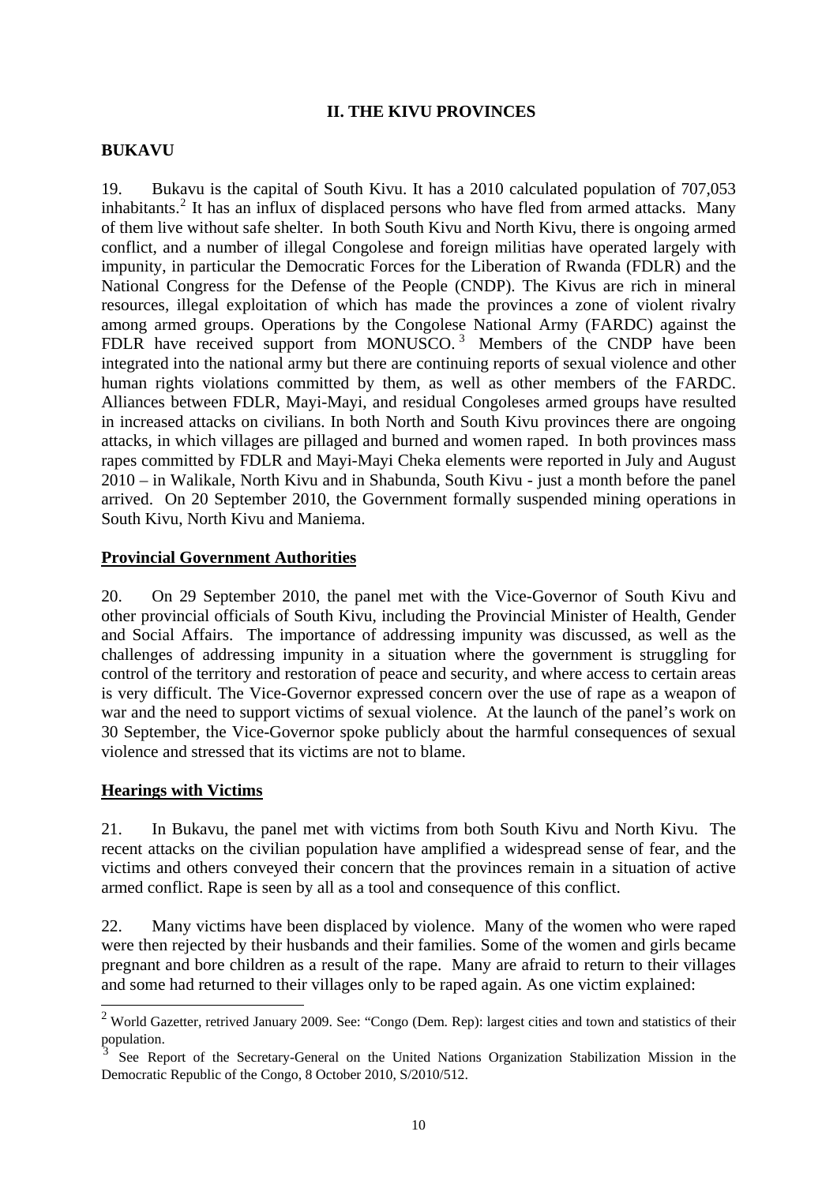## II. THE KIVU PROVINCES

### BUKAVU

19. Bukavu is the capital of South Kivu. It has a 2010 calculated population of 707,053 inhabitants.[2] It has an influx of displaced persons who have fled from armed attacks. Many of them live without safe shelter. In both South Kivu and North Kivu, there is ongoing armed conflict, and a number of illegal Congolese and foreign militias have operated largely with impunity, in particular the Democratic Forces for the Liberation of Rwanda (FDLR) and the National Congress for the Defense of the People (CNDP). The Kivus are rich in mineral resources, illegal exploitation of which has made the provinces a zone of violent rivalry among armed groups. Operations by the Congolese National Army (FARDC) against the FDLR have received support from MONUSCO.[3] Members of the CNDP have been integrated into the national army but there are continuing reports of sexual violence and other human rights violations committed by them, as well as other members of the FARDC. Alliances between FDLR, Mayi-Mayi, and residual Congoleses armed groups have resulted in increased attacks on civilians. In both North and South Kivu provinces there are ongoing attacks, in which villages are pillaged and burned and women raped. In both provinces mass rapes committed by FDLR and Mayi-Mayi Cheka elements were reported in July and August 2010 – in Walikale, North Kivu and in Shabunda, South Kivu - just a month before the panel arrived. On 20 September 2010, the Government formally suspended mining operations in South Kivu, North Kivu and Maniema.

#### Provincial Government Authorities

20. On 29 September 2010, the panel met with the Vice-Governor of South Kivu and other provincial officials of South Kivu, including the Provincial Minister of Health, Gender and Social Affairs. The importance of addressing impunity was discussed, as well as the challenges of addressing impunity in a situation where the government is struggling for control of the territory and restoration of peace and security, and where access to certain areas is very difficult. The Vice-Governor expressed concern over the use of rape as a weapon of war and the need to support victims of sexual violence. At the launch of the panel's work on 30 September, the Vice-Governor spoke publicly about the harmful consequences of sexual violence and stressed that its victims are not to blame.

#### Hearings with Victims

21. In Bukavu, the panel met with victims from both South Kivu and North Kivu. The recent attacks on the civilian population have amplified a widespread sense of fear, and the victims and others conveyed their concern that the provinces remain in a situation of active armed conflict. Rape is seen by all as a tool and consequence of this conflict.

22. Many victims have been displaced by violence. Many of the women who were raped were then rejected by their husbands and their families. Some of the women and girls became pregnant and bore children as a result of the rape. Many are afraid to return to their villages and some had returned to their villages only to be raped again. As one victim explained:

---

[2] World Gazetter, retrived January 2009. See: "Congo (Dem. Rep): largest cities and town and statistics of their population.

[3] See Report of the Secretary-General on the United Nations Organization Stabilization Mission in the Democratic Republic of the Congo, 8 October 2010, S/2010/512.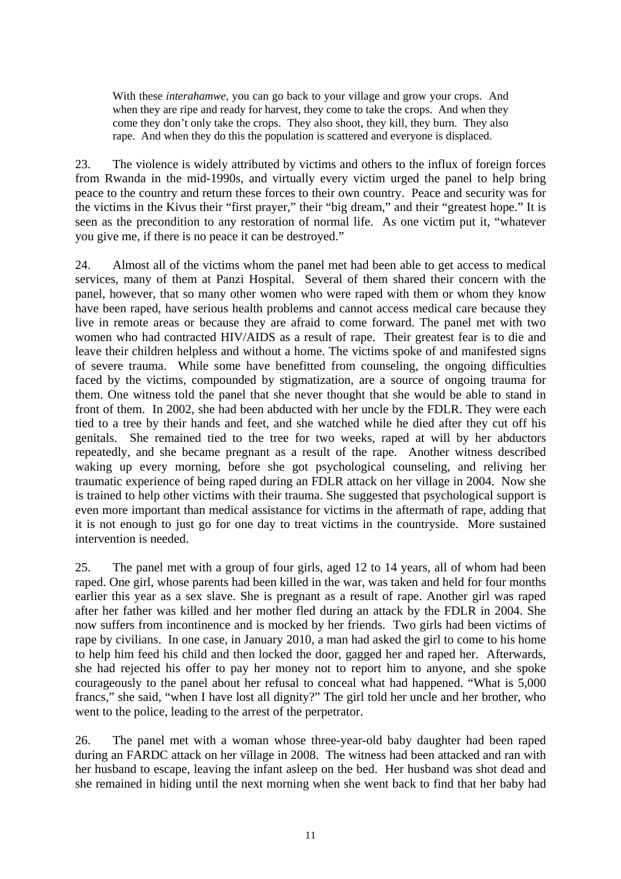> With these *interahamwe*, you can go back to your village and grow your crops. And when they are ripe and ready for harvest, they come to take the crops. And when they come they don't only take the crops. They also shoot, they kill, they burn. They also rape. And when they do this the population is scattered and everyone is displaced.

23. The violence is widely attributed by victims and others to the influx of foreign forces from Rwanda in the mid-1990s, and virtually every victim urged the panel to help bring peace to the country and return these forces to their own country. Peace and security was for the victims in the Kivus their "first prayer," their "big dream," and their "greatest hope." It is seen as the precondition to any restoration of normal life. As one victim put it, "whatever you give me, if there is no peace it can be destroyed."

24. Almost all of the victims whom the panel met had been able to get access to medical services, many of them at Panzi Hospital. Several of them shared their concern with the panel, however, that so many other women who were raped with them or whom they know have been raped, have serious health problems and cannot access medical care because they live in remote areas or because they are afraid to come forward. The panel met with two women who had contracted HIV/AIDS as a result of rape. Their greatest fear is to die and leave their children helpless and without a home. The victims spoke of and manifested signs of severe trauma. While some have benefitted from counseling, the ongoing difficulties faced by the victims, compounded by stigmatization, are a source of ongoing trauma for them. One witness told the panel that she never thought that she would be able to stand in front of them. In 2002, she had been abducted with her uncle by the FDLR. They were each tied to a tree by their hands and feet, and she watched while he died after they cut off his genitals. She remained tied to the tree for two weeks, raped at will by her abductors repeatedly, and she became pregnant as a result of the rape. Another witness described waking up every morning, before she got psychological counseling, and reliving her traumatic experience of being raped during an FDLR attack on her village in 2004. Now she is trained to help other victims with their trauma. She suggested that psychological support is even more important than medical assistance for victims in the aftermath of rape, adding that it is not enough to just go for one day to treat victims in the countryside. More sustained intervention is needed.

25. The panel met with a group of four girls, aged 12 to 14 years, all of whom had been raped. One girl, whose parents had been killed in the war, was taken and held for four months earlier this year as a sex slave. She is pregnant as a result of rape. Another girl was raped after her father was killed and her mother fled during an attack by the FDLR in 2004. She now suffers from incontinence and is mocked by her friends. Two girls had been victims of rape by civilians. In one case, in January 2010, a man had asked the girl to come to his home to help him feed his child and then locked the door, gagged her and raped her. Afterwards, she had rejected his offer to pay her money not to report him to anyone, and she spoke courageously to the panel about her refusal to conceal what had happened. "What is 5,000 francs," she said, "when I have lost all dignity?" The girl told her uncle and her brother, who went to the police, leading to the arrest of the perpetrator.

26. The panel met with a woman whose three-year-old baby daughter had been raped during an FARDC attack on her village in 2008. The witness had been attacked and ran with her husband to escape, leaving the infant asleep on the bed. Her husband was shot dead and she remained in hiding until the next morning when she went back to find that her baby had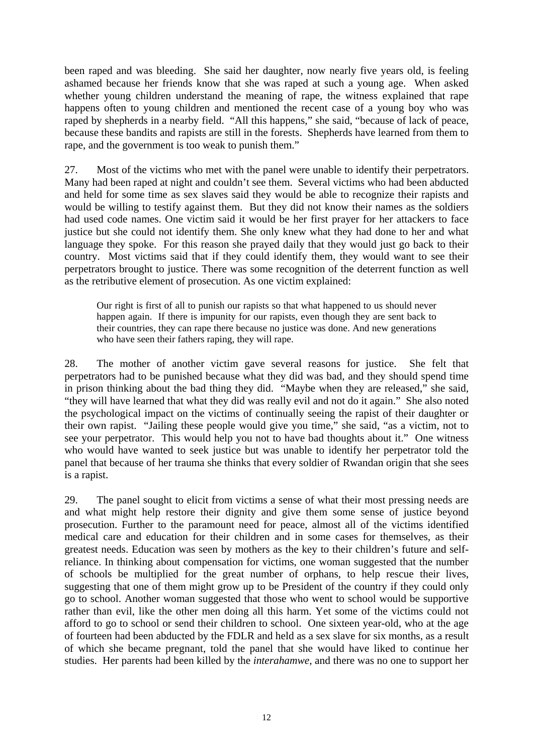been raped and was bleeding. She said her daughter, now nearly five years old, is feeling ashamed because her friends know that she was raped at such a young age. When asked whether young children understand the meaning of rape, the witness explained that rape happens often to young children and mentioned the recent case of a young boy who was raped by shepherds in a nearby field. "All this happens," she said, "because of lack of peace, because these bandits and rapists are still in the forests. Shepherds have learned from them to rape, and the government is too weak to punish them."

27. Most of the victims who met with the panel were unable to identify their perpetrators. Many had been raped at night and couldn't see them. Several victims who had been abducted and held for some time as sex slaves said they would be able to recognize their rapists and would be willing to testify against them. But they did not know their names as the soldiers had used code names. One victim said it would be her first prayer for her attackers to face justice but she could not identify them. She only knew what they had done to her and what language they spoke. For this reason she prayed daily that they would just go back to their country. Most victims said that if they could identify them, they would want to see their perpetrators brought to justice. There was some recognition of the deterrent function as well as the retributive element of prosecution. As one victim explained:

> Our right is first of all to punish our rapists so that what happened to us should never happen again. If there is impunity for our rapists, even though they are sent back to their countries, they can rape there because no justice was done. And new generations who have seen their fathers raping, they will rape.

28. The mother of another victim gave several reasons for justice. She felt that perpetrators had to be punished because what they did was bad, and they should spend time in prison thinking about the bad thing they did. "Maybe when they are released," she said, "they will have learned that what they did was really evil and not do it again." She also noted the psychological impact on the victims of continually seeing the rapist of their daughter or their own rapist. "Jailing these people would give you time," she said, "as a victim, not to see your perpetrator. This would help you not to have bad thoughts about it." One witness who would have wanted to seek justice but was unable to identify her perpetrator told the panel that because of her trauma she thinks that every soldier of Rwandan origin that she sees is a rapist.

29. The panel sought to elicit from victims a sense of what their most pressing needs are and what might help restore their dignity and give them some sense of justice beyond prosecution. Further to the paramount need for peace, almost all of the victims identified medical care and education for their children and in some cases for themselves, as their greatest needs. Education was seen by mothers as the key to their children's future and self-reliance. In thinking about compensation for victims, one woman suggested that the number of schools be multiplied for the great number of orphans, to help rescue their lives, suggesting that one of them might grow up to be President of the country if they could only go to school. Another woman suggested that those who went to school would be supportive rather than evil, like the other men doing all this harm. Yet some of the victims could not afford to go to school or send their children to school. One sixteen year-old, who at the age of fourteen had been abducted by the FDLR and held as a sex slave for six months, as a result of which she became pregnant, told the panel that she would have liked to continue her studies. Her parents had been killed by the *interahamwe*, and there was no one to support her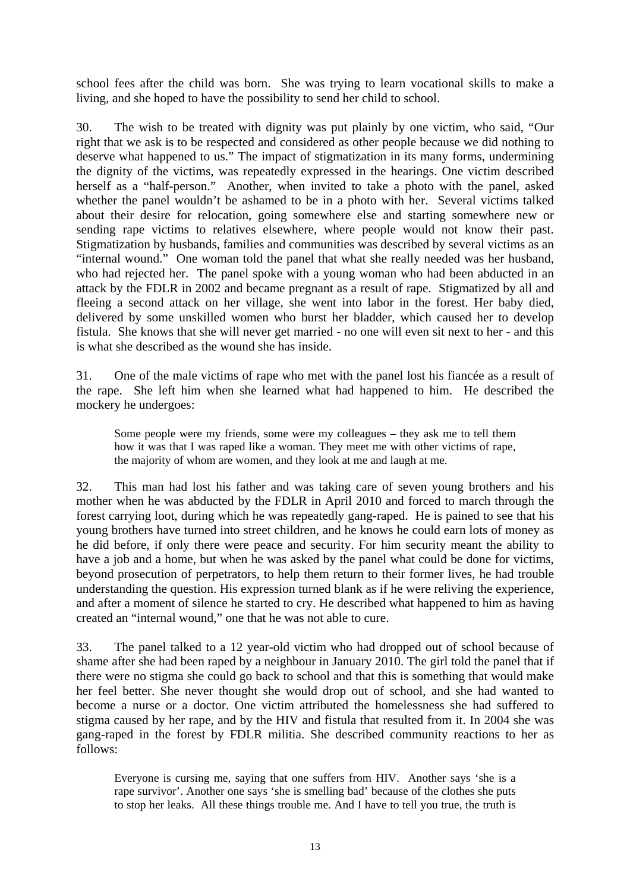school fees after the child was born. She was trying to learn vocational skills to make a living, and she hoped to have the possibility to send her child to school.

30. The wish to be treated with dignity was put plainly by one victim, who said, "Our right that we ask is to be respected and considered as other people because we did nothing to deserve what happened to us." The impact of stigmatization in its many forms, undermining the dignity of the victims, was repeatedly expressed in the hearings. One victim described herself as a "half-person." Another, when invited to take a photo with the panel, asked whether the panel wouldn't be ashamed to be in a photo with her. Several victims talked about their desire for relocation, going somewhere else and starting somewhere new or sending rape victims to relatives elsewhere, where people would not know their past. Stigmatization by husbands, families and communities was described by several victims as an "internal wound." One woman told the panel that what she really needed was her husband, who had rejected her. The panel spoke with a young woman who had been abducted in an attack by the FDLR in 2002 and became pregnant as a result of rape. Stigmatized by all and fleeing a second attack on her village, she went into labor in the forest. Her baby died, delivered by some unskilled women who burst her bladder, which caused her to develop fistula. She knows that she will never get married - no one will even sit next to her - and this is what she described as the wound she has inside.

31. One of the male victims of rape who met with the panel lost his fiancée as a result of the rape. She left him when she learned what had happened to him. He described the mockery he undergoes:

> Some people were my friends, some were my colleagues – they ask me to tell them how it was that I was raped like a woman. They meet me with other victims of rape, the majority of whom are women, and they look at me and laugh at me.

32. This man had lost his father and was taking care of seven young brothers and his mother when he was abducted by the FDLR in April 2010 and forced to march through the forest carrying loot, during which he was repeatedly gang-raped. He is pained to see that his young brothers have turned into street children, and he knows he could earn lots of money as he did before, if only there were peace and security. For him security meant the ability to have a job and a home, but when he was asked by the panel what could be done for victims, beyond prosecution of perpetrators, to help them return to their former lives, he had trouble understanding the question. His expression turned blank as if he were reliving the experience, and after a moment of silence he started to cry. He described what happened to him as having created an "internal wound," one that he was not able to cure.

33. The panel talked to a 12 year-old victim who had dropped out of school because of shame after she had been raped by a neighbour in January 2010. The girl told the panel that if there were no stigma she could go back to school and that this is something that would make her feel better. She never thought she would drop out of school, and she had wanted to become a nurse or a doctor. One victim attributed the homelessness she had suffered to stigma caused by her rape, and by the HIV and fistula that resulted from it. In 2004 she was gang-raped in the forest by FDLR militia. She described community reactions to her as follows:

> Everyone is cursing me, saying that one suffers from HIV. Another says 'she is a rape survivor'. Another one says 'she is smelling bad' because of the clothes she puts to stop her leaks. All these things trouble me. And I have to tell you true, the truth is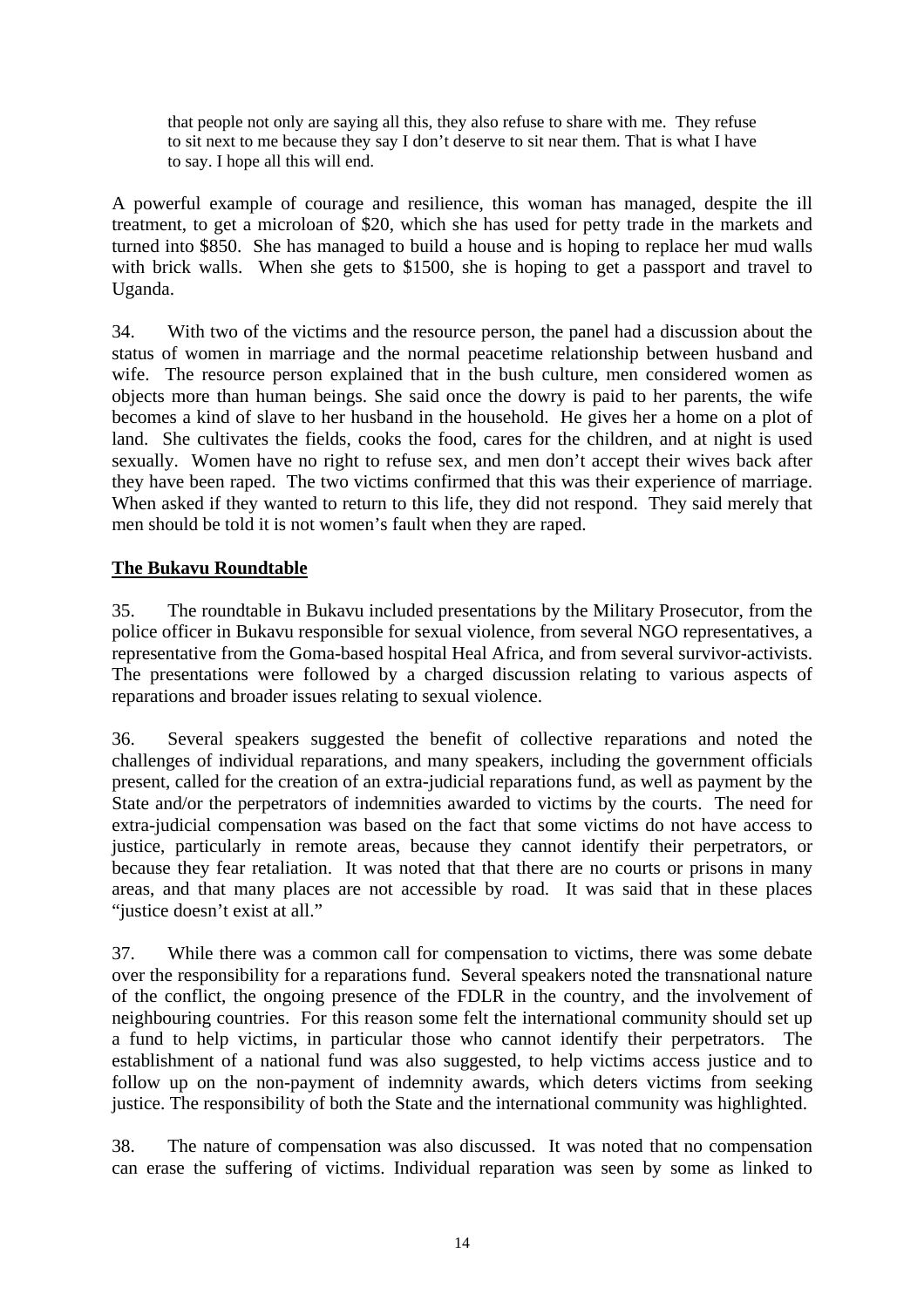> that people not only are saying all this, they also refuse to share with me. They refuse to sit next to me because they say I don't deserve to sit near them. That is what I have to say. I hope all this will end.

A powerful example of courage and resilience, this woman has managed, despite the ill treatment, to get a microloan of $20, which she has used for petty trade in the markets and turned into $850. She has managed to build a house and is hoping to replace her mud walls with brick walls. When she gets to $1500, she is hoping to get a passport and travel to Uganda.

34. With two of the victims and the resource person, the panel had a discussion about the status of women in marriage and the normal peacetime relationship between husband and wife. The resource person explained that in the bush culture, men considered women as objects more than human beings. She said once the dowry is paid to her parents, the wife becomes a kind of slave to her husband in the household. He gives her a home on a plot of land. She cultivates the fields, cooks the food, cares for the children, and at night is used sexually. Women have no right to refuse sex, and men don't accept their wives back after they have been raped. The two victims confirmed that this was their experience of marriage. When asked if they wanted to return to this life, they did not respond. They said merely that men should be told it is not women's fault when they are raped.

**The Bukavu Roundtable**

35. The roundtable in Bukavu included presentations by the Military Prosecutor, from the police officer in Bukavu responsible for sexual violence, from several NGO representatives, a representative from the Goma-based hospital Heal Africa, and from several survivor-activists. The presentations were followed by a charged discussion relating to various aspects of reparations and broader issues relating to sexual violence.

36. Several speakers suggested the benefit of collective reparations and noted the challenges of individual reparations, and many speakers, including the government officials present, called for the creation of an extra-judicial reparations fund, as well as payment by the State and/or the perpetrators of indemnities awarded to victims by the courts. The need for extra-judicial compensation was based on the fact that some victims do not have access to justice, particularly in remote areas, because they cannot identify their perpetrators, or because they fear retaliation. It was noted that that there are no courts or prisons in many areas, and that many places are not accessible by road. It was said that in these places "justice doesn't exist at all."

37. While there was a common call for compensation to victims, there was some debate over the responsibility for a reparations fund. Several speakers noted the transnational nature of the conflict, the ongoing presence of the FDLR in the country, and the involvement of neighbouring countries. For this reason some felt the international community should set up a fund to help victims, in particular those who cannot identify their perpetrators. The establishment of a national fund was also suggested, to help victims access justice and to follow up on the non-payment of indemnity awards, which deters victims from seeking justice. The responsibility of both the State and the international community was highlighted.

38. The nature of compensation was also discussed. It was noted that no compensation can erase the suffering of victims. Individual reparation was seen by some as linked to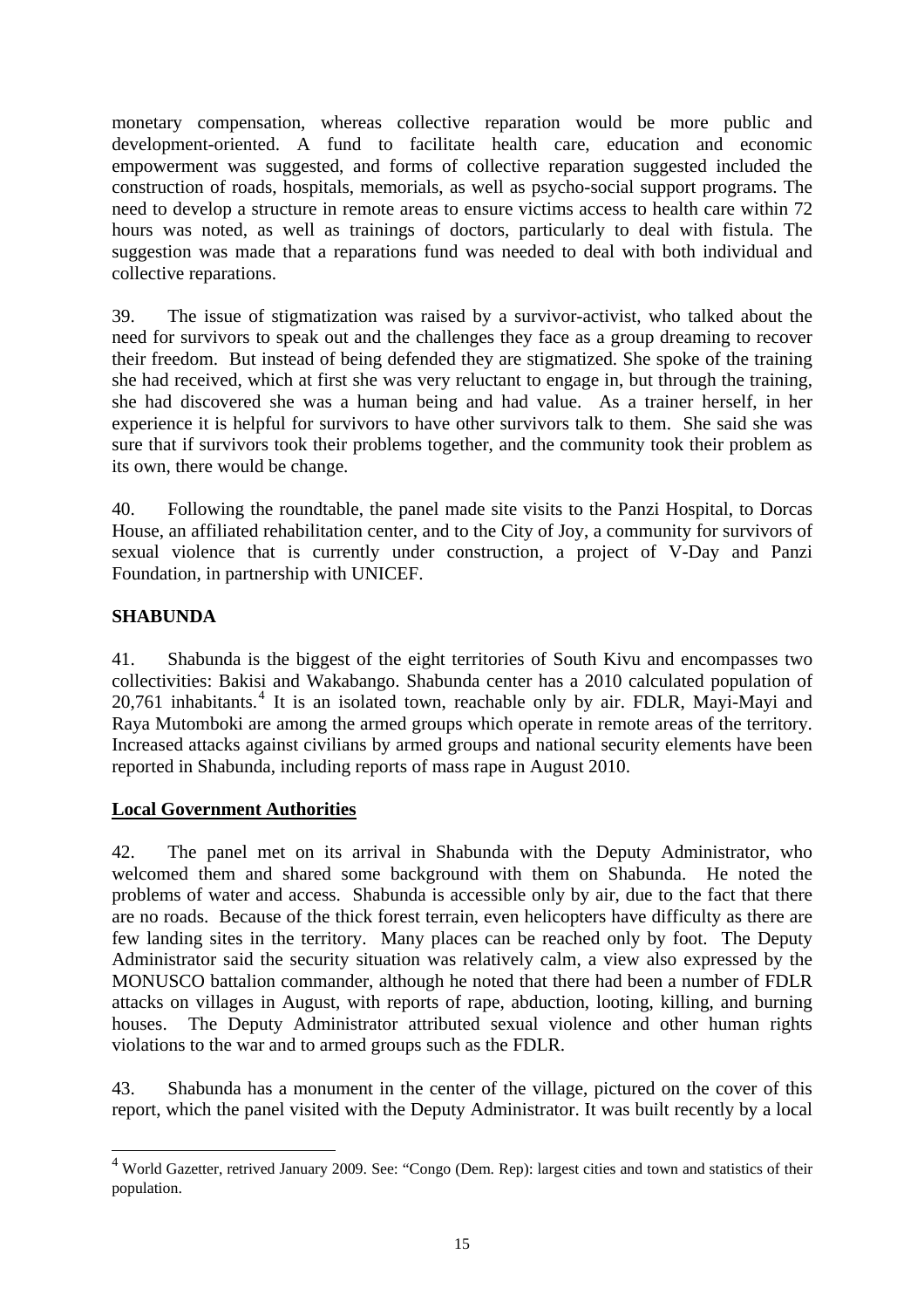monetary compensation, whereas collective reparation would be more public and development-oriented. A fund to facilitate health care, education and economic empowerment was suggested, and forms of collective reparation suggested included the construction of roads, hospitals, memorials, as well as psycho-social support programs. The need to develop a structure in remote areas to ensure victims access to health care within 72 hours was noted, as well as trainings of doctors, particularly to deal with fistula. The suggestion was made that a reparations fund was needed to deal with both individual and collective reparations.

39. The issue of stigmatization was raised by a survivor-activist, who talked about the need for survivors to speak out and the challenges they face as a group dreaming to recover their freedom. But instead of being defended they are stigmatized. She spoke of the training she had received, which at first she was very reluctant to engage in, but through the training, she had discovered she was a human being and had value. As a trainer herself, in her experience it is helpful for survivors to have other survivors talk to them. She said she was sure that if survivors took their problems together, and the community took their problem as its own, there would be change.

40. Following the roundtable, the panel made site visits to the Panzi Hospital, to Dorcas House, an affiliated rehabilitation center, and to the City of Joy, a community for survivors of sexual violence that is currently under construction, a project of V-Day and Panzi Foundation, in partnership with UNICEF.

## SHABUNDA

41. Shabunda is the biggest of the eight territories of South Kivu and encompasses two collectivities: Bakisi and Wakabango. Shabunda center has a 2010 calculated population of 20,761 inhabitants.[4] It is an isolated town, reachable only by air. FDLR, Mayi-Mayi and Raya Mutomboki are among the armed groups which operate in remote areas of the territory. Increased attacks against civilians by armed groups and national security elements have been reported in Shabunda, including reports of mass rape in August 2010.

### Local Government Authorities

42. The panel met on its arrival in Shabunda with the Deputy Administrator, who welcomed them and shared some background with them on Shabunda. He noted the problems of water and access. Shabunda is accessible only by air, due to the fact that there are no roads. Because of the thick forest terrain, even helicopters have difficulty as there are few landing sites in the territory. Many places can be reached only by foot. The Deputy Administrator said the security situation was relatively calm, a view also expressed by the MONUSCO battalion commander, although he noted that there had been a number of FDLR attacks on villages in August, with reports of rape, abduction, looting, killing, and burning houses. The Deputy Administrator attributed sexual violence and other human rights violations to the war and to armed groups such as the FDLR.

43. Shabunda has a monument in the center of the village, pictured on the cover of this report, which the panel visited with the Deputy Administrator. It was built recently by a local

[4] World Gazetter, retrived January 2009. See: "Congo (Dem. Rep): largest cities and town and statistics of their population.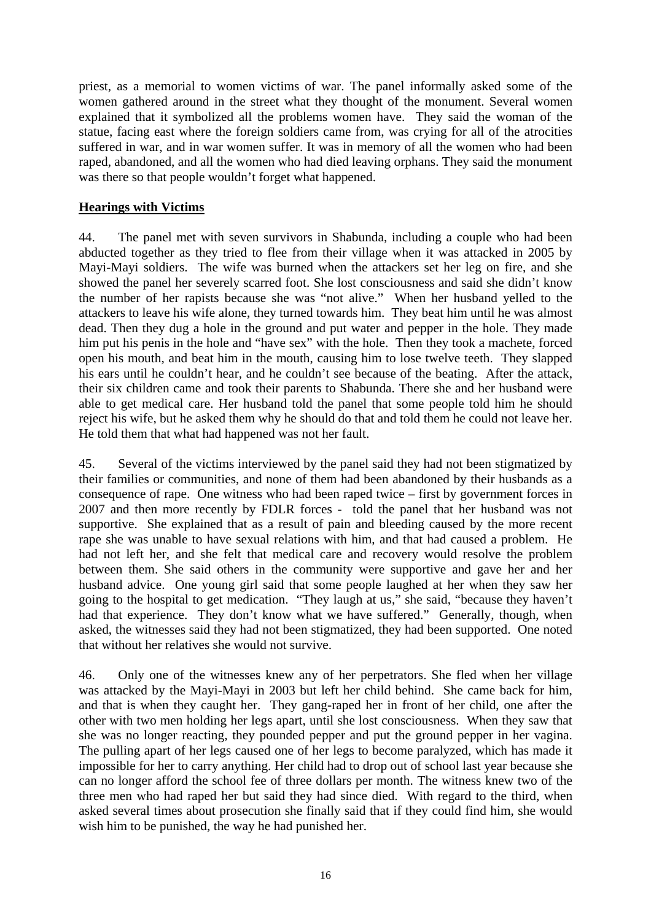priest, as a memorial to women victims of war. The panel informally asked some of the women gathered around in the street what they thought of the monument. Several women explained that it symbolized all the problems women have. They said the woman of the statue, facing east where the foreign soldiers came from, was crying for all of the atrocities suffered in war, and in war women suffer. It was in memory of all the women who had been raped, abandoned, and all the women who had died leaving orphans. They said the monument was there so that people wouldn't forget what happened.

## **Hearings with Victims**

44. The panel met with seven survivors in Shabunda, including a couple who had been abducted together as they tried to flee from their village when it was attacked in 2005 by Mayi-Mayi soldiers. The wife was burned when the attackers set her leg on fire, and she showed the panel her severely scarred foot. She lost consciousness and said she didn't know the number of her rapists because she was "not alive." When her husband yelled to the attackers to leave his wife alone, they turned towards him. They beat him until he was almost dead. Then they dug a hole in the ground and put water and pepper in the hole. They made him put his penis in the hole and "have sex" with the hole. Then they took a machete, forced open his mouth, and beat him in the mouth, causing him to lose twelve teeth. They slapped his ears until he couldn't hear, and he couldn't see because of the beating. After the attack, their six children came and took their parents to Shabunda. There she and her husband were able to get medical care. Her husband told the panel that some people told him he should reject his wife, but he asked them why he should do that and told them he could not leave her. He told them that what had happened was not her fault.

45. Several of the victims interviewed by the panel said they had not been stigmatized by their families or communities, and none of them had been abandoned by their husbands as a consequence of rape. One witness who had been raped twice – first by government forces in 2007 and then more recently by FDLR forces - told the panel that her husband was not supportive. She explained that as a result of pain and bleeding caused by the more recent rape she was unable to have sexual relations with him, and that had caused a problem. He had not left her, and she felt that medical care and recovery would resolve the problem between them. She said others in the community were supportive and gave her and her husband advice. One young girl said that some people laughed at her when they saw her going to the hospital to get medication. "They laugh at us," she said, "because they haven't had that experience. They don't know what we have suffered." Generally, though, when asked, the witnesses said they had not been stigmatized, they had been supported. One noted that without her relatives she would not survive.

46. Only one of the witnesses knew any of her perpetrators. She fled when her village was attacked by the Mayi-Mayi in 2003 but left her child behind. She came back for him, and that is when they caught her. They gang-raped her in front of her child, one after the other with two men holding her legs apart, until she lost consciousness. When they saw that she was no longer reacting, they pounded pepper and put the ground pepper in her vagina. The pulling apart of her legs caused one of her legs to become paralyzed, which has made it impossible for her to carry anything. Her child had to drop out of school last year because she can no longer afford the school fee of three dollars per month. The witness knew two of the three men who had raped her but said they had since died. With regard to the third, when asked several times about prosecution she finally said that if they could find him, she would wish him to be punished, the way he had punished her.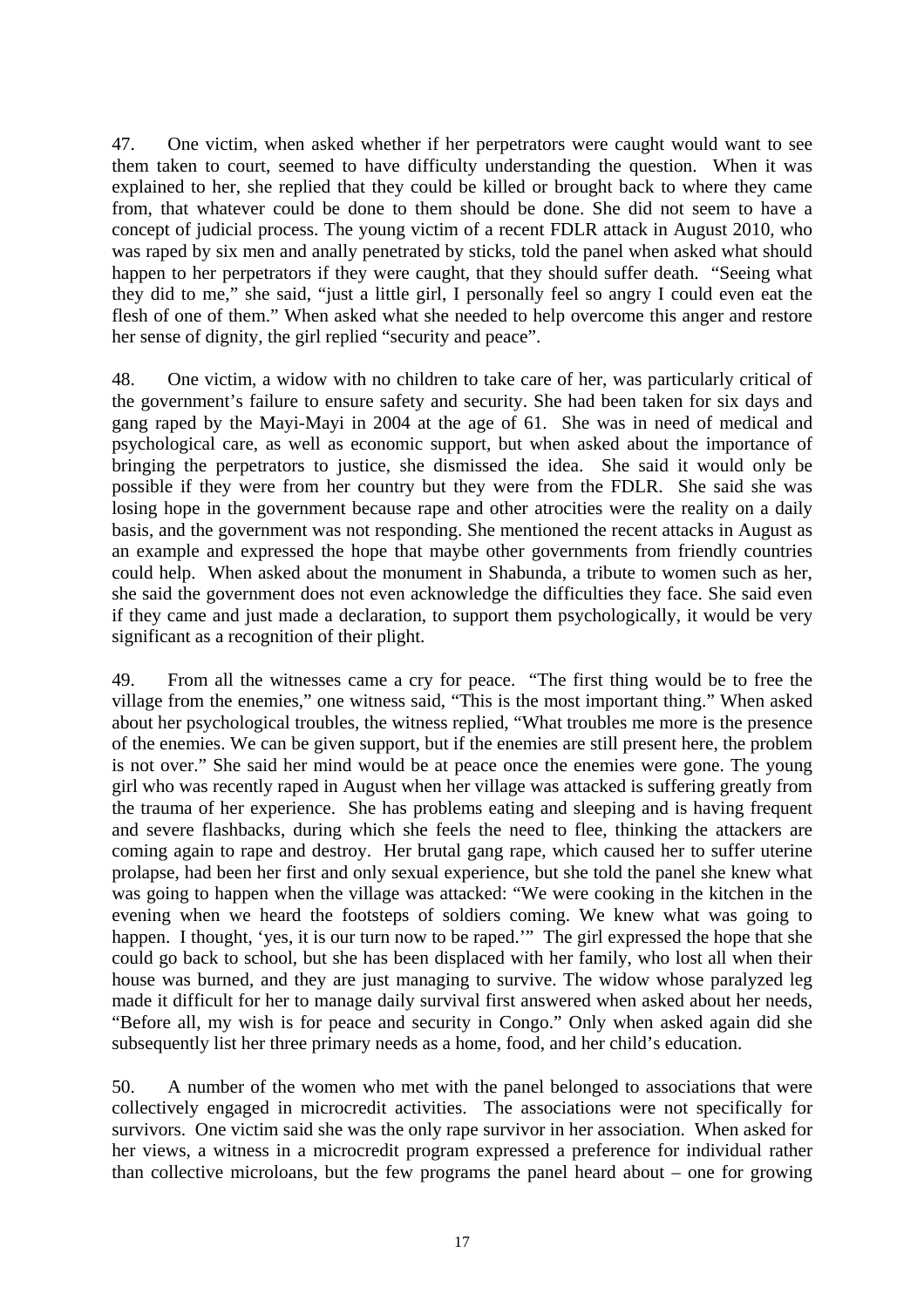47. One victim, when asked whether if her perpetrators were caught would want to see them taken to court, seemed to have difficulty understanding the question. When it was explained to her, she replied that they could be killed or brought back to where they came from, that whatever could be done to them should be done. She did not seem to have a concept of judicial process. The young victim of a recent FDLR attack in August 2010, who was raped by six men and anally penetrated by sticks, told the panel when asked what should happen to her perpetrators if they were caught, that they should suffer death. "Seeing what they did to me," she said, "just a little girl, I personally feel so angry I could even eat the flesh of one of them." When asked what she needed to help overcome this anger and restore her sense of dignity, the girl replied "security and peace".

48. One victim, a widow with no children to take care of her, was particularly critical of the government's failure to ensure safety and security. She had been taken for six days and gang raped by the Mayi-Mayi in 2004 at the age of 61. She was in need of medical and psychological care, as well as economic support, but when asked about the importance of bringing the perpetrators to justice, she dismissed the idea. She said it would only be possible if they were from her country but they were from the FDLR. She said she was losing hope in the government because rape and other atrocities were the reality on a daily basis, and the government was not responding. She mentioned the recent attacks in August as an example and expressed the hope that maybe other governments from friendly countries could help. When asked about the monument in Shabunda, a tribute to women such as her, she said the government does not even acknowledge the difficulties they face. She said even if they came and just made a declaration, to support them psychologically, it would be very significant as a recognition of their plight.

49. From all the witnesses came a cry for peace. "The first thing would be to free the village from the enemies," one witness said, "This is the most important thing." When asked about her psychological troubles, the witness replied, "What troubles me more is the presence of the enemies. We can be given support, but if the enemies are still present here, the problem is not over." She said her mind would be at peace once the enemies were gone. The young girl who was recently raped in August when her village was attacked is suffering greatly from the trauma of her experience. She has problems eating and sleeping and is having frequent and severe flashbacks, during which she feels the need to flee, thinking the attackers are coming again to rape and destroy. Her brutal gang rape, which caused her to suffer uterine prolapse, had been her first and only sexual experience, but she told the panel she knew what was going to happen when the village was attacked: "We were cooking in the kitchen in the evening when we heard the footsteps of soldiers coming. We knew what was going to happen. I thought, 'yes, it is our turn now to be raped.'" The girl expressed the hope that she could go back to school, but she has been displaced with her family, who lost all when their house was burned, and they are just managing to survive. The widow whose paralyzed leg made it difficult for her to manage daily survival first answered when asked about her needs, "Before all, my wish is for peace and security in Congo." Only when asked again did she subsequently list her three primary needs as a home, food, and her child's education.

50. A number of the women who met with the panel belonged to associations that were collectively engaged in microcredit activities. The associations were not specifically for survivors. One victim said she was the only rape survivor in her association. When asked for her views, a witness in a microcredit program expressed a preference for individual rather than collective microloans, but the few programs the panel heard about – one for growing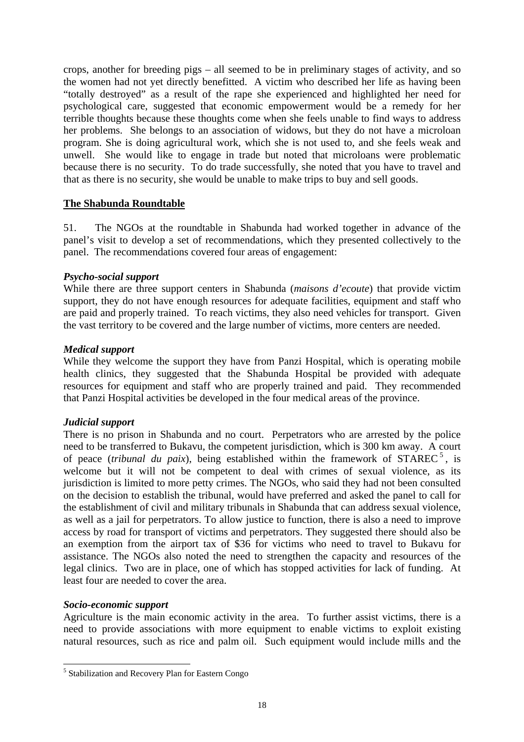crops, another for breeding pigs – all seemed to be in preliminary stages of activity, and so the women had not yet directly benefitted. A victim who described her life as having been "totally destroyed" as a result of the rape she experienced and highlighted her need for psychological care, suggested that economic empowerment would be a remedy for her terrible thoughts because these thoughts come when she feels unable to find ways to address her problems. She belongs to an association of widows, but they do not have a microloan program. She is doing agricultural work, which she is not used to, and she feels weak and unwell. She would like to engage in trade but noted that microloans were problematic because there is no security. To do trade successfully, she noted that you have to travel and that as there is no security, she would be unable to make trips to buy and sell goods.

**The Shabunda Roundtable**

51. The NGOs at the roundtable in Shabunda had worked together in advance of the panel's visit to develop a set of recommendations, which they presented collectively to the panel. The recommendations covered four areas of engagement:

***Psycho-social support***

While there are three support centers in Shabunda (*maisons d'ecoute*) that provide victim support, they do not have enough resources for adequate facilities, equipment and staff who are paid and properly trained. To reach victims, they also need vehicles for transport. Given the vast territory to be covered and the large number of victims, more centers are needed.

***Medical support***

While they welcome the support they have from Panzi Hospital, which is operating mobile health clinics, they suggested that the Shabunda Hospital be provided with adequate resources for equipment and staff who are properly trained and paid. They recommended that Panzi Hospital activities be developed in the four medical areas of the province.

***Judicial support***

There is no prison in Shabunda and no court. Perpetrators who are arrested by the police need to be transferred to Bukavu, the competent jurisdiction, which is 300 km away. A court of peace (*tribunal du paix*), being established within the framework of STAREC[5], is welcome but it will not be competent to deal with crimes of sexual violence, as its jurisdiction is limited to more petty crimes. The NGOs, who said they had not been consulted on the decision to establish the tribunal, would have preferred and asked the panel to call for the establishment of civil and military tribunals in Shabunda that can address sexual violence, as well as a jail for perpetrators. To allow justice to function, there is also a need to improve access by road for transport of victims and perpetrators. They suggested there should also be an exemption from the airport tax of $36 for victims who need to travel to Bukavu for assistance. The NGOs also noted the need to strengthen the capacity and resources of the legal clinics. Two are in place, one of which has stopped activities for lack of funding. At least four are needed to cover the area.

***Socio-economic support***

Agriculture is the main economic activity in the area. To further assist victims, there is a need to provide associations with more equipment to enable victims to exploit existing natural resources, such as rice and palm oil. Such equipment would include mills and the

[5] Stabilization and Recovery Plan for Eastern Congo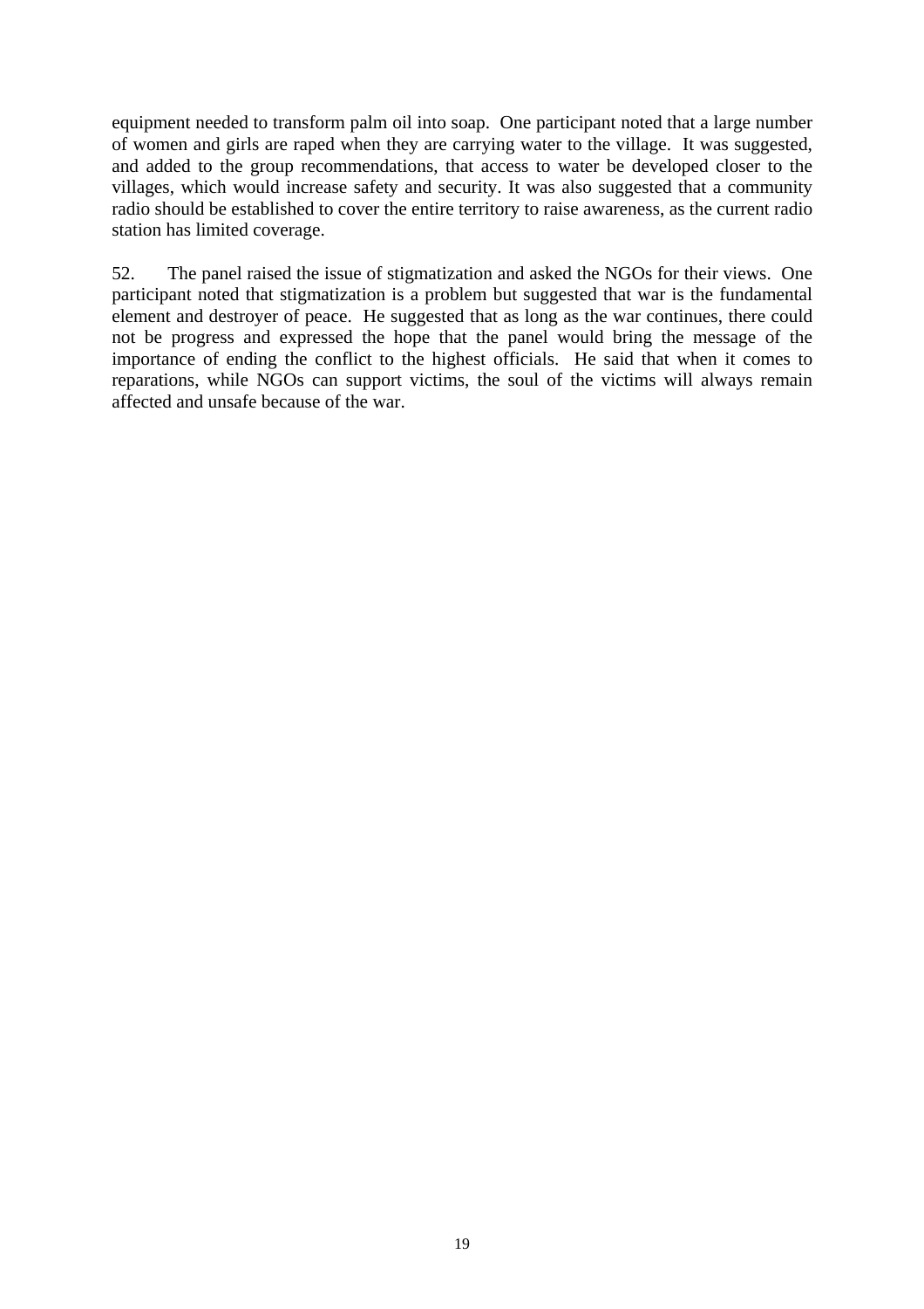equipment needed to transform palm oil into soap. One participant noted that a large number of women and girls are raped when they are carrying water to the village. It was suggested, and added to the group recommendations, that access to water be developed closer to the villages, which would increase safety and security. It was also suggested that a community radio should be established to cover the entire territory to raise awareness, as the current radio station has limited coverage.

52. The panel raised the issue of stigmatization and asked the NGOs for their views. One participant noted that stigmatization is a problem but suggested that war is the fundamental element and destroyer of peace. He suggested that as long as the war continues, there could not be progress and expressed the hope that the panel would bring the message of the importance of ending the conflict to the highest officials. He said that when it comes to reparations, while NGOs can support victims, the soul of the victims will always remain affected and unsafe because of the war.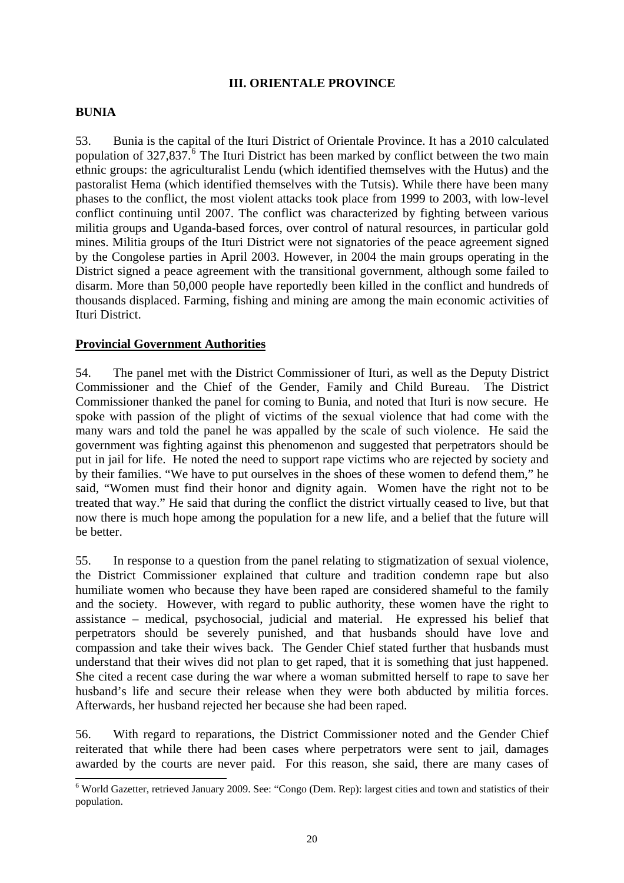## III. ORIENTALE PROVINCE

### BUNIA

53. Bunia is the capital of the Ituri District of Orientale Province. It has a 2010 calculated population of 327,837.[6] The Ituri District has been marked by conflict between the two main ethnic groups: the agriculturalist Lendu (which identified themselves with the Hutus) and the pastoralist Hema (which identified themselves with the Tutsis). While there have been many phases to the conflict, the most violent attacks took place from 1999 to 2003, with low-level conflict continuing until 2007. The conflict was characterized by fighting between various militia groups and Uganda-based forces, over control of natural resources, in particular gold mines. Militia groups of the Ituri District were not signatories of the peace agreement signed by the Congolese parties in April 2003. However, in 2004 the main groups operating in the District signed a peace agreement with the transitional government, although some failed to disarm. More than 50,000 people have reportedly been killed in the conflict and hundreds of thousands displaced. Farming, fishing and mining are among the main economic activities of Ituri District.

#### Provincial Government Authorities

54. The panel met with the District Commissioner of Ituri, as well as the Deputy District Commissioner and the Chief of the Gender, Family and Child Bureau. The District Commissioner thanked the panel for coming to Bunia, and noted that Ituri is now secure. He spoke with passion of the plight of victims of the sexual violence that had come with the many wars and told the panel he was appalled by the scale of such violence. He said the government was fighting against this phenomenon and suggested that perpetrators should be put in jail for life. He noted the need to support rape victims who are rejected by society and by their families. "We have to put ourselves in the shoes of these women to defend them," he said, "Women must find their honor and dignity again. Women have the right not to be treated that way." He said that during the conflict the district virtually ceased to live, but that now there is much hope among the population for a new life, and a belief that the future will be better.

55. In response to a question from the panel relating to stigmatization of sexual violence, the District Commissioner explained that culture and tradition condemn rape but also humiliate women who because they have been raped are considered shameful to the family and the society. However, with regard to public authority, these women have the right to assistance – medical, psychosocial, judicial and material. He expressed his belief that perpetrators should be severely punished, and that husbands should have love and compassion and take their wives back. The Gender Chief stated further that husbands must understand that their wives did not plan to get raped, that it is something that just happened. She cited a recent case during the war where a woman submitted herself to rape to save her husband's life and secure their release when they were both abducted by militia forces. Afterwards, her husband rejected her because she had been raped.

56. With regard to reparations, the District Commissioner noted and the Gender Chief reiterated that while there had been cases where perpetrators were sent to jail, damages awarded by the courts are never paid. For this reason, she said, there are many cases of

---

[6] World Gazetter, retrieved January 2009. See: "Congo (Dem. Rep): largest cities and town and statistics of their population.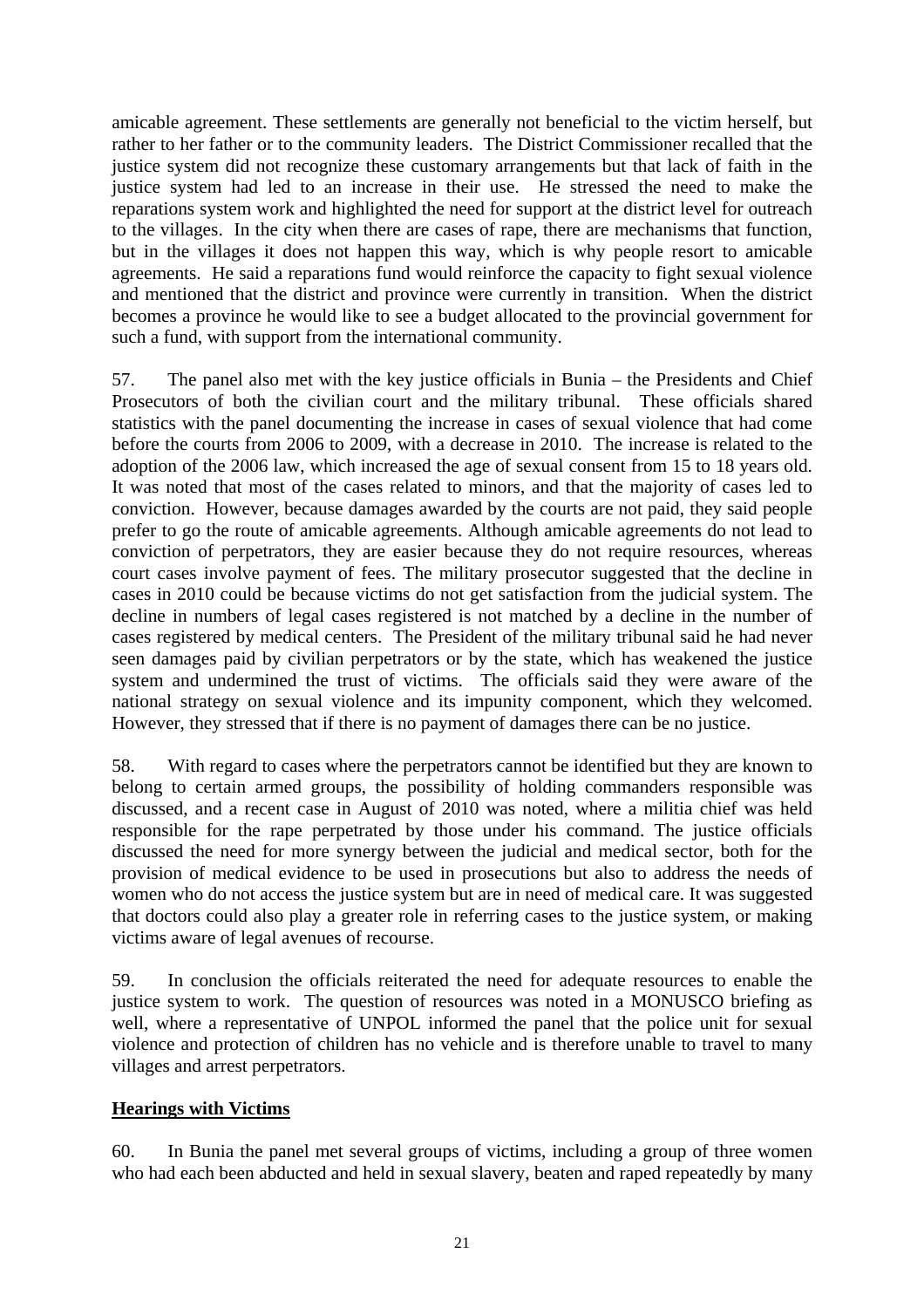amicable agreement. These settlements are generally not beneficial to the victim herself, but rather to her father or to the community leaders. The District Commissioner recalled that the justice system did not recognize these customary arrangements but that lack of faith in the justice system had led to an increase in their use. He stressed the need to make the reparations system work and highlighted the need for support at the district level for outreach to the villages. In the city when there are cases of rape, there are mechanisms that function, but in the villages it does not happen this way, which is why people resort to amicable agreements. He said a reparations fund would reinforce the capacity to fight sexual violence and mentioned that the district and province were currently in transition. When the district becomes a province he would like to see a budget allocated to the provincial government for such a fund, with support from the international community.

57. The panel also met with the key justice officials in Bunia – the Presidents and Chief Prosecutors of both the civilian court and the military tribunal. These officials shared statistics with the panel documenting the increase in cases of sexual violence that had come before the courts from 2006 to 2009, with a decrease in 2010. The increase is related to the adoption of the 2006 law, which increased the age of sexual consent from 15 to 18 years old. It was noted that most of the cases related to minors, and that the majority of cases led to conviction. However, because damages awarded by the courts are not paid, they said people prefer to go the route of amicable agreements. Although amicable agreements do not lead to conviction of perpetrators, they are easier because they do not require resources, whereas court cases involve payment of fees. The military prosecutor suggested that the decline in cases in 2010 could be because victims do not get satisfaction from the judicial system. The decline in numbers of legal cases registered is not matched by a decline in the number of cases registered by medical centers. The President of the military tribunal said he had never seen damages paid by civilian perpetrators or by the state, which has weakened the justice system and undermined the trust of victims. The officials said they were aware of the national strategy on sexual violence and its impunity component, which they welcomed. However, they stressed that if there is no payment of damages there can be no justice.

58. With regard to cases where the perpetrators cannot be identified but they are known to belong to certain armed groups, the possibility of holding commanders responsible was discussed, and a recent case in August of 2010 was noted, where a militia chief was held responsible for the rape perpetrated by those under his command. The justice officials discussed the need for more synergy between the judicial and medical sector, both for the provision of medical evidence to be used in prosecutions but also to address the needs of women who do not access the justice system but are in need of medical care. It was suggested that doctors could also play a greater role in referring cases to the justice system, or making victims aware of legal avenues of recourse.

59. In conclusion the officials reiterated the need for adequate resources to enable the justice system to work. The question of resources was noted in a MONUSCO briefing as well, where a representative of UNPOL informed the panel that the police unit for sexual violence and protection of children has no vehicle and is therefore unable to travel to many villages and arrest perpetrators.

## Hearings with Victims

60. In Bunia the panel met several groups of victims, including a group of three women who had each been abducted and held in sexual slavery, beaten and raped repeatedly by many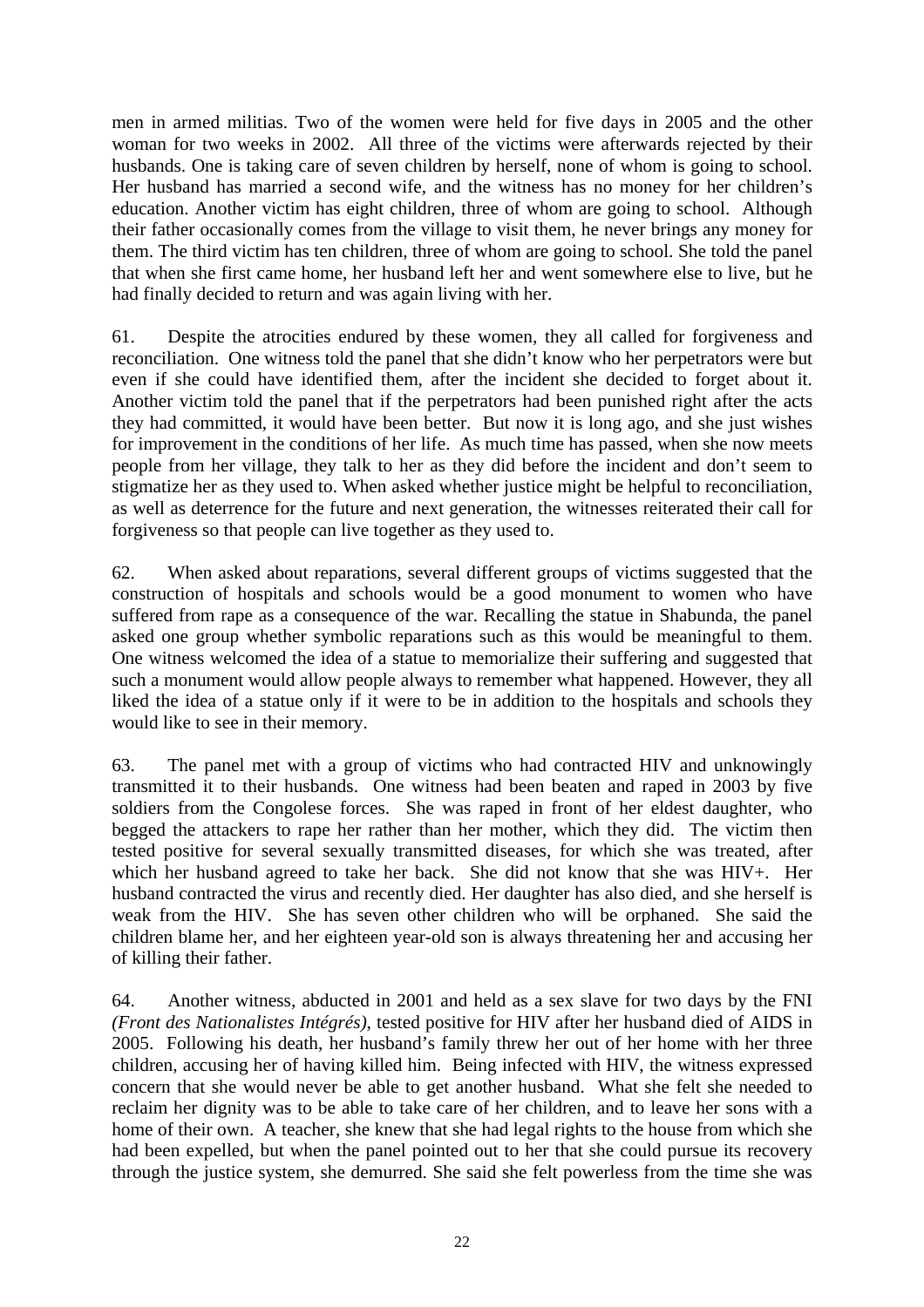men in armed militias. Two of the women were held for five days in 2005 and the other woman for two weeks in 2002. All three of the victims were afterwards rejected by their husbands. One is taking care of seven children by herself, none of whom is going to school. Her husband has married a second wife, and the witness has no money for her children's education. Another victim has eight children, three of whom are going to school. Although their father occasionally comes from the village to visit them, he never brings any money for them. The third victim has ten children, three of whom are going to school. She told the panel that when she first came home, her husband left her and went somewhere else to live, but he had finally decided to return and was again living with her.

61. Despite the atrocities endured by these women, they all called for forgiveness and reconciliation. One witness told the panel that she didn't know who her perpetrators were but even if she could have identified them, after the incident she decided to forget about it. Another victim told the panel that if the perpetrators had been punished right after the acts they had committed, it would have been better. But now it is long ago, and she just wishes for improvement in the conditions of her life. As much time has passed, when she now meets people from her village, they talk to her as they did before the incident and don't seem to stigmatize her as they used to. When asked whether justice might be helpful to reconciliation, as well as deterrence for the future and next generation, the witnesses reiterated their call for forgiveness so that people can live together as they used to.

62. When asked about reparations, several different groups of victims suggested that the construction of hospitals and schools would be a good monument to women who have suffered from rape as a consequence of the war. Recalling the statue in Shabunda, the panel asked one group whether symbolic reparations such as this would be meaningful to them. One witness welcomed the idea of a statue to memorialize their suffering and suggested that such a monument would allow people always to remember what happened. However, they all liked the idea of a statue only if it were to be in addition to the hospitals and schools they would like to see in their memory.

63. The panel met with a group of victims who had contracted HIV and unknowingly transmitted it to their husbands. One witness had been beaten and raped in 2003 by five soldiers from the Congolese forces. She was raped in front of her eldest daughter, who begged the attackers to rape her rather than her mother, which they did. The victim then tested positive for several sexually transmitted diseases, for which she was treated, after which her husband agreed to take her back. She did not know that she was HIV+. Her husband contracted the virus and recently died. Her daughter has also died, and she herself is weak from the HIV. She has seven other children who will be orphaned. She said the children blame her, and her eighteen year-old son is always threatening her and accusing her of killing their father.

64. Another witness, abducted in 2001 and held as a sex slave for two days by the FNI *(Front des Nationalistes Intégrés)*, tested positive for HIV after her husband died of AIDS in 2005. Following his death, her husband's family threw her out of her home with her three children, accusing her of having killed him. Being infected with HIV, the witness expressed concern that she would never be able to get another husband. What she felt she needed to reclaim her dignity was to be able to take care of her children, and to leave her sons with a home of their own. A teacher, she knew that she had legal rights to the house from which she had been expelled, but when the panel pointed out to her that she could pursue its recovery through the justice system, she demurred. She said she felt powerless from the time she was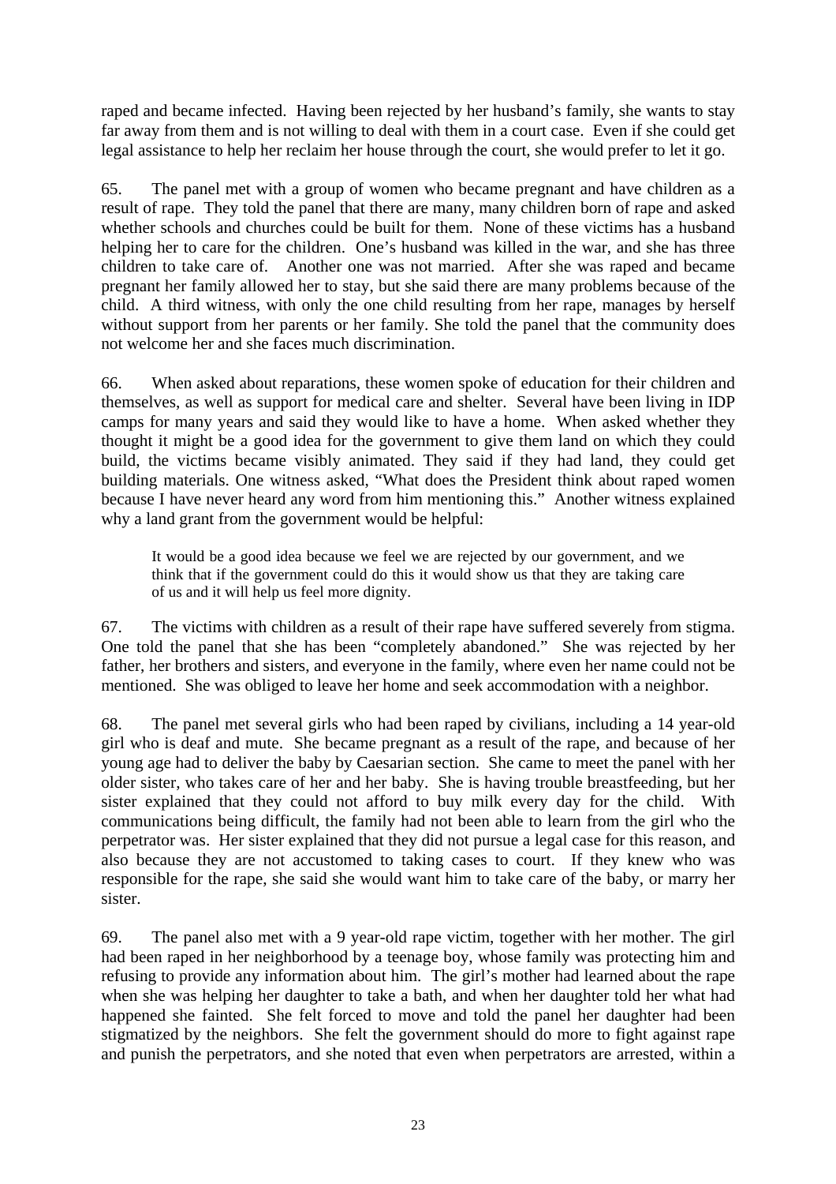raped and became infected. Having been rejected by her husband's family, she wants to stay far away from them and is not willing to deal with them in a court case. Even if she could get legal assistance to help her reclaim her house through the court, she would prefer to let it go.

65. The panel met with a group of women who became pregnant and have children as a result of rape. They told the panel that there are many, many children born of rape and asked whether schools and churches could be built for them. None of these victims has a husband helping her to care for the children. One's husband was killed in the war, and she has three children to take care of. Another one was not married. After she was raped and became pregnant her family allowed her to stay, but she said there are many problems because of the child. A third witness, with only the one child resulting from her rape, manages by herself without support from her parents or her family. She told the panel that the community does not welcome her and she faces much discrimination.

66. When asked about reparations, these women spoke of education for their children and themselves, as well as support for medical care and shelter. Several have been living in IDP camps for many years and said they would like to have a home. When asked whether they thought it might be a good idea for the government to give them land on which they could build, the victims became visibly animated. They said if they had land, they could get building materials. One witness asked, "What does the President think about raped women because I have never heard any word from him mentioning this." Another witness explained why a land grant from the government would be helpful:

> It would be a good idea because we feel we are rejected by our government, and we think that if the government could do this it would show us that they are taking care of us and it will help us feel more dignity.

67. The victims with children as a result of their rape have suffered severely from stigma. One told the panel that she has been "completely abandoned." She was rejected by her father, her brothers and sisters, and everyone in the family, where even her name could not be mentioned. She was obliged to leave her home and seek accommodation with a neighbor.

68. The panel met several girls who had been raped by civilians, including a 14 year-old girl who is deaf and mute. She became pregnant as a result of the rape, and because of her young age had to deliver the baby by Caesarian section. She came to meet the panel with her older sister, who takes care of her and her baby. She is having trouble breastfeeding, but her sister explained that they could not afford to buy milk every day for the child. With communications being difficult, the family had not been able to learn from the girl who the perpetrator was. Her sister explained that they did not pursue a legal case for this reason, and also because they are not accustomed to taking cases to court. If they knew who was responsible for the rape, she said she would want him to take care of the baby, or marry her sister.

69. The panel also met with a 9 year-old rape victim, together with her mother. The girl had been raped in her neighborhood by a teenage boy, whose family was protecting him and refusing to provide any information about him. The girl's mother had learned about the rape when she was helping her daughter to take a bath, and when her daughter told her what had happened she fainted. She felt forced to move and told the panel her daughter had been stigmatized by the neighbors. She felt the government should do more to fight against rape and punish the perpetrators, and she noted that even when perpetrators are arrested, within a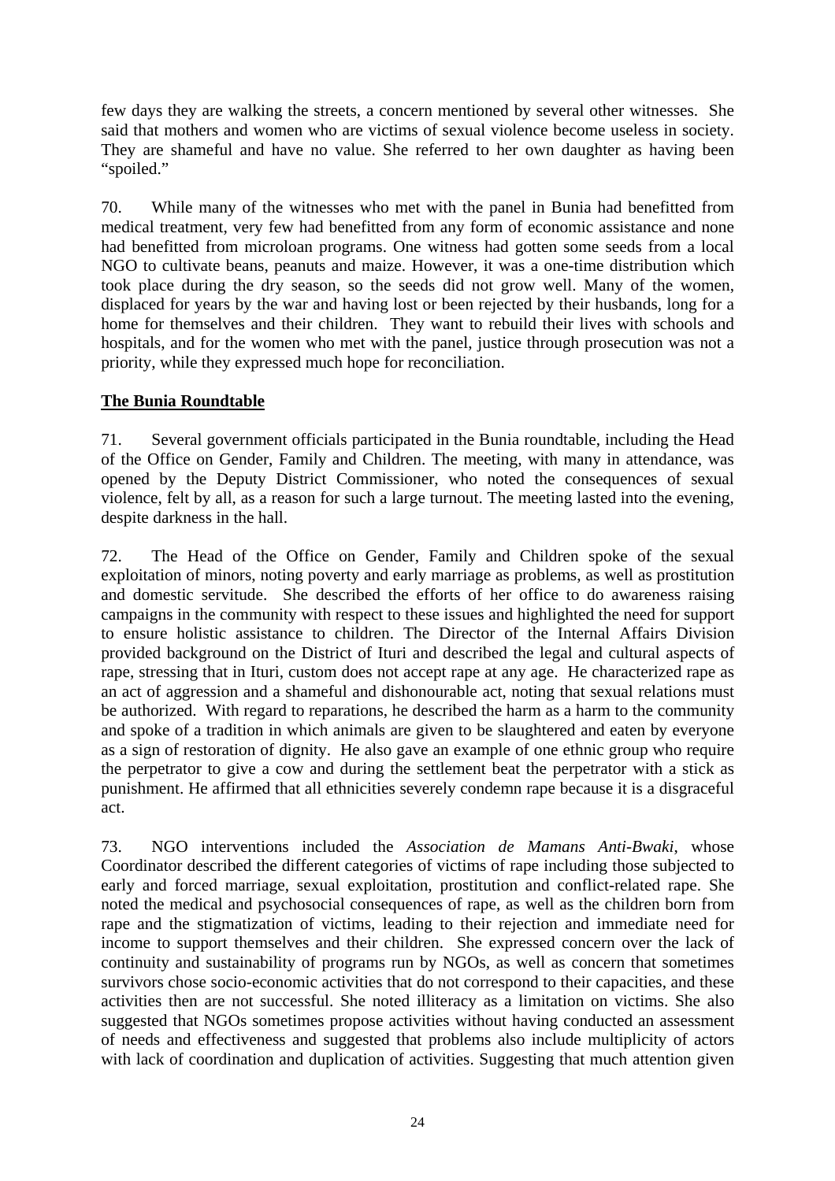few days they are walking the streets, a concern mentioned by several other witnesses. She said that mothers and women who are victims of sexual violence become useless in society. They are shameful and have no value. She referred to her own daughter as having been "spoiled."

70. While many of the witnesses who met with the panel in Bunia had benefitted from medical treatment, very few had benefitted from any form of economic assistance and none had benefitted from microloan programs. One witness had gotten some seeds from a local NGO to cultivate beans, peanuts and maize. However, it was a one-time distribution which took place during the dry season, so the seeds did not grow well. Many of the women, displaced for years by the war and having lost or been rejected by their husbands, long for a home for themselves and their children. They want to rebuild their lives with schools and hospitals, and for the women who met with the panel, justice through prosecution was not a priority, while they expressed much hope for reconciliation.

**The Bunia Roundtable**

71. Several government officials participated in the Bunia roundtable, including the Head of the Office on Gender, Family and Children. The meeting, with many in attendance, was opened by the Deputy District Commissioner, who noted the consequences of sexual violence, felt by all, as a reason for such a large turnout. The meeting lasted into the evening, despite darkness in the hall.

72. The Head of the Office on Gender, Family and Children spoke of the sexual exploitation of minors, noting poverty and early marriage as problems, as well as prostitution and domestic servitude. She described the efforts of her office to do awareness raising campaigns in the community with respect to these issues and highlighted the need for support to ensure holistic assistance to children. The Director of the Internal Affairs Division provided background on the District of Ituri and described the legal and cultural aspects of rape, stressing that in Ituri, custom does not accept rape at any age. He characterized rape as an act of aggression and a shameful and dishonourable act, noting that sexual relations must be authorized. With regard to reparations, he described the harm as a harm to the community and spoke of a tradition in which animals are given to be slaughtered and eaten by everyone as a sign of restoration of dignity. He also gave an example of one ethnic group who require the perpetrator to give a cow and during the settlement beat the perpetrator with a stick as punishment. He affirmed that all ethnicities severely condemn rape because it is a disgraceful act.

73. NGO interventions included the *Association de Mamans Anti-Bwaki*, whose Coordinator described the different categories of victims of rape including those subjected to early and forced marriage, sexual exploitation, prostitution and conflict-related rape. She noted the medical and psychosocial consequences of rape, as well as the children born from rape and the stigmatization of victims, leading to their rejection and immediate need for income to support themselves and their children. She expressed concern over the lack of continuity and sustainability of programs run by NGOs, as well as concern that sometimes survivors chose socio-economic activities that do not correspond to their capacities, and these activities then are not successful. She noted illiteracy as a limitation on victims. She also suggested that NGOs sometimes propose activities without having conducted an assessment of needs and effectiveness and suggested that problems also include multiplicity of actors with lack of coordination and duplication of activities. Suggesting that much attention given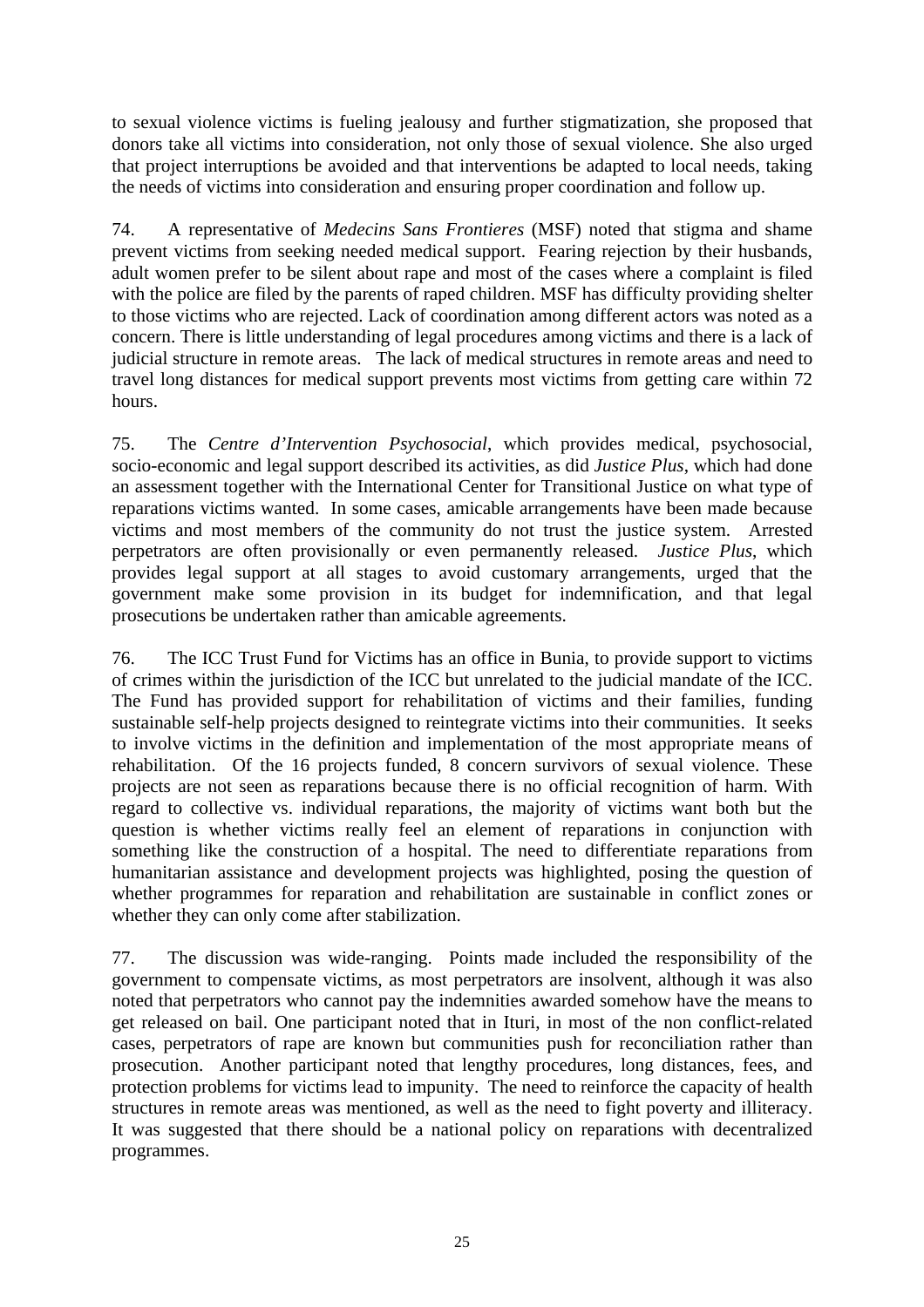to sexual violence victims is fueling jealousy and further stigmatization, she proposed that donors take all victims into consideration, not only those of sexual violence. She also urged that project interruptions be avoided and that interventions be adapted to local needs, taking the needs of victims into consideration and ensuring proper coordination and follow up.

74. A representative of *Medecins Sans Frontieres* (MSF) noted that stigma and shame prevent victims from seeking needed medical support. Fearing rejection by their husbands, adult women prefer to be silent about rape and most of the cases where a complaint is filed with the police are filed by the parents of raped children. MSF has difficulty providing shelter to those victims who are rejected. Lack of coordination among different actors was noted as a concern. There is little understanding of legal procedures among victims and there is a lack of judicial structure in remote areas. The lack of medical structures in remote areas and need to travel long distances for medical support prevents most victims from getting care within 72 hours.

75. The *Centre d'Intervention Psychosocial*, which provides medical, psychosocial, socio-economic and legal support described its activities, as did *Justice Plus*, which had done an assessment together with the International Center for Transitional Justice on what type of reparations victims wanted. In some cases, amicable arrangements have been made because victims and most members of the community do not trust the justice system. Arrested perpetrators are often provisionally or even permanently released. *Justice Plus*, which provides legal support at all stages to avoid customary arrangements, urged that the government make some provision in its budget for indemnification, and that legal prosecutions be undertaken rather than amicable agreements.

76. The ICC Trust Fund for Victims has an office in Bunia, to provide support to victims of crimes within the jurisdiction of the ICC but unrelated to the judicial mandate of the ICC. The Fund has provided support for rehabilitation of victims and their families, funding sustainable self-help projects designed to reintegrate victims into their communities. It seeks to involve victims in the definition and implementation of the most appropriate means of rehabilitation. Of the 16 projects funded, 8 concern survivors of sexual violence. These projects are not seen as reparations because there is no official recognition of harm. With regard to collective vs. individual reparations, the majority of victims want both but the question is whether victims really feel an element of reparations in conjunction with something like the construction of a hospital. The need to differentiate reparations from humanitarian assistance and development projects was highlighted, posing the question of whether programmes for reparation and rehabilitation are sustainable in conflict zones or whether they can only come after stabilization.

77. The discussion was wide-ranging. Points made included the responsibility of the government to compensate victims, as most perpetrators are insolvent, although it was also noted that perpetrators who cannot pay the indemnities awarded somehow have the means to get released on bail. One participant noted that in Ituri, in most of the non conflict-related cases, perpetrators of rape are known but communities push for reconciliation rather than prosecution. Another participant noted that lengthy procedures, long distances, fees, and protection problems for victims lead to impunity. The need to reinforce the capacity of health structures in remote areas was mentioned, as well as the need to fight poverty and illiteracy. It was suggested that there should be a national policy on reparations with decentralized programmes.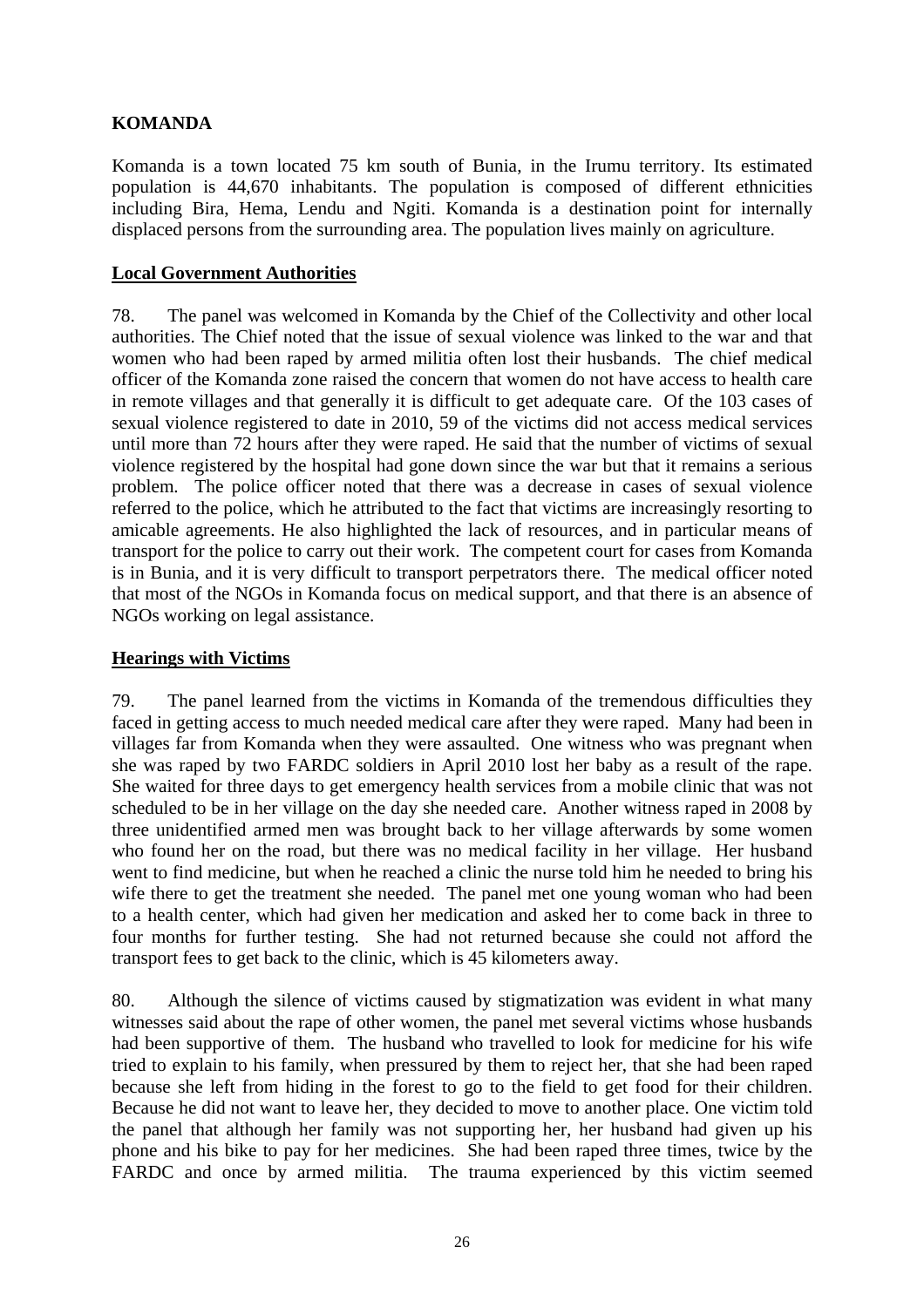## KOMANDA

Komanda is a town located 75 km south of Bunia, in the Irumu territory. Its estimated population is 44,670 inhabitants. The population is composed of different ethnicities including Bira, Hema, Lendu and Ngiti. Komanda is a destination point for internally displaced persons from the surrounding area. The population lives mainly on agriculture.

### Local Government Authorities

78. The panel was welcomed in Komanda by the Chief of the Collectivity and other local authorities. The Chief noted that the issue of sexual violence was linked to the war and that women who had been raped by armed militia often lost their husbands. The chief medical officer of the Komanda zone raised the concern that women do not have access to health care in remote villages and that generally it is difficult to get adequate care. Of the 103 cases of sexual violence registered to date in 2010, 59 of the victims did not access medical services until more than 72 hours after they were raped. He said that the number of victims of sexual violence registered by the hospital had gone down since the war but that it remains a serious problem. The police officer noted that there was a decrease in cases of sexual violence referred to the police, which he attributed to the fact that victims are increasingly resorting to amicable agreements. He also highlighted the lack of resources, and in particular means of transport for the police to carry out their work. The competent court for cases from Komanda is in Bunia, and it is very difficult to transport perpetrators there. The medical officer noted that most of the NGOs in Komanda focus on medical support, and that there is an absence of NGOs working on legal assistance.

### Hearings with Victims

79. The panel learned from the victims in Komanda of the tremendous difficulties they faced in getting access to much needed medical care after they were raped. Many had been in villages far from Komanda when they were assaulted. One witness who was pregnant when she was raped by two FARDC soldiers in April 2010 lost her baby as a result of the rape. She waited for three days to get emergency health services from a mobile clinic that was not scheduled to be in her village on the day she needed care. Another witness raped in 2008 by three unidentified armed men was brought back to her village afterwards by some women who found her on the road, but there was no medical facility in her village. Her husband went to find medicine, but when he reached a clinic the nurse told him he needed to bring his wife there to get the treatment she needed. The panel met one young woman who had been to a health center, which had given her medication and asked her to come back in three to four months for further testing. She had not returned because she could not afford the transport fees to get back to the clinic, which is 45 kilometers away.

80. Although the silence of victims caused by stigmatization was evident in what many witnesses said about the rape of other women, the panel met several victims whose husbands had been supportive of them. The husband who travelled to look for medicine for his wife tried to explain to his family, when pressured by them to reject her, that she had been raped because she left from hiding in the forest to go to the field to get food for their children. Because he did not want to leave her, they decided to move to another place. One victim told the panel that although her family was not supporting her, her husband had given up his phone and his bike to pay for her medicines. She had been raped three times, twice by the FARDC and once by armed militia. The trauma experienced by this victim seemed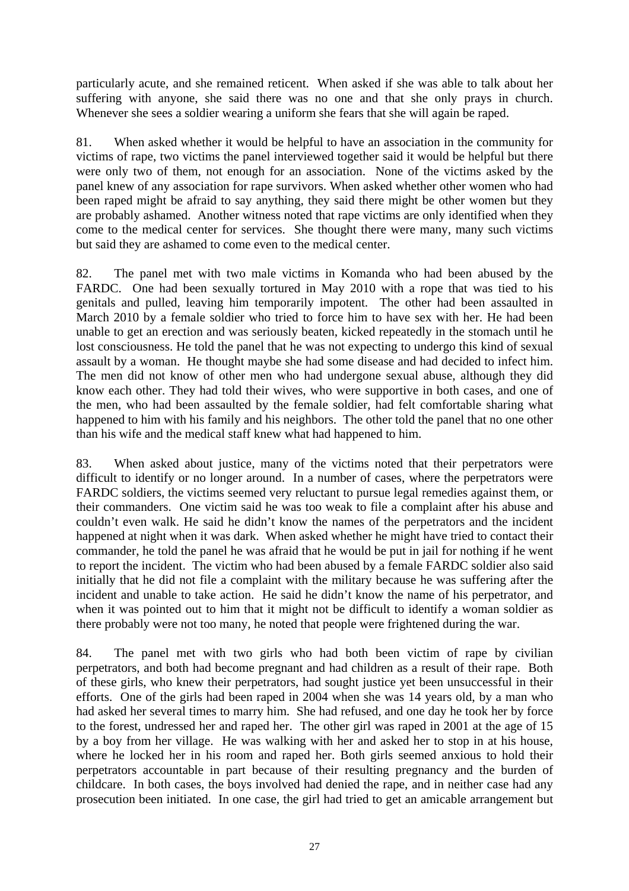particularly acute, and she remained reticent. When asked if she was able to talk about her suffering with anyone, she said there was no one and that she only prays in church. Whenever she sees a soldier wearing a uniform she fears that she will again be raped.

81. When asked whether it would be helpful to have an association in the community for victims of rape, two victims the panel interviewed together said it would be helpful but there were only two of them, not enough for an association. None of the victims asked by the panel knew of any association for rape survivors. When asked whether other women who had been raped might be afraid to say anything, they said there might be other women but they are probably ashamed. Another witness noted that rape victims are only identified when they come to the medical center for services. She thought there were many, many such victims but said they are ashamed to come even to the medical center.

82. The panel met with two male victims in Komanda who had been abused by the FARDC. One had been sexually tortured in May 2010 with a rope that was tied to his genitals and pulled, leaving him temporarily impotent. The other had been assaulted in March 2010 by a female soldier who tried to force him to have sex with her. He had been unable to get an erection and was seriously beaten, kicked repeatedly in the stomach until he lost consciousness. He told the panel that he was not expecting to undergo this kind of sexual assault by a woman. He thought maybe she had some disease and had decided to infect him. The men did not know of other men who had undergone sexual abuse, although they did know each other. They had told their wives, who were supportive in both cases, and one of the men, who had been assaulted by the female soldier, had felt comfortable sharing what happened to him with his family and his neighbors. The other told the panel that no one other than his wife and the medical staff knew what had happened to him.

83. When asked about justice, many of the victims noted that their perpetrators were difficult to identify or no longer around. In a number of cases, where the perpetrators were FARDC soldiers, the victims seemed very reluctant to pursue legal remedies against them, or their commanders. One victim said he was too weak to file a complaint after his abuse and couldn't even walk. He said he didn't know the names of the perpetrators and the incident happened at night when it was dark. When asked whether he might have tried to contact their commander, he told the panel he was afraid that he would be put in jail for nothing if he went to report the incident. The victim who had been abused by a female FARDC soldier also said initially that he did not file a complaint with the military because he was suffering after the incident and unable to take action. He said he didn't know the name of his perpetrator, and when it was pointed out to him that it might not be difficult to identify a woman soldier as there probably were not too many, he noted that people were frightened during the war.

84. The panel met with two girls who had both been victim of rape by civilian perpetrators, and both had become pregnant and had children as a result of their rape. Both of these girls, who knew their perpetrators, had sought justice yet been unsuccessful in their efforts. One of the girls had been raped in 2004 when she was 14 years old, by a man who had asked her several times to marry him. She had refused, and one day he took her by force to the forest, undressed her and raped her. The other girl was raped in 2001 at the age of 15 by a boy from her village. He was walking with her and asked her to stop in at his house, where he locked her in his room and raped her. Both girls seemed anxious to hold their perpetrators accountable in part because of their resulting pregnancy and the burden of childcare. In both cases, the boys involved had denied the rape, and in neither case had any prosecution been initiated. In one case, the girl had tried to get an amicable arrangement but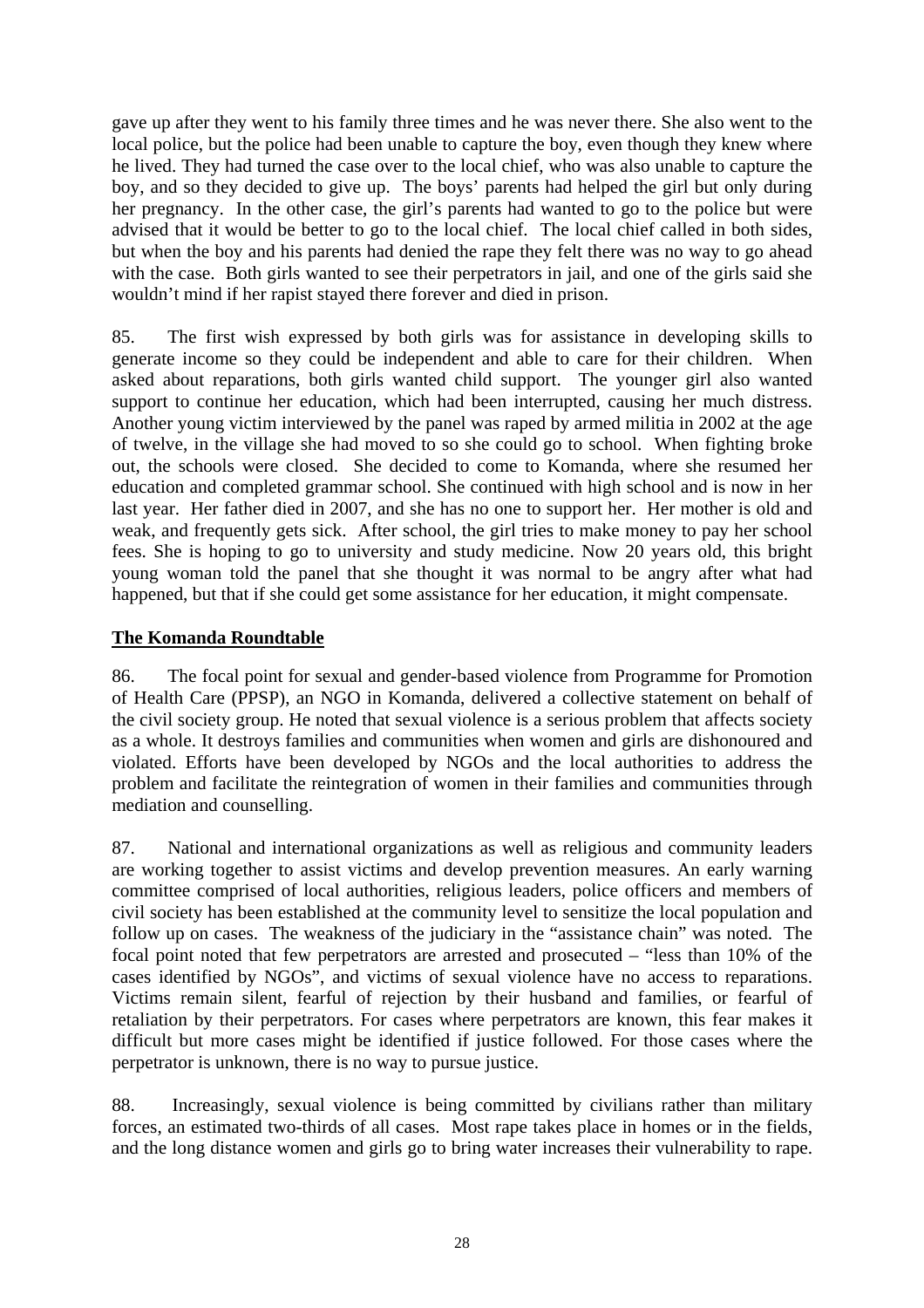gave up after they went to his family three times and he was never there. She also went to the local police, but the police had been unable to capture the boy, even though they knew where he lived. They had turned the case over to the local chief, who was also unable to capture the boy, and so they decided to give up. The boys' parents had helped the girl but only during her pregnancy. In the other case, the girl's parents had wanted to go to the police but were advised that it would be better to go to the local chief. The local chief called in both sides, but when the boy and his parents had denied the rape they felt there was no way to go ahead with the case. Both girls wanted to see their perpetrators in jail, and one of the girls said she wouldn't mind if her rapist stayed there forever and died in prison.

85. The first wish expressed by both girls was for assistance in developing skills to generate income so they could be independent and able to care for their children. When asked about reparations, both girls wanted child support. The younger girl also wanted support to continue her education, which had been interrupted, causing her much distress. Another young victim interviewed by the panel was raped by armed militia in 2002 at the age of twelve, in the village she had moved to so she could go to school. When fighting broke out, the schools were closed. She decided to come to Komanda, where she resumed her education and completed grammar school. She continued with high school and is now in her last year. Her father died in 2007, and she has no one to support her. Her mother is old and weak, and frequently gets sick. After school, the girl tries to make money to pay her school fees. She is hoping to go to university and study medicine. Now 20 years old, this bright young woman told the panel that she thought it was normal to be angry after what had happened, but that if she could get some assistance for her education, it might compensate.

## The Komanda Roundtable

86. The focal point for sexual and gender-based violence from Programme for Promotion of Health Care (PPSP), an NGO in Komanda, delivered a collective statement on behalf of the civil society group. He noted that sexual violence is a serious problem that affects society as a whole. It destroys families and communities when women and girls are dishonoured and violated. Efforts have been developed by NGOs and the local authorities to address the problem and facilitate the reintegration of women in their families and communities through mediation and counselling.

87. National and international organizations as well as religious and community leaders are working together to assist victims and develop prevention measures. An early warning committee comprised of local authorities, religious leaders, police officers and members of civil society has been established at the community level to sensitize the local population and follow up on cases. The weakness of the judiciary in the "assistance chain" was noted. The focal point noted that few perpetrators are arrested and prosecuted – "less than 10% of the cases identified by NGOs", and victims of sexual violence have no access to reparations. Victims remain silent, fearful of rejection by their husband and families, or fearful of retaliation by their perpetrators. For cases where perpetrators are known, this fear makes it difficult but more cases might be identified if justice followed. For those cases where the perpetrator is unknown, there is no way to pursue justice.

88. Increasingly, sexual violence is being committed by civilians rather than military forces, an estimated two-thirds of all cases. Most rape takes place in homes or in the fields, and the long distance women and girls go to bring water increases their vulnerability to rape.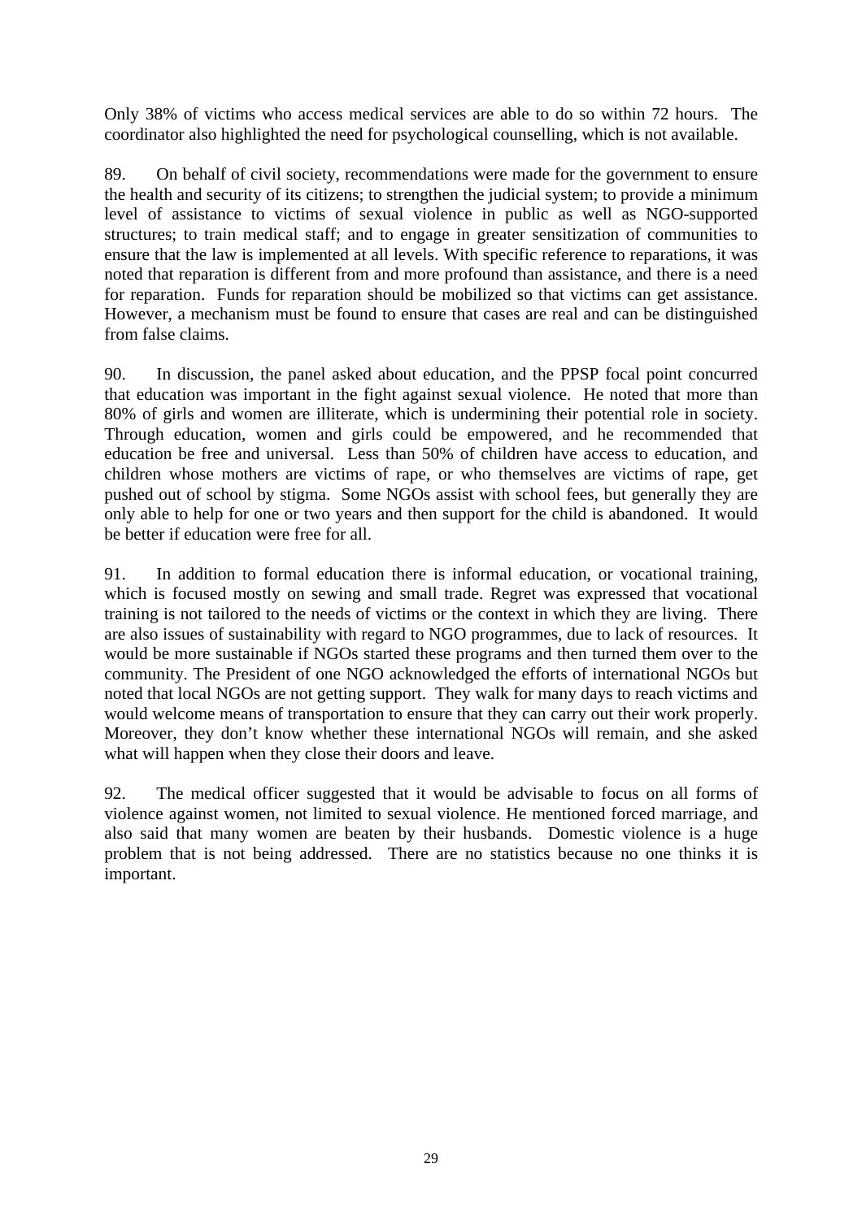Only 38% of victims who access medical services are able to do so within 72 hours. The coordinator also highlighted the need for psychological counselling, which is not available.

89. On behalf of civil society, recommendations were made for the government to ensure the health and security of its citizens; to strengthen the judicial system; to provide a minimum level of assistance to victims of sexual violence in public as well as NGO-supported structures; to train medical staff; and to engage in greater sensitization of communities to ensure that the law is implemented at all levels. With specific reference to reparations, it was noted that reparation is different from and more profound than assistance, and there is a need for reparation. Funds for reparation should be mobilized so that victims can get assistance. However, a mechanism must be found to ensure that cases are real and can be distinguished from false claims.

90. In discussion, the panel asked about education, and the PPSP focal point concurred that education was important in the fight against sexual violence. He noted that more than 80% of girls and women are illiterate, which is undermining their potential role in society. Through education, women and girls could be empowered, and he recommended that education be free and universal. Less than 50% of children have access to education, and children whose mothers are victims of rape, or who themselves are victims of rape, get pushed out of school by stigma. Some NGOs assist with school fees, but generally they are only able to help for one or two years and then support for the child is abandoned. It would be better if education were free for all.

91. In addition to formal education there is informal education, or vocational training, which is focused mostly on sewing and small trade. Regret was expressed that vocational training is not tailored to the needs of victims or the context in which they are living. There are also issues of sustainability with regard to NGO programmes, due to lack of resources. It would be more sustainable if NGOs started these programs and then turned them over to the community. The President of one NGO acknowledged the efforts of international NGOs but noted that local NGOs are not getting support. They walk for many days to reach victims and would welcome means of transportation to ensure that they can carry out their work properly. Moreover, they don't know whether these international NGOs will remain, and she asked what will happen when they close their doors and leave.

92. The medical officer suggested that it would be advisable to focus on all forms of violence against women, not limited to sexual violence. He mentioned forced marriage, and also said that many women are beaten by their husbands. Domestic violence is a huge problem that is not being addressed. There are no statistics because no one thinks it is important.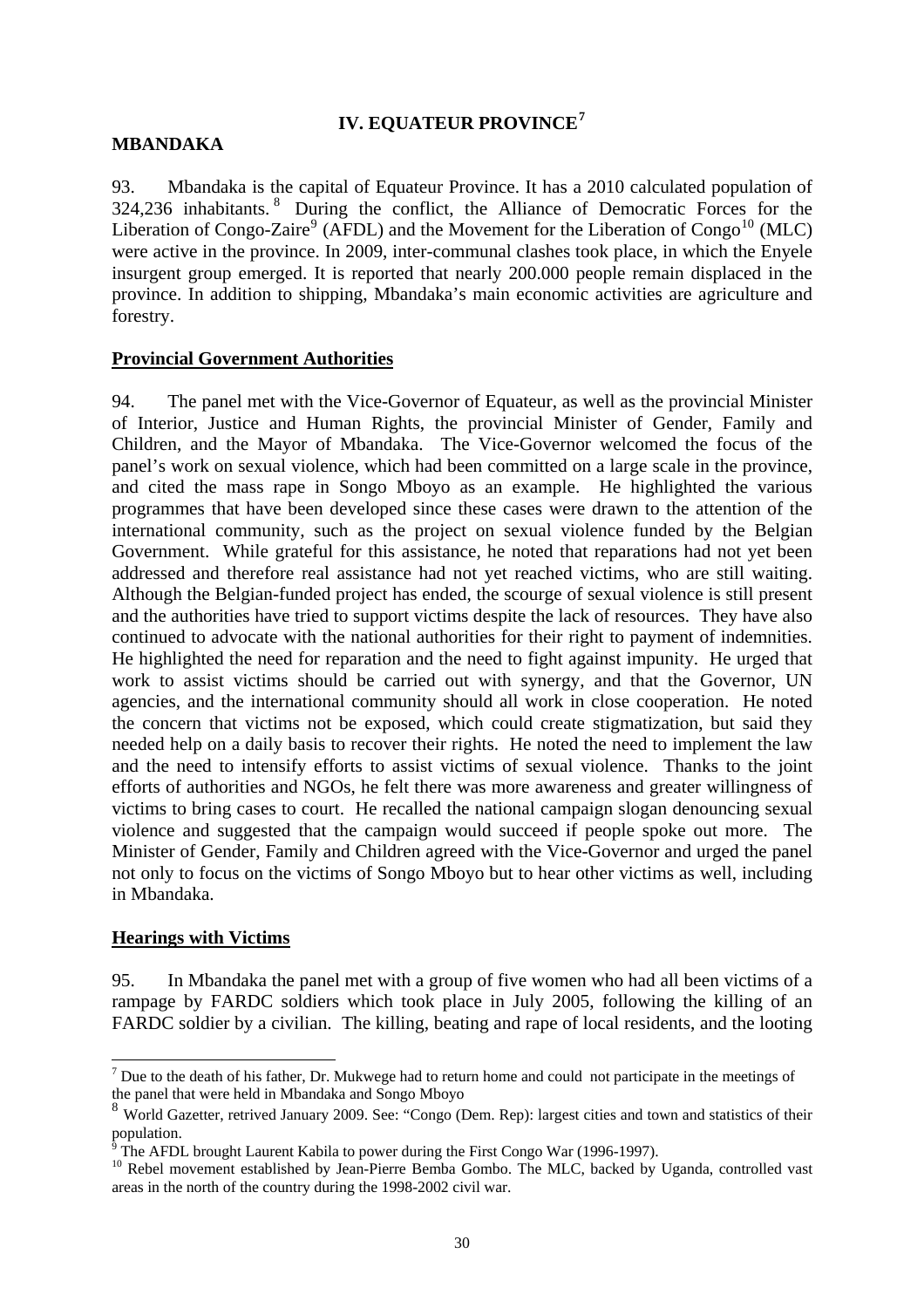## IV. EQUATEUR PROVINCE[7]

### MBANDAKA

93. Mbandaka is the capital of Equateur Province. It has a 2010 calculated population of 324,236 inhabitants.[8] During the conflict, the Alliance of Democratic Forces for the Liberation of Congo-Zaire[9] (AFDL) and the Movement for the Liberation of Congo[10] (MLC) were active in the province. In 2009, inter-communal clashes took place, in which the Enyele insurgent group emerged. It is reported that nearly 200.000 people remain displaced in the province. In addition to shipping, Mbandaka's main economic activities are agriculture and forestry.

**Provincial Government Authorities**

94. The panel met with the Vice-Governor of Equateur, as well as the provincial Minister of Interior, Justice and Human Rights, the provincial Minister of Gender, Family and Children, and the Mayor of Mbandaka. The Vice-Governor welcomed the focus of the panel's work on sexual violence, which had been committed on a large scale in the province, and cited the mass rape in Songo Mboyo as an example. He highlighted the various programmes that have been developed since these cases were drawn to the attention of the international community, such as the project on sexual violence funded by the Belgian Government. While grateful for this assistance, he noted that reparations had not yet been addressed and therefore real assistance had not yet reached victims, who are still waiting. Although the Belgian-funded project has ended, the scourge of sexual violence is still present and the authorities have tried to support victims despite the lack of resources. They have also continued to advocate with the national authorities for their right to payment of indemnities. He highlighted the need for reparation and the need to fight against impunity. He urged that work to assist victims should be carried out with synergy, and that the Governor, UN agencies, and the international community should all work in close cooperation. He noted the concern that victims not be exposed, which could create stigmatization, but said they needed help on a daily basis to recover their rights. He noted the need to implement the law and the need to intensify efforts to assist victims of sexual violence. Thanks to the joint efforts of authorities and NGOs, he felt there was more awareness and greater willingness of victims to bring cases to court. He recalled the national campaign slogan denouncing sexual violence and suggested that the campaign would succeed if people spoke out more. The Minister of Gender, Family and Children agreed with the Vice-Governor and urged the panel not only to focus on the victims of Songo Mboyo but to hear other victims as well, including in Mbandaka.

**Hearings with Victims**

95. In Mbandaka the panel met with a group of five women who had all been victims of a rampage by FARDC soldiers which took place in July 2005, following the killing of an FARDC soldier by a civilian. The killing, beating and rape of local residents, and the looting

---

[7] Due to the death of his father, Dr. Mukwege had to return home and could not participate in the meetings of the panel that were held in Mbandaka and Songo Mboyo

[8] World Gazetter, retrived January 2009. See: "Congo (Dem. Rep): largest cities and town and statistics of their population.

[9] The AFDL brought Laurent Kabila to power during the First Congo War (1996-1997).

[10] Rebel movement established by Jean-Pierre Bemba Gombo. The MLC, backed by Uganda, controlled vast areas in the north of the country during the 1998-2002 civil war.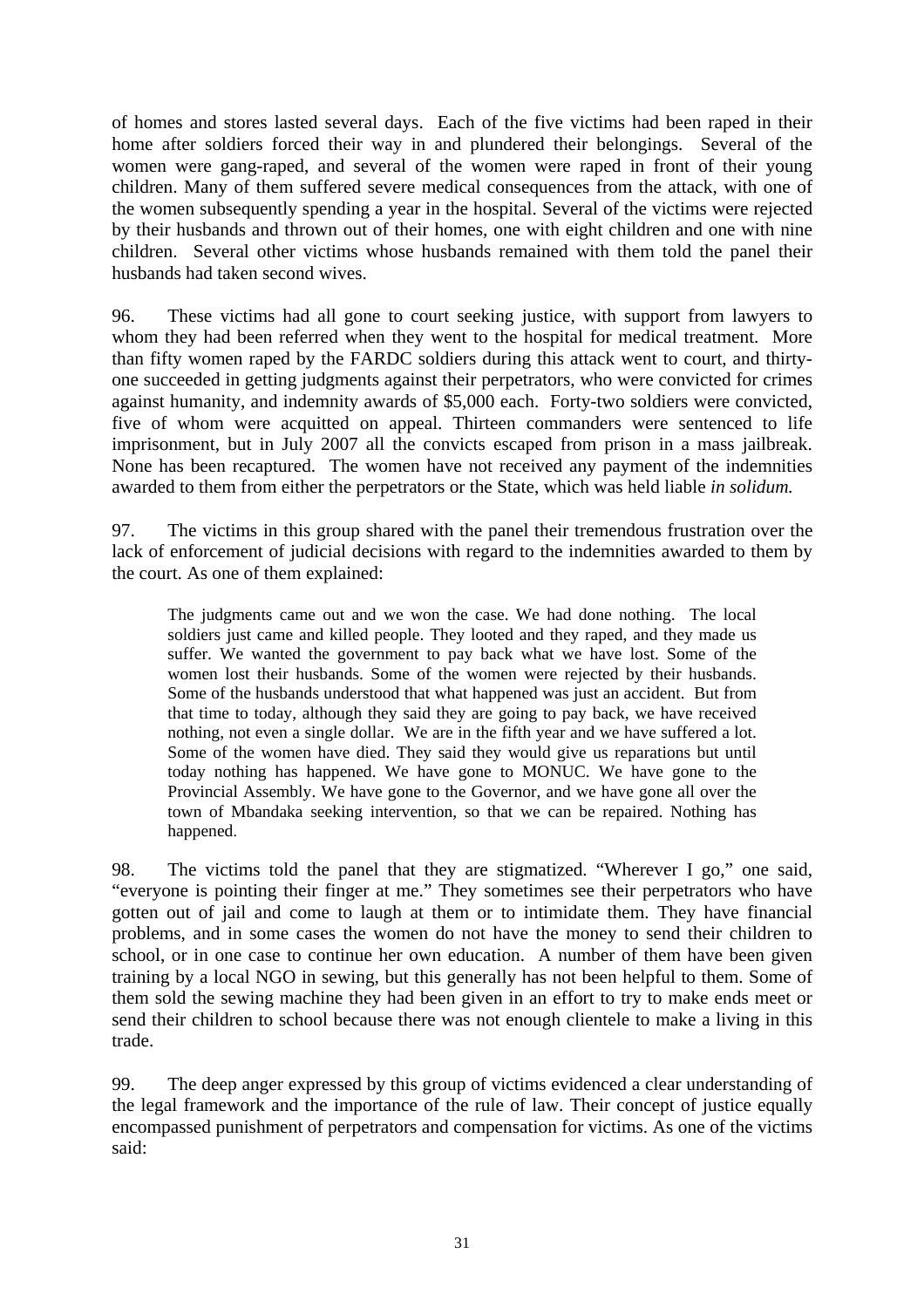of homes and stores lasted several days. Each of the five victims had been raped in their home after soldiers forced their way in and plundered their belongings. Several of the women were gang-raped, and several of the women were raped in front of their young children. Many of them suffered severe medical consequences from the attack, with one of the women subsequently spending a year in the hospital. Several of the victims were rejected by their husbands and thrown out of their homes, one with eight children and one with nine children. Several other victims whose husbands remained with them told the panel their husbands had taken second wives.

96. These victims had all gone to court seeking justice, with support from lawyers to whom they had been referred when they went to the hospital for medical treatment. More than fifty women raped by the FARDC soldiers during this attack went to court, and thirty-one succeeded in getting judgments against their perpetrators, who were convicted for crimes against humanity, and indemnity awards of $5,000 each. Forty-two soldiers were convicted, five of whom were acquitted on appeal. Thirteen commanders were sentenced to life imprisonment, but in July 2007 all the convicts escaped from prison in a mass jailbreak. None has been recaptured. The women have not received any payment of the indemnities awarded to them from either the perpetrators or the State, which was held liable *in solidum.*

97. The victims in this group shared with the panel their tremendous frustration over the lack of enforcement of judicial decisions with regard to the indemnities awarded to them by the court. As one of them explained:

> The judgments came out and we won the case. We had done nothing. The local soldiers just came and killed people. They looted and they raped, and they made us suffer. We wanted the government to pay back what we have lost. Some of the women lost their husbands. Some of the women were rejected by their husbands. Some of the husbands understood that what happened was just an accident. But from that time to today, although they said they are going to pay back, we have received nothing, not even a single dollar. We are in the fifth year and we have suffered a lot. Some of the women have died. They said they would give us reparations but until today nothing has happened. We have gone to MONUC. We have gone to the Provincial Assembly. We have gone to the Governor, and we have gone all over the town of Mbandaka seeking intervention, so that we can be repaired. Nothing has happened.

98. The victims told the panel that they are stigmatized. "Wherever I go," one said, "everyone is pointing their finger at me." They sometimes see their perpetrators who have gotten out of jail and come to laugh at them or to intimidate them. They have financial problems, and in some cases the women do not have the money to send their children to school, or in one case to continue her own education. A number of them have been given training by a local NGO in sewing, but this generally has not been helpful to them. Some of them sold the sewing machine they had been given in an effort to try to make ends meet or send their children to school because there was not enough clientele to make a living in this trade.

99. The deep anger expressed by this group of victims evidenced a clear understanding of the legal framework and the importance of the rule of law. Their concept of justice equally encompassed punishment of perpetrators and compensation for victims. As one of the victims said: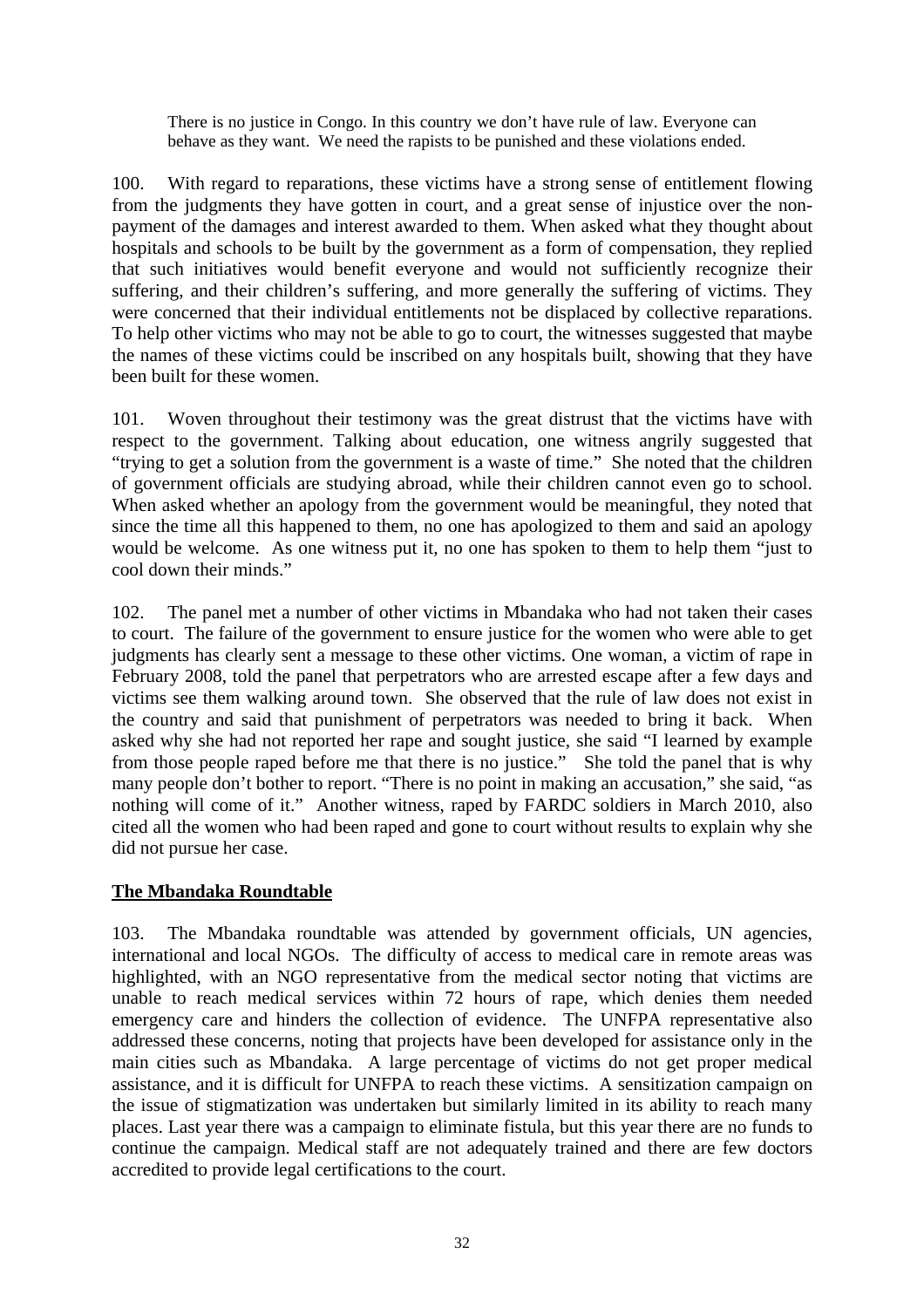> There is no justice in Congo. In this country we don't have rule of law. Everyone can behave as they want. We need the rapists to be punished and these violations ended.

100. With regard to reparations, these victims have a strong sense of entitlement flowing from the judgments they have gotten in court, and a great sense of injustice over the non-payment of the damages and interest awarded to them. When asked what they thought about hospitals and schools to be built by the government as a form of compensation, they replied that such initiatives would benefit everyone and would not sufficiently recognize their suffering, and their children's suffering, and more generally the suffering of victims. They were concerned that their individual entitlements not be displaced by collective reparations. To help other victims who may not be able to go to court, the witnesses suggested that maybe the names of these victims could be inscribed on any hospitals built, showing that they have been built for these women.

101. Woven throughout their testimony was the great distrust that the victims have with respect to the government. Talking about education, one witness angrily suggested that "trying to get a solution from the government is a waste of time." She noted that the children of government officials are studying abroad, while their children cannot even go to school. When asked whether an apology from the government would be meaningful, they noted that since the time all this happened to them, no one has apologized to them and said an apology would be welcome. As one witness put it, no one has spoken to them to help them "just to cool down their minds."

102. The panel met a number of other victims in Mbandaka who had not taken their cases to court. The failure of the government to ensure justice for the women who were able to get judgments has clearly sent a message to these other victims. One woman, a victim of rape in February 2008, told the panel that perpetrators who are arrested escape after a few days and victims see them walking around town. She observed that the rule of law does not exist in the country and said that punishment of perpetrators was needed to bring it back. When asked why she had not reported her rape and sought justice, she said "I learned by example from those people raped before me that there is no justice." She told the panel that is why many people don't bother to report. "There is no point in making an accusation," she said, "as nothing will come of it." Another witness, raped by FARDC soldiers in March 2010, also cited all the women who had been raped and gone to court without results to explain why she did not pursue her case.

## The Mbandaka Roundtable

103. The Mbandaka roundtable was attended by government officials, UN agencies, international and local NGOs. The difficulty of access to medical care in remote areas was highlighted, with an NGO representative from the medical sector noting that victims are unable to reach medical services within 72 hours of rape, which denies them needed emergency care and hinders the collection of evidence. The UNFPA representative also addressed these concerns, noting that projects have been developed for assistance only in the main cities such as Mbandaka. A large percentage of victims do not get proper medical assistance, and it is difficult for UNFPA to reach these victims. A sensitization campaign on the issue of stigmatization was undertaken but similarly limited in its ability to reach many places. Last year there was a campaign to eliminate fistula, but this year there are no funds to continue the campaign. Medical staff are not adequately trained and there are few doctors accredited to provide legal certifications to the court.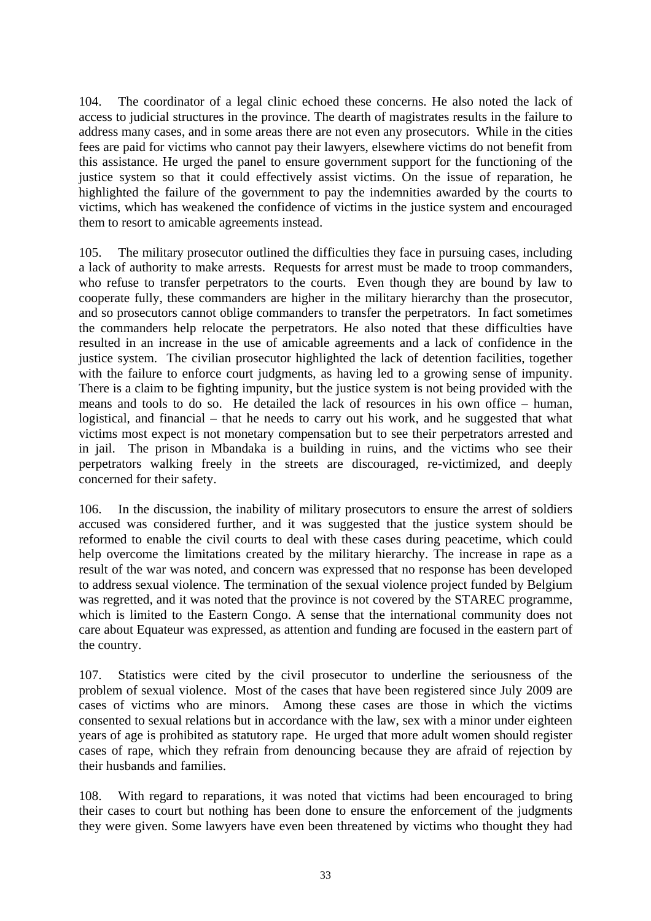104. The coordinator of a legal clinic echoed these concerns. He also noted the lack of access to judicial structures in the province. The dearth of magistrates results in the failure to address many cases, and in some areas there are not even any prosecutors. While in the cities fees are paid for victims who cannot pay their lawyers, elsewhere victims do not benefit from this assistance. He urged the panel to ensure government support for the functioning of the justice system so that it could effectively assist victims. On the issue of reparation, he highlighted the failure of the government to pay the indemnities awarded by the courts to victims, which has weakened the confidence of victims in the justice system and encouraged them to resort to amicable agreements instead.

105. The military prosecutor outlined the difficulties they face in pursuing cases, including a lack of authority to make arrests. Requests for arrest must be made to troop commanders, who refuse to transfer perpetrators to the courts. Even though they are bound by law to cooperate fully, these commanders are higher in the military hierarchy than the prosecutor, and so prosecutors cannot oblige commanders to transfer the perpetrators. In fact sometimes the commanders help relocate the perpetrators. He also noted that these difficulties have resulted in an increase in the use of amicable agreements and a lack of confidence in the justice system. The civilian prosecutor highlighted the lack of detention facilities, together with the failure to enforce court judgments, as having led to a growing sense of impunity. There is a claim to be fighting impunity, but the justice system is not being provided with the means and tools to do so. He detailed the lack of resources in his own office – human, logistical, and financial – that he needs to carry out his work, and he suggested that what victims most expect is not monetary compensation but to see their perpetrators arrested and in jail. The prison in Mbandaka is a building in ruins, and the victims who see their perpetrators walking freely in the streets are discouraged, re-victimized, and deeply concerned for their safety.

106. In the discussion, the inability of military prosecutors to ensure the arrest of soldiers accused was considered further, and it was suggested that the justice system should be reformed to enable the civil courts to deal with these cases during peacetime, which could help overcome the limitations created by the military hierarchy. The increase in rape as a result of the war was noted, and concern was expressed that no response has been developed to address sexual violence. The termination of the sexual violence project funded by Belgium was regretted, and it was noted that the province is not covered by the STAREC programme, which is limited to the Eastern Congo. A sense that the international community does not care about Equateur was expressed, as attention and funding are focused in the eastern part of the country.

107. Statistics were cited by the civil prosecutor to underline the seriousness of the problem of sexual violence. Most of the cases that have been registered since July 2009 are cases of victims who are minors. Among these cases are those in which the victims consented to sexual relations but in accordance with the law, sex with a minor under eighteen years of age is prohibited as statutory rape. He urged that more adult women should register cases of rape, which they refrain from denouncing because they are afraid of rejection by their husbands and families.

108. With regard to reparations, it was noted that victims had been encouraged to bring their cases to court but nothing has been done to ensure the enforcement of the judgments they were given. Some lawyers have even been threatened by victims who thought they had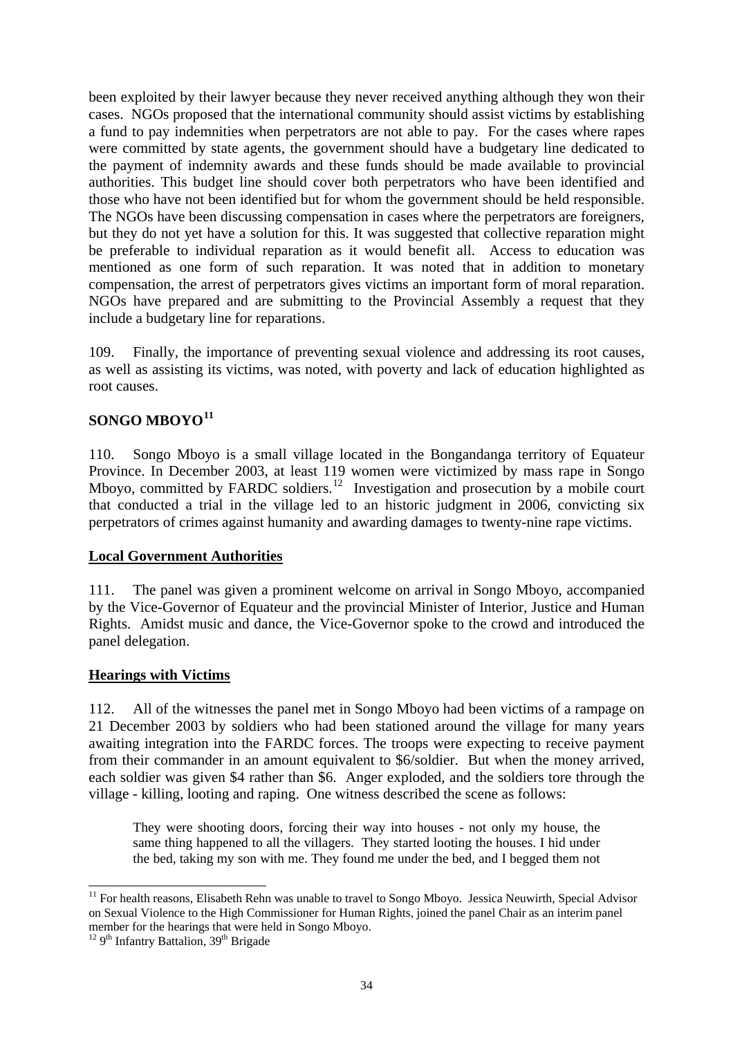been exploited by their lawyer because they never received anything although they won their cases. NGOs proposed that the international community should assist victims by establishing a fund to pay indemnities when perpetrators are not able to pay. For the cases where rapes were committed by state agents, the government should have a budgetary line dedicated to the payment of indemnity awards and these funds should be made available to provincial authorities. This budget line should cover both perpetrators who have been identified and those who have not been identified but for whom the government should be held responsible. The NGOs have been discussing compensation in cases where the perpetrators are foreigners, but they do not yet have a solution for this. It was suggested that collective reparation might be preferable to individual reparation as it would benefit all. Access to education was mentioned as one form of such reparation. It was noted that in addition to monetary compensation, the arrest of perpetrators gives victims an important form of moral reparation. NGOs have prepared and are submitting to the Provincial Assembly a request that they include a budgetary line for reparations.

109. Finally, the importance of preventing sexual violence and addressing its root causes, as well as assisting its victims, was noted, with poverty and lack of education highlighted as root causes.

## SONGO MBOYO[11]

110. Songo Mboyo is a small village located in the Bongandanga territory of Equateur Province. In December 2003, at least 119 women were victimized by mass rape in Songo Mboyo, committed by FARDC soldiers.[12] Investigation and prosecution by a mobile court that conducted a trial in the village led to an historic judgment in 2006, convicting six perpetrators of crimes against humanity and awarding damages to twenty-nine rape victims.

### Local Government Authorities

111. The panel was given a prominent welcome on arrival in Songo Mboyo, accompanied by the Vice-Governor of Equateur and the provincial Minister of Interior, Justice and Human Rights. Amidst music and dance, the Vice-Governor spoke to the crowd and introduced the panel delegation.

### Hearings with Victims

112. All of the witnesses the panel met in Songo Mboyo had been victims of a rampage on 21 December 2003 by soldiers who had been stationed around the village for many years awaiting integration into the FARDC forces. The troops were expecting to receive payment from their commander in an amount equivalent to \$6/soldier. But when the money arrived, each soldier was given \$4 rather than \$6. Anger exploded, and the soldiers tore through the village - killing, looting and raping. One witness described the scene as follows:

> They were shooting doors, forcing their way into houses - not only my house, the same thing happened to all the villagers. They started looting the houses. I hid under the bed, taking my son with me. They found me under the bed, and I begged them not

---

[11] For health reasons, Elisabeth Rehn was unable to travel to Songo Mboyo. Jessica Neuwirth, Special Advisor on Sexual Violence to the High Commissioner for Human Rights, joined the panel Chair as an interim panel member for the hearings that were held in Songo Mboyo.

[12] 9th Infantry Battalion, 39th Brigade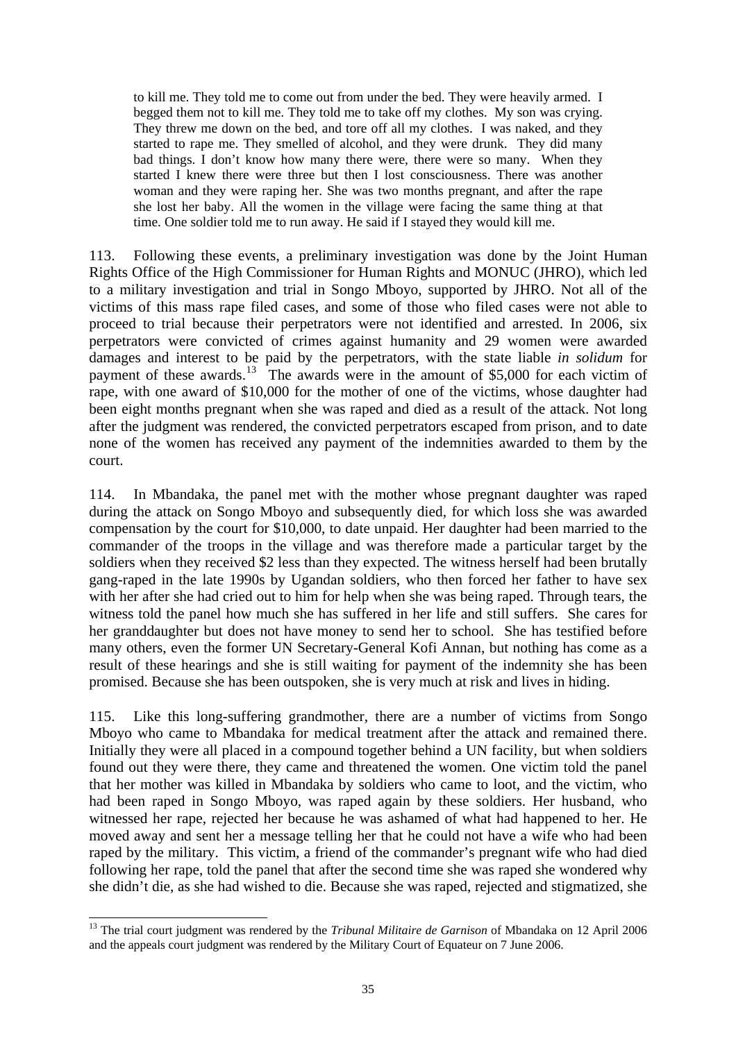> to kill me. They told me to come out from under the bed. They were heavily armed. I begged them not to kill me. They told me to take off my clothes. My son was crying. They threw me down on the bed, and tore off all my clothes. I was naked, and they started to rape me. They smelled of alcohol, and they were drunk. They did many bad things. I don't know how many there were, there were so many. When they started I knew there were three but then I lost consciousness. There was another woman and they were raping her. She was two months pregnant, and after the rape she lost her baby. All the women in the village were facing the same thing at that time. One soldier told me to run away. He said if I stayed they would kill me.

113. Following these events, a preliminary investigation was done by the Joint Human Rights Office of the High Commissioner for Human Rights and MONUC (JHRO), which led to a military investigation and trial in Songo Mboyo, supported by JHRO. Not all of the victims of this mass rape filed cases, and some of those who filed cases were not able to proceed to trial because their perpetrators were not identified and arrested. In 2006, six perpetrators were convicted of crimes against humanity and 29 women were awarded damages and interest to be paid by the perpetrators, with the state liable *in solidum* for payment of these awards.[13] The awards were in the amount of $5,000 for each victim of rape, with one award of $10,000 for the mother of one of the victims, whose daughter had been eight months pregnant when she was raped and died as a result of the attack. Not long after the judgment was rendered, the convicted perpetrators escaped from prison, and to date none of the women has received any payment of the indemnities awarded to them by the court.

114. In Mbandaka, the panel met with the mother whose pregnant daughter was raped during the attack on Songo Mboyo and subsequently died, for which loss she was awarded compensation by the court for $10,000, to date unpaid. Her daughter had been married to the commander of the troops in the village and was therefore made a particular target by the soldiers when they received $2 less than they expected. The witness herself had been brutally gang-raped in the late 1990s by Ugandan soldiers, who then forced her father to have sex with her after she had cried out to him for help when she was being raped. Through tears, the witness told the panel how much she has suffered in her life and still suffers. She cares for her granddaughter but does not have money to send her to school. She has testified before many others, even the former UN Secretary-General Kofi Annan, but nothing has come as a result of these hearings and she is still waiting for payment of the indemnity she has been promised. Because she has been outspoken, she is very much at risk and lives in hiding.

115. Like this long-suffering grandmother, there are a number of victims from Songo Mboyo who came to Mbandaka for medical treatment after the attack and remained there. Initially they were all placed in a compound together behind a UN facility, but when soldiers found out they were there, they came and threatened the women. One victim told the panel that her mother was killed in Mbandaka by soldiers who came to loot, and the victim, who had been raped in Songo Mboyo, was raped again by these soldiers. Her husband, who witnessed her rape, rejected her because he was ashamed of what had happened to her. He moved away and sent her a message telling her that he could not have a wife who had been raped by the military. This victim, a friend of the commander's pregnant wife who had died following her rape, told the panel that after the second time she was raped she wondered why she didn't die, as she had wished to die. Because she was raped, rejected and stigmatized, she

[13] The trial court judgment was rendered by the *Tribunal Militaire de Garnison* of Mbandaka on 12 April 2006 and the appeals court judgment was rendered by the Military Court of Equateur on 7 June 2006.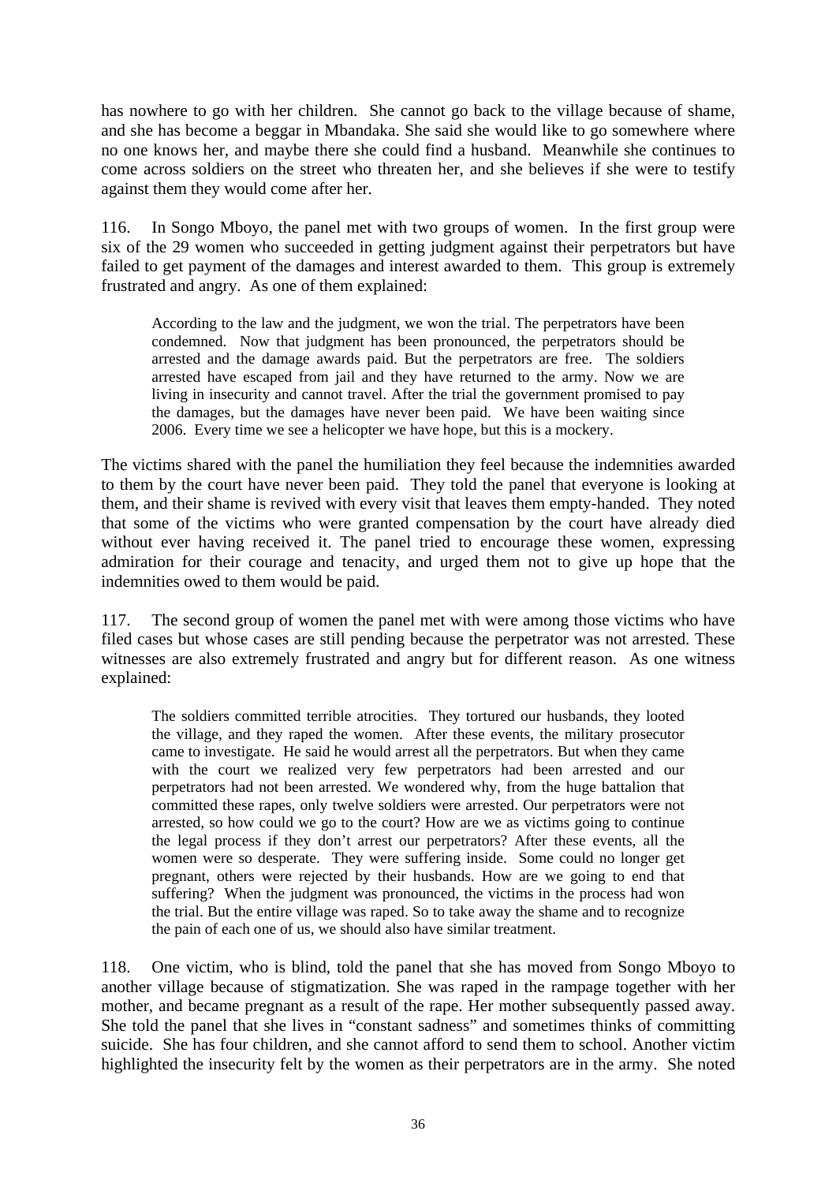has nowhere to go with her children. She cannot go back to the village because of shame, and she has become a beggar in Mbandaka. She said she would like to go somewhere where no one knows her, and maybe there she could find a husband. Meanwhile she continues to come across soldiers on the street who threaten her, and she believes if she were to testify against them they would come after her.

116. In Songo Mboyo, the panel met with two groups of women. In the first group were six of the 29 women who succeeded in getting judgment against their perpetrators but have failed to get payment of the damages and interest awarded to them. This group is extremely frustrated and angry. As one of them explained:

> According to the law and the judgment, we won the trial. The perpetrators have been condemned. Now that judgment has been pronounced, the perpetrators should be arrested and the damage awards paid. But the perpetrators are free. The soldiers arrested have escaped from jail and they have returned to the army. Now we are living in insecurity and cannot travel. After the trial the government promised to pay the damages, but the damages have never been paid. We have been waiting since 2006. Every time we see a helicopter we have hope, but this is a mockery.

The victims shared with the panel the humiliation they feel because the indemnities awarded to them by the court have never been paid. They told the panel that everyone is looking at them, and their shame is revived with every visit that leaves them empty-handed. They noted that some of the victims who were granted compensation by the court have already died without ever having received it. The panel tried to encourage these women, expressing admiration for their courage and tenacity, and urged them not to give up hope that the indemnities owed to them would be paid.

117. The second group of women the panel met with were among those victims who have filed cases but whose cases are still pending because the perpetrator was not arrested. These witnesses are also extremely frustrated and angry but for different reason. As one witness explained:

> The soldiers committed terrible atrocities. They tortured our husbands, they looted the village, and they raped the women. After these events, the military prosecutor came to investigate. He said he would arrest all the perpetrators. But when they came with the court we realized very few perpetrators had been arrested and our perpetrators had not been arrested. We wondered why, from the huge battalion that committed these rapes, only twelve soldiers were arrested. Our perpetrators were not arrested, so how could we go to the court? How are we as victims going to continue the legal process if they don't arrest our perpetrators? After these events, all the women were so desperate. They were suffering inside. Some could no longer get pregnant, others were rejected by their husbands. How are we going to end that suffering? When the judgment was pronounced, the victims in the process had won the trial. But the entire village was raped. So to take away the shame and to recognize the pain of each one of us, we should also have similar treatment.

118. One victim, who is blind, told the panel that she has moved from Songo Mboyo to another village because of stigmatization. She was raped in the rampage together with her mother, and became pregnant as a result of the rape. Her mother subsequently passed away. She told the panel that she lives in "constant sadness" and sometimes thinks of committing suicide. She has four children, and she cannot afford to send them to school. Another victim highlighted the insecurity felt by the women as their perpetrators are in the army. She noted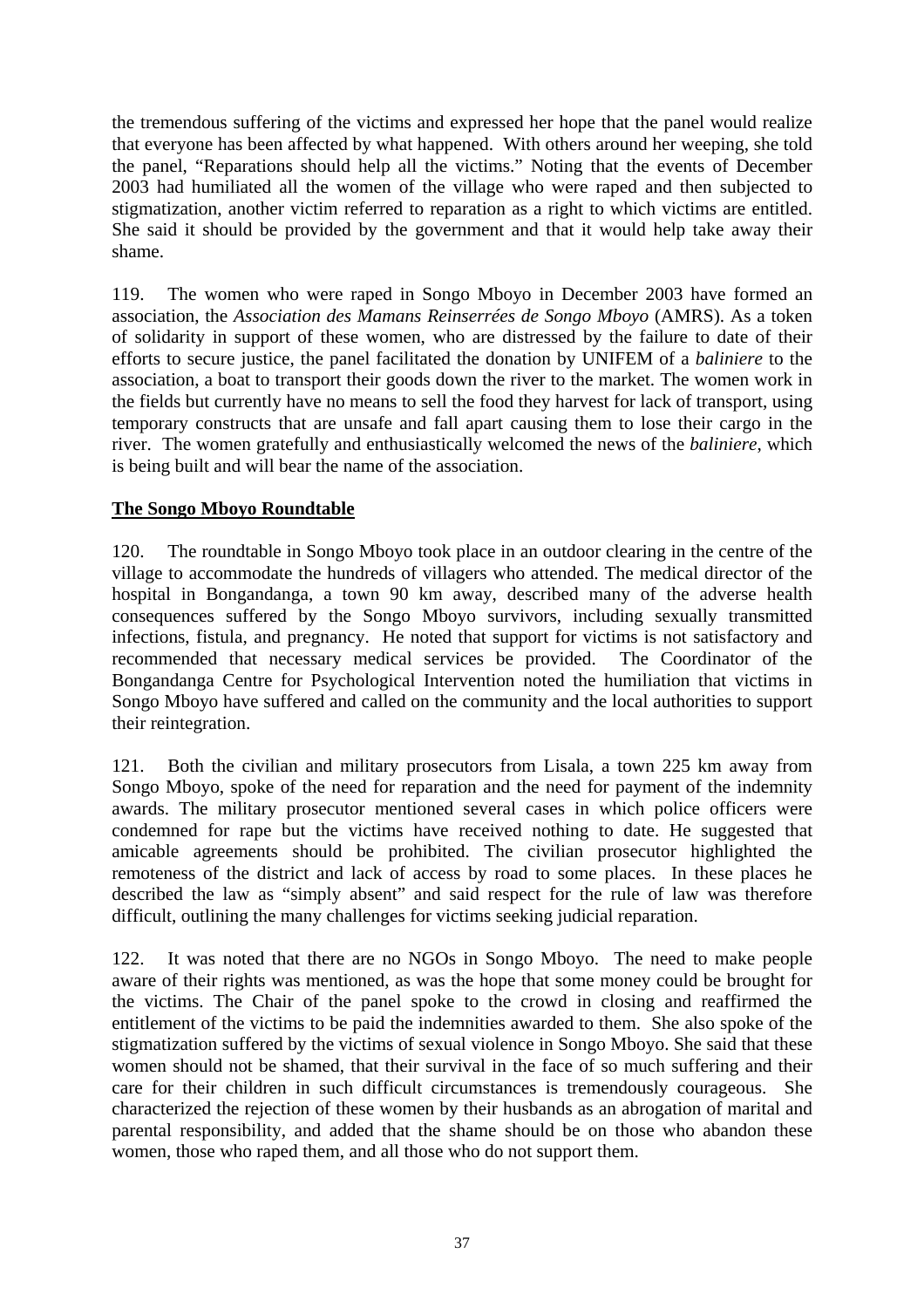the tremendous suffering of the victims and expressed her hope that the panel would realize that everyone has been affected by what happened. With others around her weeping, she told the panel, "Reparations should help all the victims." Noting that the events of December 2003 had humiliated all the women of the village who were raped and then subjected to stigmatization, another victim referred to reparation as a right to which victims are entitled. She said it should be provided by the government and that it would help take away their shame.

119. The women who were raped in Songo Mboyo in December 2003 have formed an association, the *Association des Mamans Reinserrées de Songo Mboyo* (AMRS). As a token of solidarity in support of these women, who are distressed by the failure to date of their efforts to secure justice, the panel facilitated the donation by UNIFEM of a *baliniere* to the association, a boat to transport their goods down the river to the market. The women work in the fields but currently have no means to sell the food they harvest for lack of transport, using temporary constructs that are unsafe and fall apart causing them to lose their cargo in the river. The women gratefully and enthusiastically welcomed the news of the *baliniere*, which is being built and will bear the name of the association.

**The Songo Mboyo Roundtable**

120. The roundtable in Songo Mboyo took place in an outdoor clearing in the centre of the village to accommodate the hundreds of villagers who attended. The medical director of the hospital in Bongandanga, a town 90 km away, described many of the adverse health consequences suffered by the Songo Mboyo survivors, including sexually transmitted infections, fistula, and pregnancy. He noted that support for victims is not satisfactory and recommended that necessary medical services be provided. The Coordinator of the Bongandanga Centre for Psychological Intervention noted the humiliation that victims in Songo Mboyo have suffered and called on the community and the local authorities to support their reintegration.

121. Both the civilian and military prosecutors from Lisala, a town 225 km away from Songo Mboyo, spoke of the need for reparation and the need for payment of the indemnity awards. The military prosecutor mentioned several cases in which police officers were condemned for rape but the victims have received nothing to date. He suggested that amicable agreements should be prohibited. The civilian prosecutor highlighted the remoteness of the district and lack of access by road to some places. In these places he described the law as "simply absent" and said respect for the rule of law was therefore difficult, outlining the many challenges for victims seeking judicial reparation.

122. It was noted that there are no NGOs in Songo Mboyo. The need to make people aware of their rights was mentioned, as was the hope that some money could be brought for the victims. The Chair of the panel spoke to the crowd in closing and reaffirmed the entitlement of the victims to be paid the indemnities awarded to them. She also spoke of the stigmatization suffered by the victims of sexual violence in Songo Mboyo. She said that these women should not be shamed, that their survival in the face of so much suffering and their care for their children in such difficult circumstances is tremendously courageous. She characterized the rejection of these women by their husbands as an abrogation of marital and parental responsibility, and added that the shame should be on those who abandon these women, those who raped them, and all those who do not support them.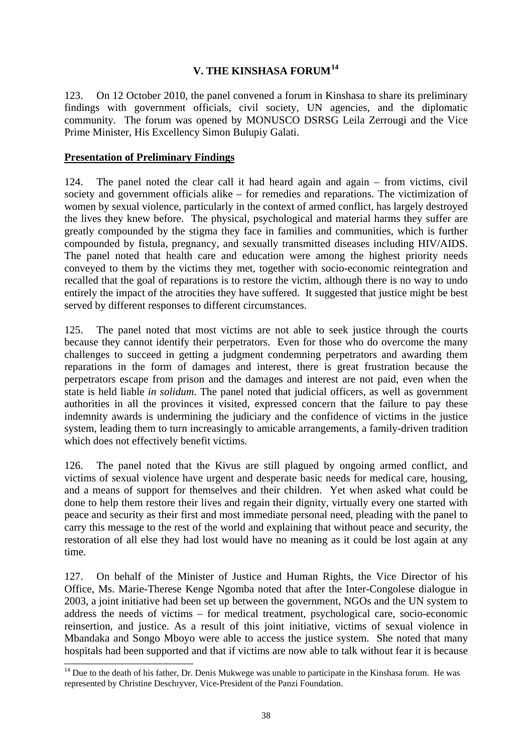# V. THE KINSHASA FORUM[14]

123. On 12 October 2010, the panel convened a forum in Kinshasa to share its preliminary findings with government officials, civil society, UN agencies, and the diplomatic community. The forum was opened by MONUSCO DSRSG Leila Zerrougi and the Vice Prime Minister, His Excellency Simon Bulupiy Galati.

## Presentation of Preliminary Findings

124. The panel noted the clear call it had heard again and again – from victims, civil society and government officials alike – for remedies and reparations. The victimization of women by sexual violence, particularly in the context of armed conflict, has largely destroyed the lives they knew before. The physical, psychological and material harms they suffer are greatly compounded by the stigma they face in families and communities, which is further compounded by fistula, pregnancy, and sexually transmitted diseases including HIV/AIDS. The panel noted that health care and education were among the highest priority needs conveyed to them by the victims they met, together with socio-economic reintegration and recalled that the goal of reparations is to restore the victim, although there is no way to undo entirely the impact of the atrocities they have suffered. It suggested that justice might be best served by different responses to different circumstances.

125. The panel noted that most victims are not able to seek justice through the courts because they cannot identify their perpetrators. Even for those who do overcome the many challenges to succeed in getting a judgment condemning perpetrators and awarding them reparations in the form of damages and interest, there is great frustration because the perpetrators escape from prison and the damages and interest are not paid, even when the state is held liable *in solidum*. The panel noted that judicial officers, as well as government authorities in all the provinces it visited, expressed concern that the failure to pay these indemnity awards is undermining the judiciary and the confidence of victims in the justice system, leading them to turn increasingly to amicable arrangements, a family-driven tradition which does not effectively benefit victims.

126. The panel noted that the Kivus are still plagued by ongoing armed conflict, and victims of sexual violence have urgent and desperate basic needs for medical care, housing, and a means of support for themselves and their children. Yet when asked what could be done to help them restore their lives and regain their dignity, virtually every one started with peace and security as their first and most immediate personal need, pleading with the panel to carry this message to the rest of the world and explaining that without peace and security, the restoration of all else they had lost would have no meaning as it could be lost again at any time.

127. On behalf of the Minister of Justice and Human Rights, the Vice Director of his Office, Ms. Marie-Therese Kenge Ngomba noted that after the Inter-Congolese dialogue in 2003, a joint initiative had been set up between the government, NGOs and the UN system to address the needs of victims – for medical treatment, psychological care, socio-economic reinsertion, and justice. As a result of this joint initiative, victims of sexual violence in Mbandaka and Songo Mboyo were able to access the justice system. She noted that many hospitals had been supported and that if victims are now able to talk without fear it is because

---

[14] Due to the death of his father, Dr. Denis Mukwege was unable to participate in the Kinshasa forum. He was represented by Christine Deschryver, Vice-President of the Panzi Foundation.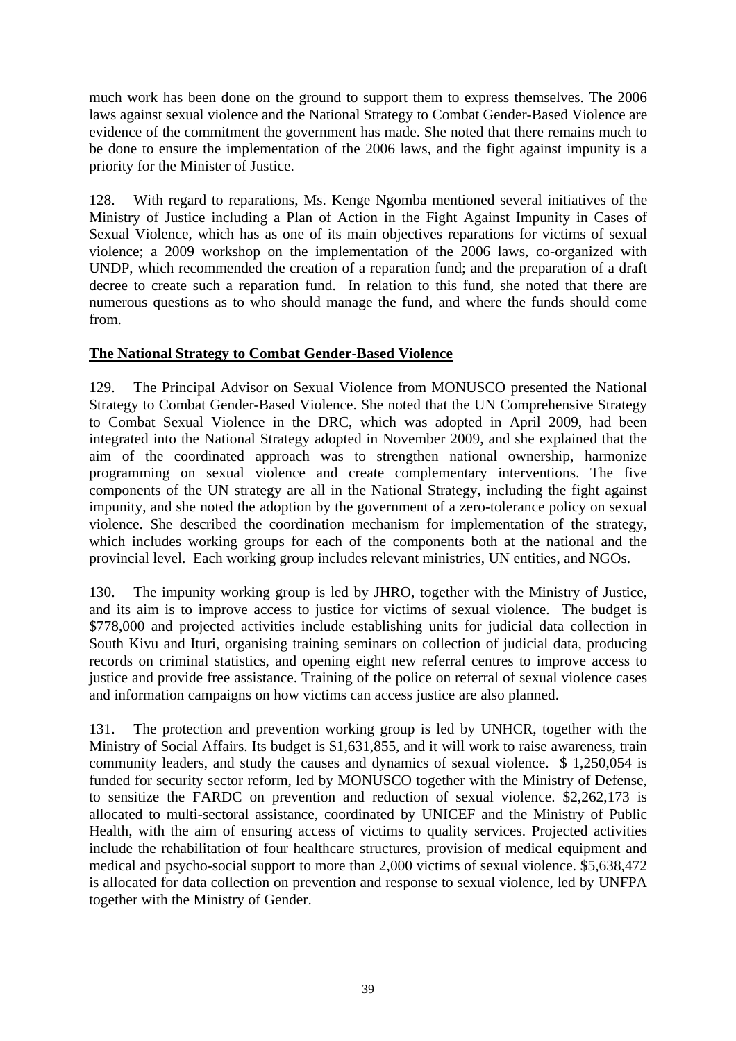much work has been done on the ground to support them to express themselves. The 2006 laws against sexual violence and the National Strategy to Combat Gender-Based Violence are evidence of the commitment the government has made. She noted that there remains much to be done to ensure the implementation of the 2006 laws, and the fight against impunity is a priority for the Minister of Justice.

128. With regard to reparations, Ms. Kenge Ngomba mentioned several initiatives of the Ministry of Justice including a Plan of Action in the Fight Against Impunity in Cases of Sexual Violence, which has as one of its main objectives reparations for victims of sexual violence; a 2009 workshop on the implementation of the 2006 laws, co-organized with UNDP, which recommended the creation of a reparation fund; and the preparation of a draft decree to create such a reparation fund. In relation to this fund, she noted that there are numerous questions as to who should manage the fund, and where the funds should come from.

**The National Strategy to Combat Gender-Based Violence**

129. The Principal Advisor on Sexual Violence from MONUSCO presented the National Strategy to Combat Gender-Based Violence. She noted that the UN Comprehensive Strategy to Combat Sexual Violence in the DRC, which was adopted in April 2009, had been integrated into the National Strategy adopted in November 2009, and she explained that the aim of the coordinated approach was to strengthen national ownership, harmonize programming on sexual violence and create complementary interventions. The five components of the UN strategy are all in the National Strategy, including the fight against impunity, and she noted the adoption by the government of a zero-tolerance policy on sexual violence. She described the coordination mechanism for implementation of the strategy, which includes working groups for each of the components both at the national and the provincial level. Each working group includes relevant ministries, UN entities, and NGOs.

130. The impunity working group is led by JHRO, together with the Ministry of Justice, and its aim is to improve access to justice for victims of sexual violence. The budget is $778,000 and projected activities include establishing units for judicial data collection in South Kivu and Ituri, organising training seminars on collection of judicial data, producing records on criminal statistics, and opening eight new referral centres to improve access to justice and provide free assistance. Training of the police on referral of sexual violence cases and information campaigns on how victims can access justice are also planned.

131. The protection and prevention working group is led by UNHCR, together with the Ministry of Social Affairs. Its budget is $1,631,855, and it will work to raise awareness, train community leaders, and study the causes and dynamics of sexual violence. $ 1,250,054 is funded for security sector reform, led by MONUSCO together with the Ministry of Defense, to sensitize the FARDC on prevention and reduction of sexual violence. $2,262,173 is allocated to multi-sectoral assistance, coordinated by UNICEF and the Ministry of Public Health, with the aim of ensuring access of victims to quality services. Projected activities include the rehabilitation of four healthcare structures, provision of medical equipment and medical and psycho-social support to more than 2,000 victims of sexual violence. $5,638,472 is allocated for data collection on prevention and response to sexual violence, led by UNFPA together with the Ministry of Gender.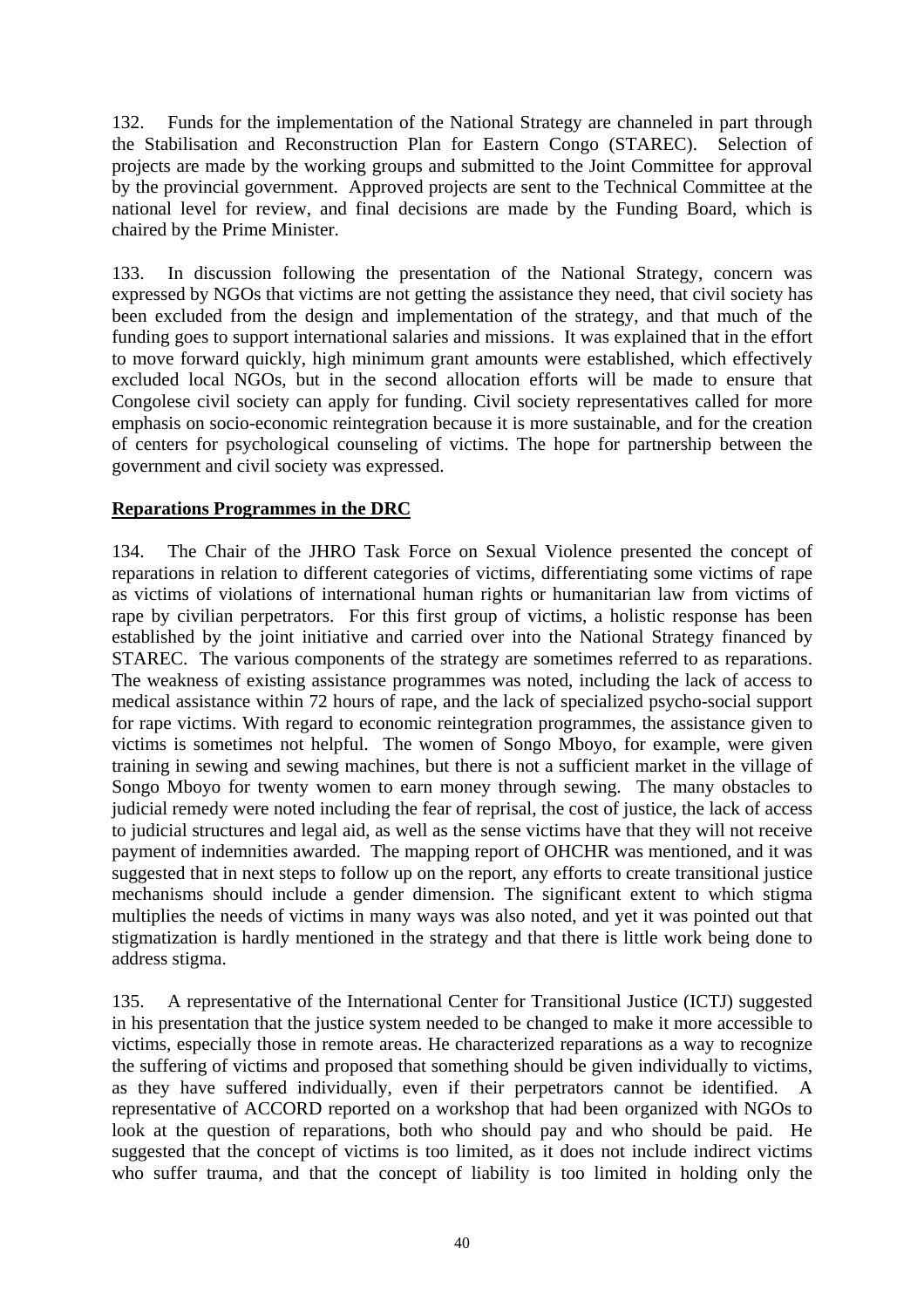132. Funds for the implementation of the National Strategy are channeled in part through the Stabilisation and Reconstruction Plan for Eastern Congo (STAREC). Selection of projects are made by the working groups and submitted to the Joint Committee for approval by the provincial government. Approved projects are sent to the Technical Committee at the national level for review, and final decisions are made by the Funding Board, which is chaired by the Prime Minister.

133. In discussion following the presentation of the National Strategy, concern was expressed by NGOs that victims are not getting the assistance they need, that civil society has been excluded from the design and implementation of the strategy, and that much of the funding goes to support international salaries and missions. It was explained that in the effort to move forward quickly, high minimum grant amounts were established, which effectively excluded local NGOs, but in the second allocation efforts will be made to ensure that Congolese civil society can apply for funding. Civil society representatives called for more emphasis on socio-economic reintegration because it is more sustainable, and for the creation of centers for psychological counseling of victims. The hope for partnership between the government and civil society was expressed.

**Reparations Programmes in the DRC**

134. The Chair of the JHRO Task Force on Sexual Violence presented the concept of reparations in relation to different categories of victims, differentiating some victims of rape as victims of violations of international human rights or humanitarian law from victims of rape by civilian perpetrators. For this first group of victims, a holistic response has been established by the joint initiative and carried over into the National Strategy financed by STAREC. The various components of the strategy are sometimes referred to as reparations. The weakness of existing assistance programmes was noted, including the lack of access to medical assistance within 72 hours of rape, and the lack of specialized psycho-social support for rape victims. With regard to economic reintegration programmes, the assistance given to victims is sometimes not helpful. The women of Songo Mboyo, for example, were given training in sewing and sewing machines, but there is not a sufficient market in the village of Songo Mboyo for twenty women to earn money through sewing. The many obstacles to judicial remedy were noted including the fear of reprisal, the cost of justice, the lack of access to judicial structures and legal aid, as well as the sense victims have that they will not receive payment of indemnities awarded. The mapping report of OHCHR was mentioned, and it was suggested that in next steps to follow up on the report, any efforts to create transitional justice mechanisms should include a gender dimension. The significant extent to which stigma multiplies the needs of victims in many ways was also noted, and yet it was pointed out that stigmatization is hardly mentioned in the strategy and that there is little work being done to address stigma.

135. A representative of the International Center for Transitional Justice (ICTJ) suggested in his presentation that the justice system needed to be changed to make it more accessible to victims, especially those in remote areas. He characterized reparations as a way to recognize the suffering of victims and proposed that something should be given individually to victims, as they have suffered individually, even if their perpetrators cannot be identified. A representative of ACCORD reported on a workshop that had been organized with NGOs to look at the question of reparations, both who should pay and who should be paid. He suggested that the concept of victims is too limited, as it does not include indirect victims who suffer trauma, and that the concept of liability is too limited in holding only the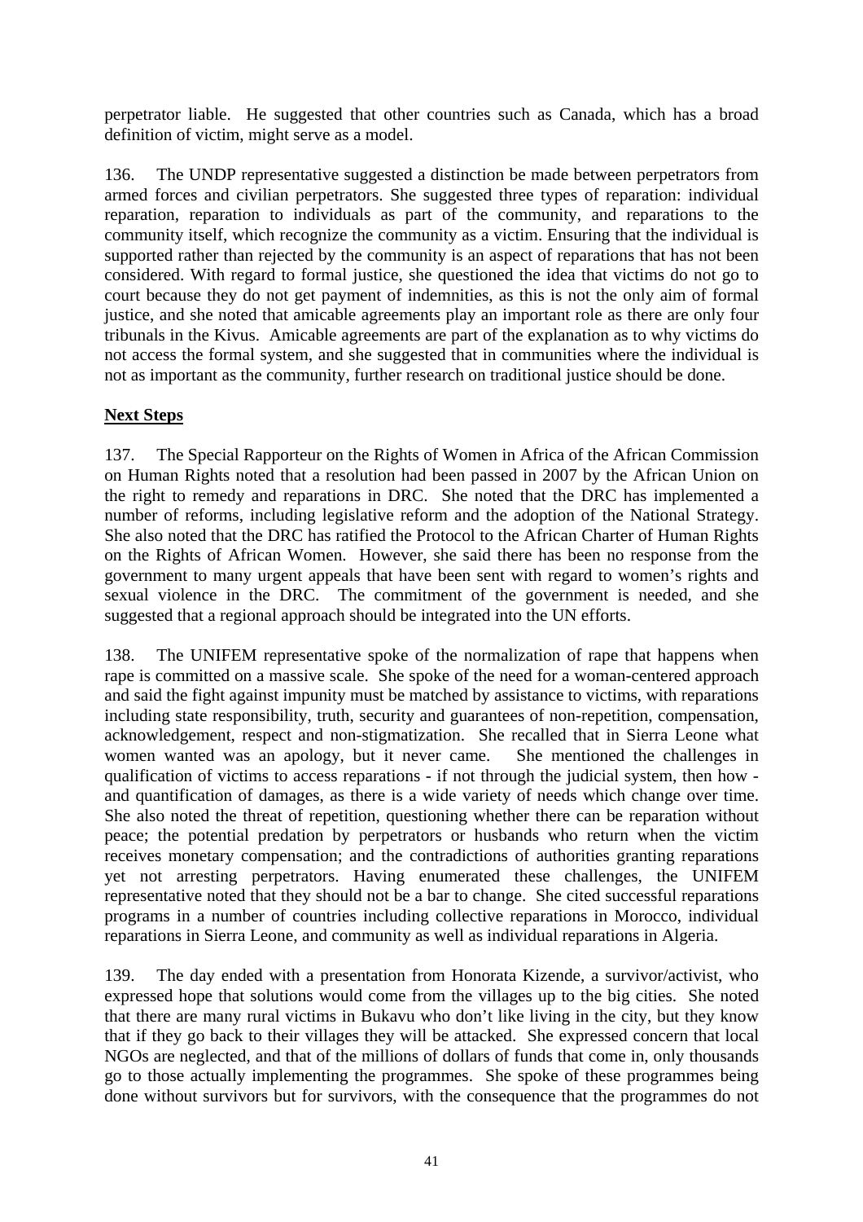perpetrator liable. He suggested that other countries such as Canada, which has a broad definition of victim, might serve as a model.

136. The UNDP representative suggested a distinction be made between perpetrators from armed forces and civilian perpetrators. She suggested three types of reparation: individual reparation, reparation to individuals as part of the community, and reparations to the community itself, which recognize the community as a victim. Ensuring that the individual is supported rather than rejected by the community is an aspect of reparations that has not been considered. With regard to formal justice, she questioned the idea that victims do not go to court because they do not get payment of indemnities, as this is not the only aim of formal justice, and she noted that amicable agreements play an important role as there are only four tribunals in the Kivus. Amicable agreements are part of the explanation as to why victims do not access the formal system, and she suggested that in communities where the individual is not as important as the community, further research on traditional justice should be done.

## Next Steps

137. The Special Rapporteur on the Rights of Women in Africa of the African Commission on Human Rights noted that a resolution had been passed in 2007 by the African Union on the right to remedy and reparations in DRC. She noted that the DRC has implemented a number of reforms, including legislative reform and the adoption of the National Strategy. She also noted that the DRC has ratified the Protocol to the African Charter of Human Rights on the Rights of African Women. However, she said there has been no response from the government to many urgent appeals that have been sent with regard to women's rights and sexual violence in the DRC. The commitment of the government is needed, and she suggested that a regional approach should be integrated into the UN efforts.

138. The UNIFEM representative spoke of the normalization of rape that happens when rape is committed on a massive scale. She spoke of the need for a woman-centered approach and said the fight against impunity must be matched by assistance to victims, with reparations including state responsibility, truth, security and guarantees of non-repetition, compensation, acknowledgement, respect and non-stigmatization. She recalled that in Sierra Leone what women wanted was an apology, but it never came. She mentioned the challenges in qualification of victims to access reparations - if not through the judicial system, then how - and quantification of damages, as there is a wide variety of needs which change over time. She also noted the threat of repetition, questioning whether there can be reparation without peace; the potential predation by perpetrators or husbands who return when the victim receives monetary compensation; and the contradictions of authorities granting reparations yet not arresting perpetrators. Having enumerated these challenges, the UNIFEM representative noted that they should not be a bar to change. She cited successful reparations programs in a number of countries including collective reparations in Morocco, individual reparations in Sierra Leone, and community as well as individual reparations in Algeria.

139. The day ended with a presentation from Honorata Kizende, a survivor/activist, who expressed hope that solutions would come from the villages up to the big cities. She noted that there are many rural victims in Bukavu who don't like living in the city, but they know that if they go back to their villages they will be attacked. She expressed concern that local NGOs are neglected, and that of the millions of dollars of funds that come in, only thousands go to those actually implementing the programmes. She spoke of these programmes being done without survivors but for survivors, with the consequence that the programmes do not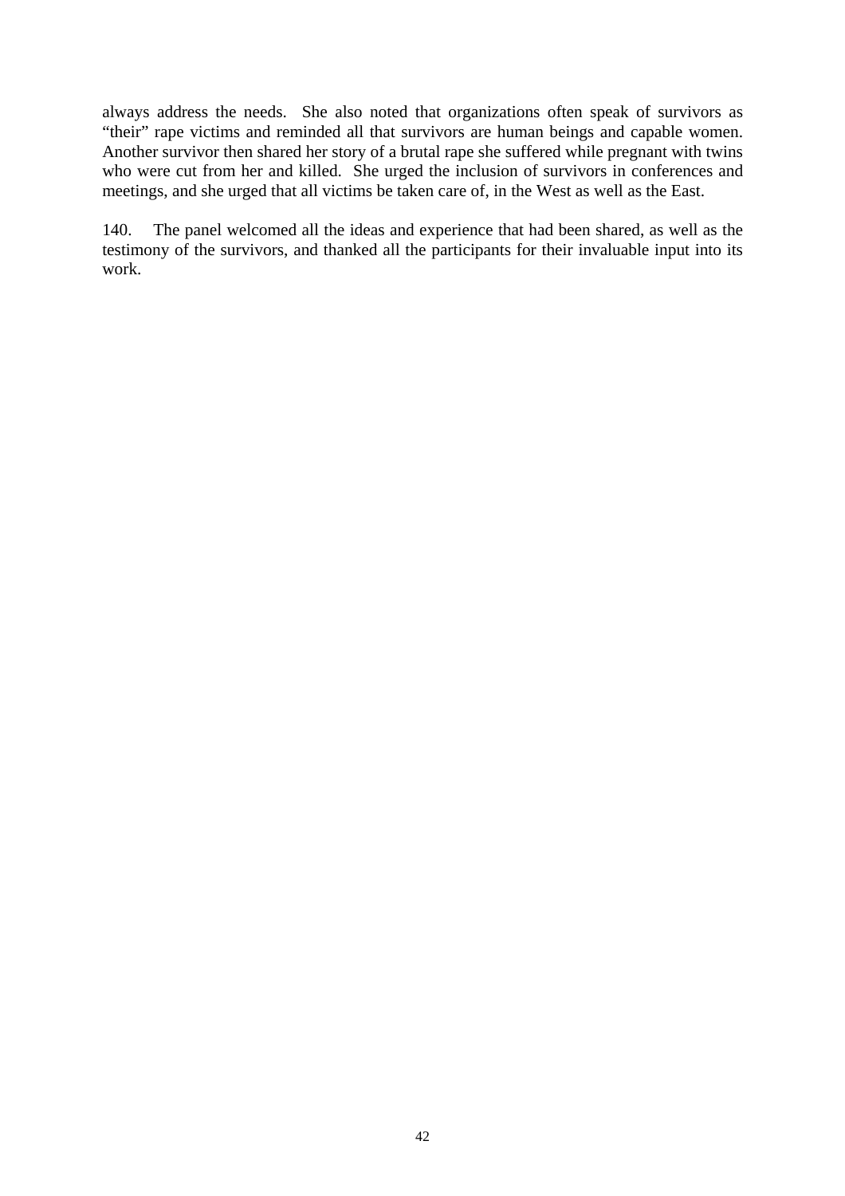always address the needs. She also noted that organizations often speak of survivors as "their" rape victims and reminded all that survivors are human beings and capable women. Another survivor then shared her story of a brutal rape she suffered while pregnant with twins who were cut from her and killed. She urged the inclusion of survivors in conferences and meetings, and she urged that all victims be taken care of, in the West as well as the East.

140. The panel welcomed all the ideas and experience that had been shared, as well as the testimony of the survivors, and thanked all the participants for their invaluable input into its work.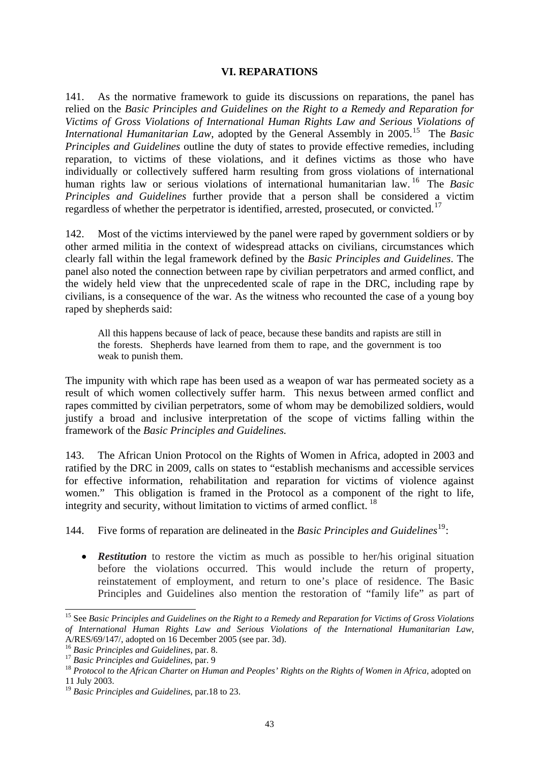## VI. REPARATIONS

141. As the normative framework to guide its discussions on reparations, the panel has relied on the *Basic Principles and Guidelines on the Right to a Remedy and Reparation for Victims of Gross Violations of International Human Rights Law and Serious Violations of International Humanitarian Law*, adopted by the General Assembly in 2005.[15] The *Basic Principles and Guidelines* outline the duty of states to provide effective remedies, including reparation, to victims of these violations, and it defines victims as those who have individually or collectively suffered harm resulting from gross violations of international human rights law or serious violations of international humanitarian law.[16] The *Basic Principles and Guidelines* further provide that a person shall be considered a victim regardless of whether the perpetrator is identified, arrested, prosecuted, or convicted.[17]

142. Most of the victims interviewed by the panel were raped by government soldiers or by other armed militia in the context of widespread attacks on civilians, circumstances which clearly fall within the legal framework defined by the *Basic Principles and Guidelines*. The panel also noted the connection between rape by civilian perpetrators and armed conflict, and the widely held view that the unprecedented scale of rape in the DRC, including rape by civilians, is a consequence of the war. As the witness who recounted the case of a young boy raped by shepherds said:

> All this happens because of lack of peace, because these bandits and rapists are still in the forests. Shepherds have learned from them to rape, and the government is too weak to punish them.

The impunity with which rape has been used as a weapon of war has permeated society as a result of which women collectively suffer harm. This nexus between armed conflict and rapes committed by civilian perpetrators, some of whom may be demobilized soldiers, would justify a broad and inclusive interpretation of the scope of victims falling within the framework of the *Basic Principles and Guidelines.*

143. The African Union Protocol on the Rights of Women in Africa, adopted in 2003 and ratified by the DRC in 2009, calls on states to "establish mechanisms and accessible services for effective information, rehabilitation and reparation for victims of violence against women." This obligation is framed in the Protocol as a component of the right to life, integrity and security, without limitation to victims of armed conflict.[18]

144. Five forms of reparation are delineated in the *Basic Principles and Guidelines*[19]:

- ***Restitution*** to restore the victim as much as possible to her/his original situation before the violations occurred. This would include the return of property, reinstatement of employment, and return to one's place of residence. The Basic Principles and Guidelines also mention the restoration of "family life" as part of

---

[15] See *Basic Principles and Guidelines on the Right to a Remedy and Reparation for Victims of Gross Violations of International Human Rights Law and Serious Violations of the International Humanitarian Law*, A/RES/69/147/, adopted on 16 December 2005 (see par. 3d).

[16] *Basic Principles and Guidelines*, par. 8.

[17] *Basic Principles and Guidelines*, par. 9

[18] *Protocol to the African Charter on Human and Peoples' Rights on the Rights of Women in Africa*, adopted on 11 July 2003.

[19] *Basic Principles and Guidelines*, par.18 to 23.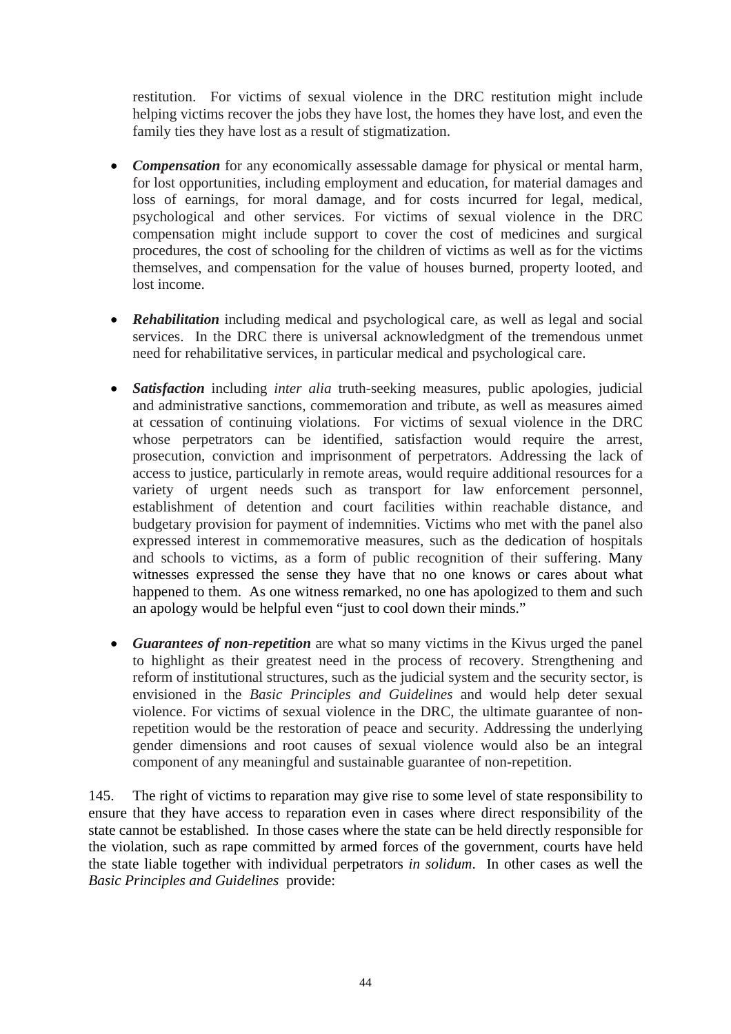restitution. For victims of sexual violence in the DRC restitution might include helping victims recover the jobs they have lost, the homes they have lost, and even the family ties they have lost as a result of stigmatization.

- ***Compensation*** for any economically assessable damage for physical or mental harm, for lost opportunities, including employment and education, for material damages and loss of earnings, for moral damage, and for costs incurred for legal, medical, psychological and other services. For victims of sexual violence in the DRC compensation might include support to cover the cost of medicines and surgical procedures, the cost of schooling for the children of victims as well as for the victims themselves, and compensation for the value of houses burned, property looted, and lost income.

- ***Rehabilitation*** including medical and psychological care, as well as legal and social services. In the DRC there is universal acknowledgment of the tremendous unmet need for rehabilitative services, in particular medical and psychological care.

- ***Satisfaction*** including *inter alia* truth-seeking measures, public apologies, judicial and administrative sanctions, commemoration and tribute, as well as measures aimed at cessation of continuing violations. For victims of sexual violence in the DRC whose perpetrators can be identified, satisfaction would require the arrest, prosecution, conviction and imprisonment of perpetrators. Addressing the lack of access to justice, particularly in remote areas, would require additional resources for a variety of urgent needs such as transport for law enforcement personnel, establishment of detention and court facilities within reachable distance, and budgetary provision for payment of indemnities. Victims who met with the panel also expressed interest in commemorative measures, such as the dedication of hospitals and schools to victims, as a form of public recognition of their suffering. Many witnesses expressed the sense they have that no one knows or cares about what happened to them. As one witness remarked, no one has apologized to them and such an apology would be helpful even "just to cool down their minds."

- ***Guarantees of non-repetition*** are what so many victims in the Kivus urged the panel to highlight as their greatest need in the process of recovery. Strengthening and reform of institutional structures, such as the judicial system and the security sector, is envisioned in the *Basic Principles and Guidelines* and would help deter sexual violence. For victims of sexual violence in the DRC, the ultimate guarantee of non-repetition would be the restoration of peace and security. Addressing the underlying gender dimensions and root causes of sexual violence would also be an integral component of any meaningful and sustainable guarantee of non-repetition.

145. The right of victims to reparation may give rise to some level of state responsibility to ensure that they have access to reparation even in cases where direct responsibility of the state cannot be established. In those cases where the state can be held directly responsible for the violation, such as rape committed by armed forces of the government, courts have held the state liable together with individual perpetrators *in solidum*. In other cases as well the *Basic Principles and Guidelines* provide: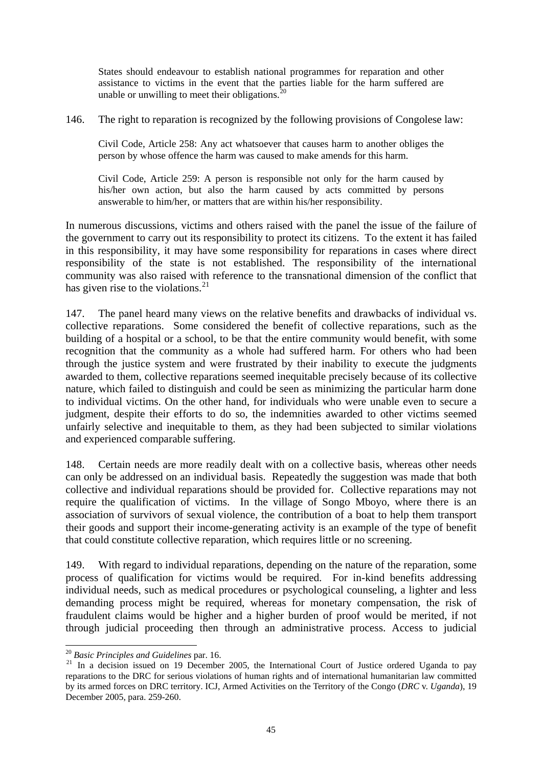> States should endeavour to establish national programmes for reparation and other assistance to victims in the event that the parties liable for the harm suffered are unable or unwilling to meet their obligations.[20]

146. The right to reparation is recognized by the following provisions of Congolese law:

> Civil Code, Article 258: Any act whatsoever that causes harm to another obliges the person by whose offence the harm was caused to make amends for this harm.
>
> Civil Code, Article 259: A person is responsible not only for the harm caused by his/her own action, but also the harm caused by acts committed by persons answerable to him/her, or matters that are within his/her responsibility.

In numerous discussions, victims and others raised with the panel the issue of the failure of the government to carry out its responsibility to protect its citizens. To the extent it has failed in this responsibility, it may have some responsibility for reparations in cases where direct responsibility of the state is not established. The responsibility of the international community was also raised with reference to the transnational dimension of the conflict that has given rise to the violations.[21]

147. The panel heard many views on the relative benefits and drawbacks of individual vs. collective reparations. Some considered the benefit of collective reparations, such as the building of a hospital or a school, to be that the entire community would benefit, with some recognition that the community as a whole had suffered harm. For others who had been through the justice system and were frustrated by their inability to execute the judgments awarded to them, collective reparations seemed inequitable precisely because of its collective nature, which failed to distinguish and could be seen as minimizing the particular harm done to individual victims. On the other hand, for individuals who were unable even to secure a judgment, despite their efforts to do so, the indemnities awarded to other victims seemed unfairly selective and inequitable to them, as they had been subjected to similar violations and experienced comparable suffering.

148. Certain needs are more readily dealt with on a collective basis, whereas other needs can only be addressed on an individual basis. Repeatedly the suggestion was made that both collective and individual reparations should be provided for. Collective reparations may not require the qualification of victims. In the village of Songo Mboyo, where there is an association of survivors of sexual violence, the contribution of a boat to help them transport their goods and support their income-generating activity is an example of the type of benefit that could constitute collective reparation, which requires little or no screening.

149. With regard to individual reparations, depending on the nature of the reparation, some process of qualification for victims would be required. For in-kind benefits addressing individual needs, such as medical procedures or psychological counseling, a lighter and less demanding process might be required, whereas for monetary compensation, the risk of fraudulent claims would be higher and a higher burden of proof would be merited, if not through judicial proceeding then through an administrative process. Access to judicial

---

[20] *Basic Principles and Guidelines* par. 16.

[21] In a decision issued on 19 December 2005, the International Court of Justice ordered Uganda to pay reparations to the DRC for serious violations of human rights and of international humanitarian law committed by its armed forces on DRC territory. ICJ, Armed Activities on the Territory of the Congo (*DRC* v. *Uganda*), 19 December 2005, para. 259-260.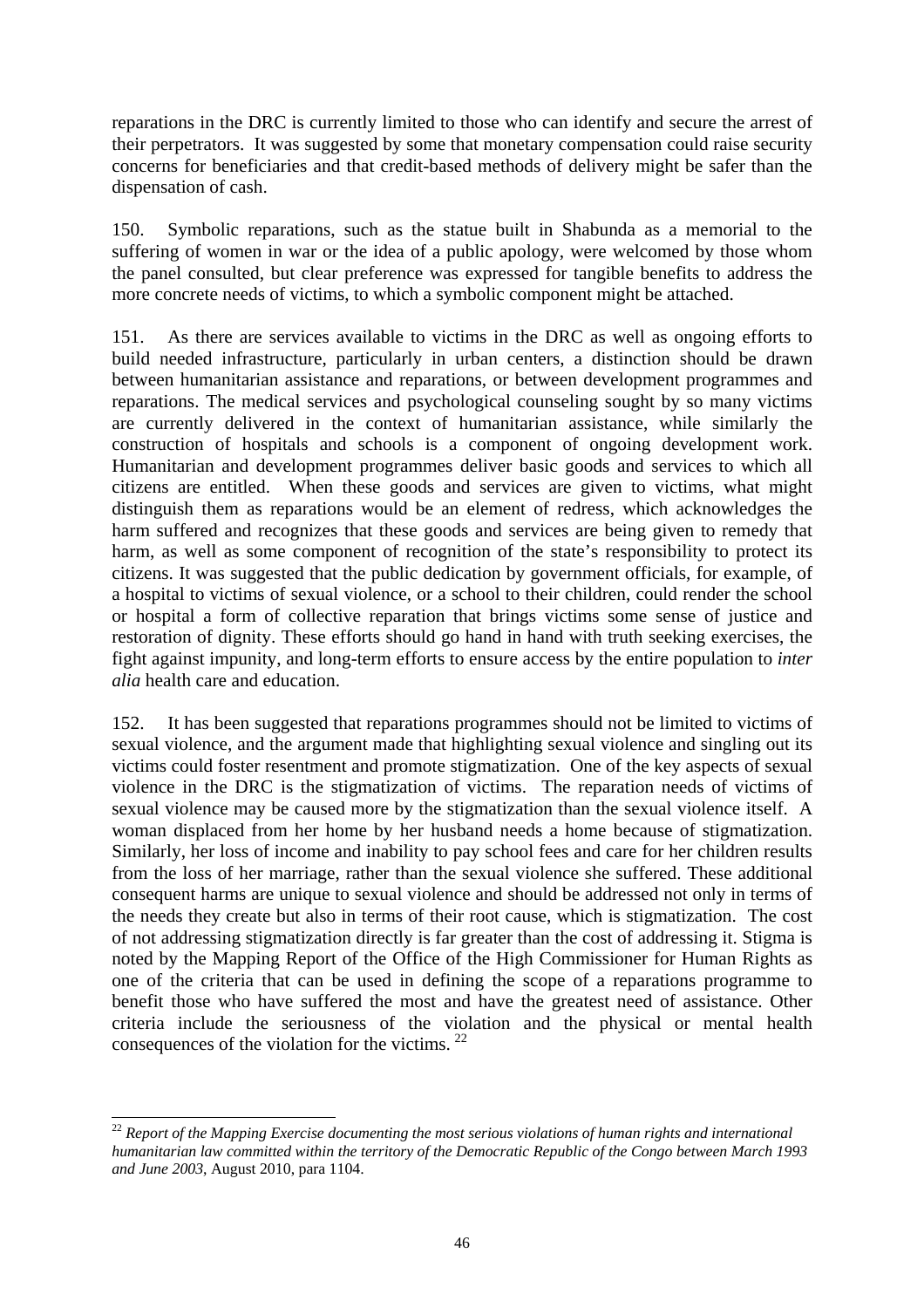reparations in the DRC is currently limited to those who can identify and secure the arrest of their perpetrators. It was suggested by some that monetary compensation could raise security concerns for beneficiaries and that credit-based methods of delivery might be safer than the dispensation of cash.

150. Symbolic reparations, such as the statue built in Shabunda as a memorial to the suffering of women in war or the idea of a public apology, were welcomed by those whom the panel consulted, but clear preference was expressed for tangible benefits to address the more concrete needs of victims, to which a symbolic component might be attached.

151. As there are services available to victims in the DRC as well as ongoing efforts to build needed infrastructure, particularly in urban centers, a distinction should be drawn between humanitarian assistance and reparations, or between development programmes and reparations. The medical services and psychological counseling sought by so many victims are currently delivered in the context of humanitarian assistance, while similarly the construction of hospitals and schools is a component of ongoing development work. Humanitarian and development programmes deliver basic goods and services to which all citizens are entitled. When these goods and services are given to victims, what might distinguish them as reparations would be an element of redress, which acknowledges the harm suffered and recognizes that these goods and services are being given to remedy that harm, as well as some component of recognition of the state's responsibility to protect its citizens. It was suggested that the public dedication by government officials, for example, of a hospital to victims of sexual violence, or a school to their children, could render the school or hospital a form of collective reparation that brings victims some sense of justice and restoration of dignity. These efforts should go hand in hand with truth seeking exercises, the fight against impunity, and long-term efforts to ensure access by the entire population to *inter alia* health care and education.

152. It has been suggested that reparations programmes should not be limited to victims of sexual violence, and the argument made that highlighting sexual violence and singling out its victims could foster resentment and promote stigmatization. One of the key aspects of sexual violence in the DRC is the stigmatization of victims. The reparation needs of victims of sexual violence may be caused more by the stigmatization than the sexual violence itself. A woman displaced from her home by her husband needs a home because of stigmatization. Similarly, her loss of income and inability to pay school fees and care for her children results from the loss of her marriage, rather than the sexual violence she suffered. These additional consequent harms are unique to sexual violence and should be addressed not only in terms of the needs they create but also in terms of their root cause, which is stigmatization. The cost of not addressing stigmatization directly is far greater than the cost of addressing it. Stigma is noted by the Mapping Report of the Office of the High Commissioner for Human Rights as one of the criteria that can be used in defining the scope of a reparations programme to benefit those who have suffered the most and have the greatest need of assistance. Other criteria include the seriousness of the violation and the physical or mental health consequences of the violation for the victims. [22]

---

[22] *Report of the Mapping Exercise documenting the most serious violations of human rights and international humanitarian law committed within the territory of the Democratic Republic of the Congo between March 1993 and June 2003*, August 2010, para 1104.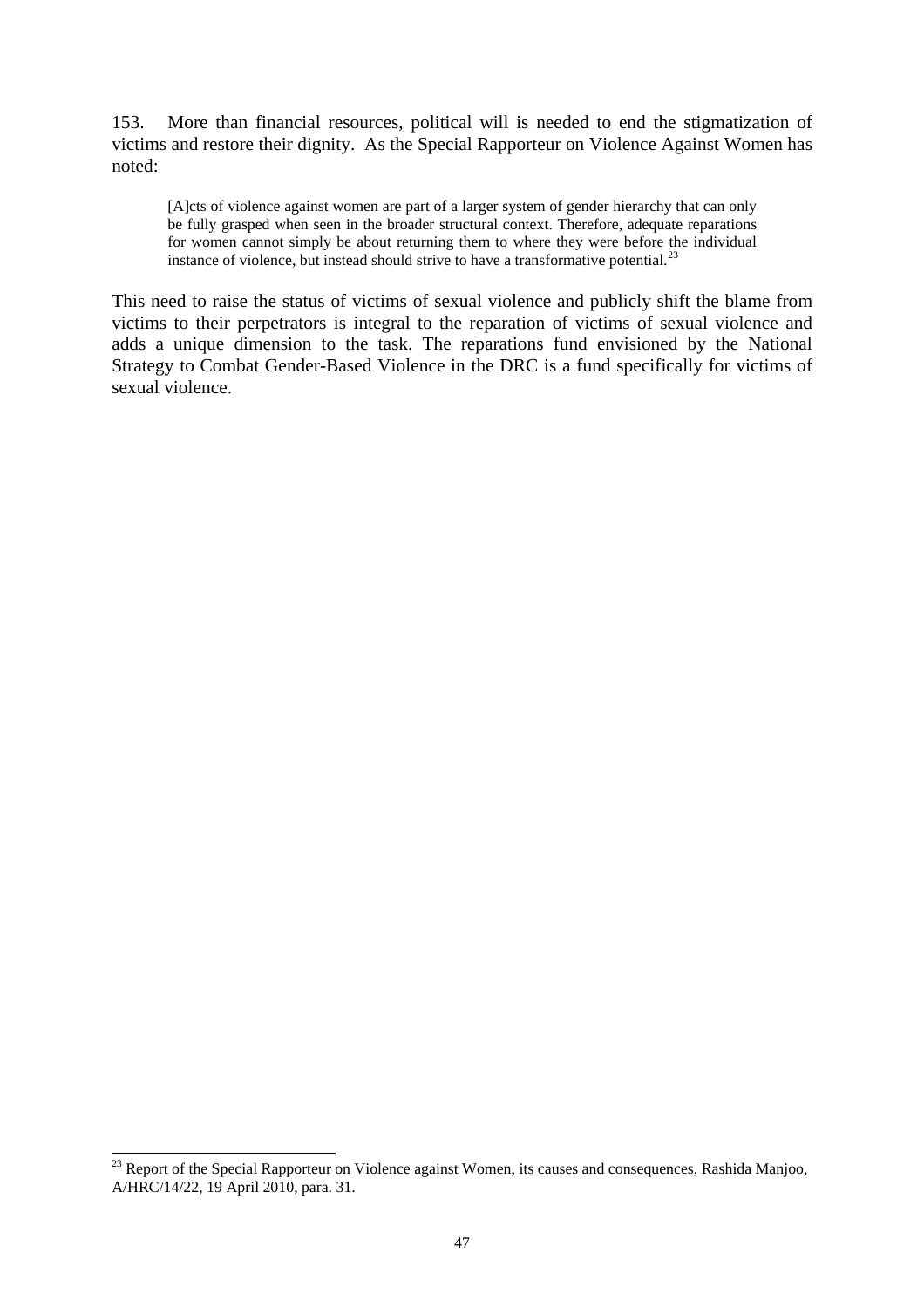153. More than financial resources, political will is needed to end the stigmatization of victims and restore their dignity. As the Special Rapporteur on Violence Against Women has noted:

> [A]cts of violence against women are part of a larger system of gender hierarchy that can only be fully grasped when seen in the broader structural context. Therefore, adequate reparations for women cannot simply be about returning them to where they were before the individual instance of violence, but instead should strive to have a transformative potential.[23]

This need to raise the status of victims of sexual violence and publicly shift the blame from victims to their perpetrators is integral to the reparation of victims of sexual violence and adds a unique dimension to the task. The reparations fund envisioned by the National Strategy to Combat Gender-Based Violence in the DRC is a fund specifically for victims of sexual violence.

---

[23] Report of the Special Rapporteur on Violence against Women, its causes and consequences, Rashida Manjoo, A/HRC/14/22, 19 April 2010, para. 31.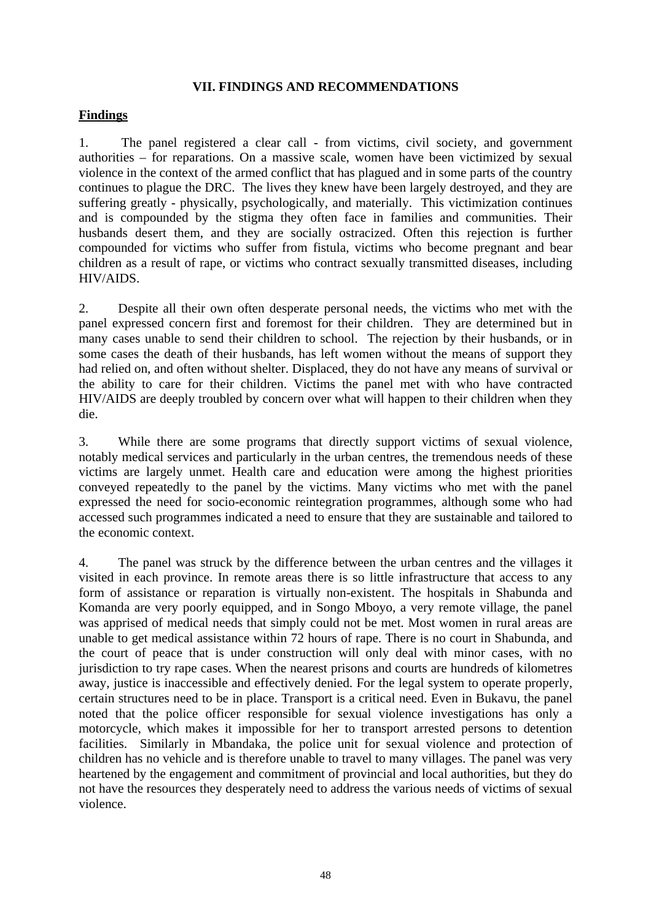## VII. FINDINGS AND RECOMMENDATIONS

**Findings**

1. The panel registered a clear call - from victims, civil society, and government authorities – for reparations. On a massive scale, women have been victimized by sexual violence in the context of the armed conflict that has plagued and in some parts of the country continues to plague the DRC. The lives they knew have been largely destroyed, and they are suffering greatly - physically, psychologically, and materially. This victimization continues and is compounded by the stigma they often face in families and communities. Their husbands desert them, and they are socially ostracized. Often this rejection is further compounded for victims who suffer from fistula, victims who become pregnant and bear children as a result of rape, or victims who contract sexually transmitted diseases, including HIV/AIDS.

2. Despite all their own often desperate personal needs, the victims who met with the panel expressed concern first and foremost for their children. They are determined but in many cases unable to send their children to school. The rejection by their husbands, or in some cases the death of their husbands, has left women without the means of support they had relied on, and often without shelter. Displaced, they do not have any means of survival or the ability to care for their children. Victims the panel met with who have contracted HIV/AIDS are deeply troubled by concern over what will happen to their children when they die.

3. While there are some programs that directly support victims of sexual violence, notably medical services and particularly in the urban centres, the tremendous needs of these victims are largely unmet. Health care and education were among the highest priorities conveyed repeatedly to the panel by the victims. Many victims who met with the panel expressed the need for socio-economic reintegration programmes, although some who had accessed such programmes indicated a need to ensure that they are sustainable and tailored to the economic context.

4. The panel was struck by the difference between the urban centres and the villages it visited in each province. In remote areas there is so little infrastructure that access to any form of assistance or reparation is virtually non-existent. The hospitals in Shabunda and Komanda are very poorly equipped, and in Songo Mboyo, a very remote village, the panel was apprised of medical needs that simply could not be met. Most women in rural areas are unable to get medical assistance within 72 hours of rape. There is no court in Shabunda, and the court of peace that is under construction will only deal with minor cases, with no jurisdiction to try rape cases. When the nearest prisons and courts are hundreds of kilometres away, justice is inaccessible and effectively denied. For the legal system to operate properly, certain structures need to be in place. Transport is a critical need. Even in Bukavu, the panel noted that the police officer responsible for sexual violence investigations has only a motorcycle, which makes it impossible for her to transport arrested persons to detention facilities. Similarly in Mbandaka, the police unit for sexual violence and protection of children has no vehicle and is therefore unable to travel to many villages. The panel was very heartened by the engagement and commitment of provincial and local authorities, but they do not have the resources they desperately need to address the various needs of victims of sexual violence.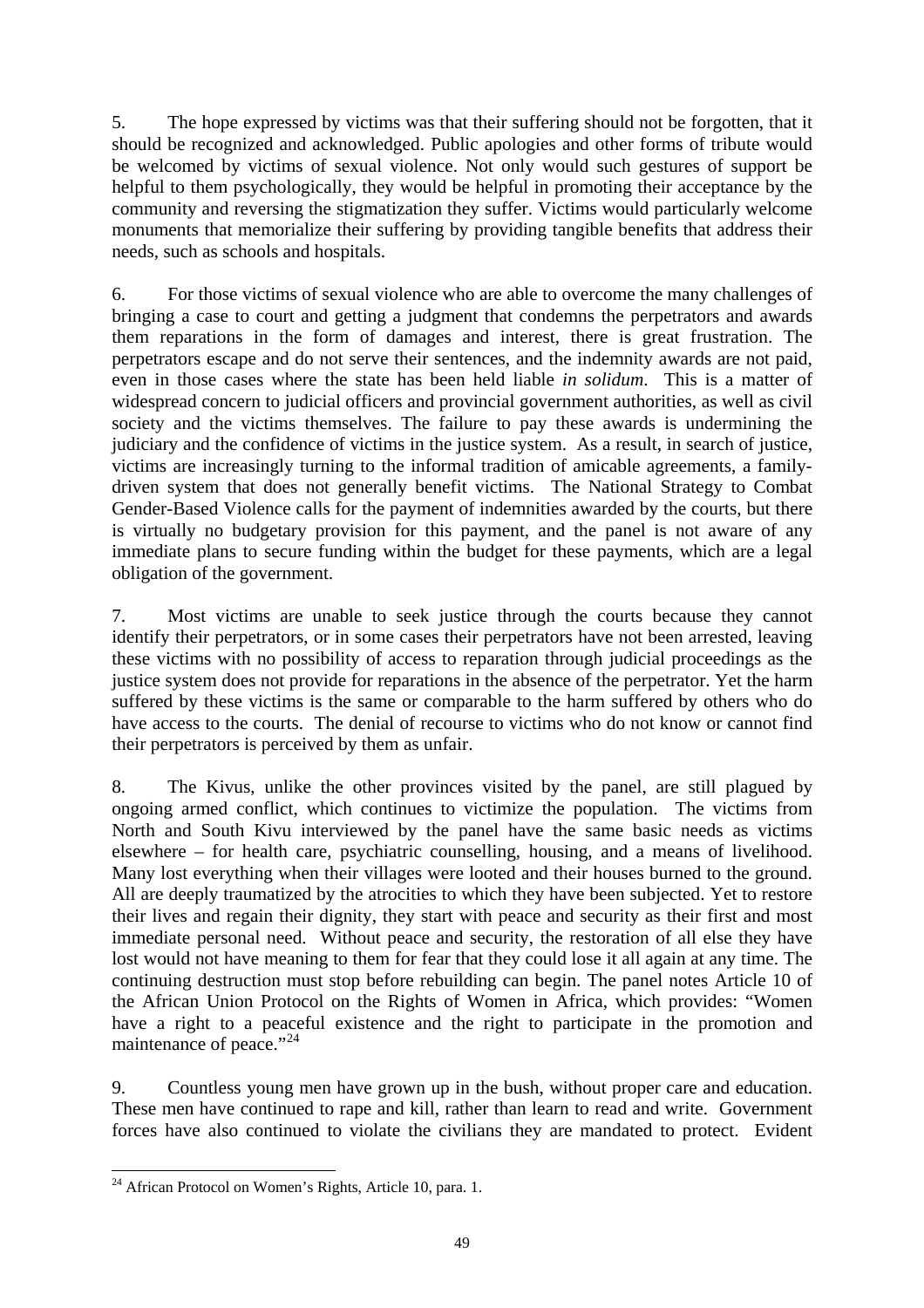5. The hope expressed by victims was that their suffering should not be forgotten, that it should be recognized and acknowledged. Public apologies and other forms of tribute would be welcomed by victims of sexual violence. Not only would such gestures of support be helpful to them psychologically, they would be helpful in promoting their acceptance by the community and reversing the stigmatization they suffer. Victims would particularly welcome monuments that memorialize their suffering by providing tangible benefits that address their needs, such as schools and hospitals.

6. For those victims of sexual violence who are able to overcome the many challenges of bringing a case to court and getting a judgment that condemns the perpetrators and awards them reparations in the form of damages and interest, there is great frustration. The perpetrators escape and do not serve their sentences, and the indemnity awards are not paid, even in those cases where the state has been held liable *in solidum*. This is a matter of widespread concern to judicial officers and provincial government authorities, as well as civil society and the victims themselves. The failure to pay these awards is undermining the judiciary and the confidence of victims in the justice system. As a result, in search of justice, victims are increasingly turning to the informal tradition of amicable agreements, a family-driven system that does not generally benefit victims. The National Strategy to Combat Gender-Based Violence calls for the payment of indemnities awarded by the courts, but there is virtually no budgetary provision for this payment, and the panel is not aware of any immediate plans to secure funding within the budget for these payments, which are a legal obligation of the government.

7. Most victims are unable to seek justice through the courts because they cannot identify their perpetrators, or in some cases their perpetrators have not been arrested, leaving these victims with no possibility of access to reparation through judicial proceedings as the justice system does not provide for reparations in the absence of the perpetrator. Yet the harm suffered by these victims is the same or comparable to the harm suffered by others who do have access to the courts. The denial of recourse to victims who do not know or cannot find their perpetrators is perceived by them as unfair.

8. The Kivus, unlike the other provinces visited by the panel, are still plagued by ongoing armed conflict, which continues to victimize the population. The victims from North and South Kivu interviewed by the panel have the same basic needs as victims elsewhere – for health care, psychiatric counselling, housing, and a means of livelihood. Many lost everything when their villages were looted and their houses burned to the ground. All are deeply traumatized by the atrocities to which they have been subjected. Yet to restore their lives and regain their dignity, they start with peace and security as their first and most immediate personal need. Without peace and security, the restoration of all else they have lost would not have meaning to them for fear that they could lose it all again at any time. The continuing destruction must stop before rebuilding can begin. The panel notes Article 10 of the African Union Protocol on the Rights of Women in Africa, which provides: "Women have a right to a peaceful existence and the right to participate in the promotion and maintenance of peace."[24]

9. Countless young men have grown up in the bush, without proper care and education. These men have continued to rape and kill, rather than learn to read and write. Government forces have also continued to violate the civilians they are mandated to protect. Evident

[24] African Protocol on Women's Rights, Article 10, para. 1.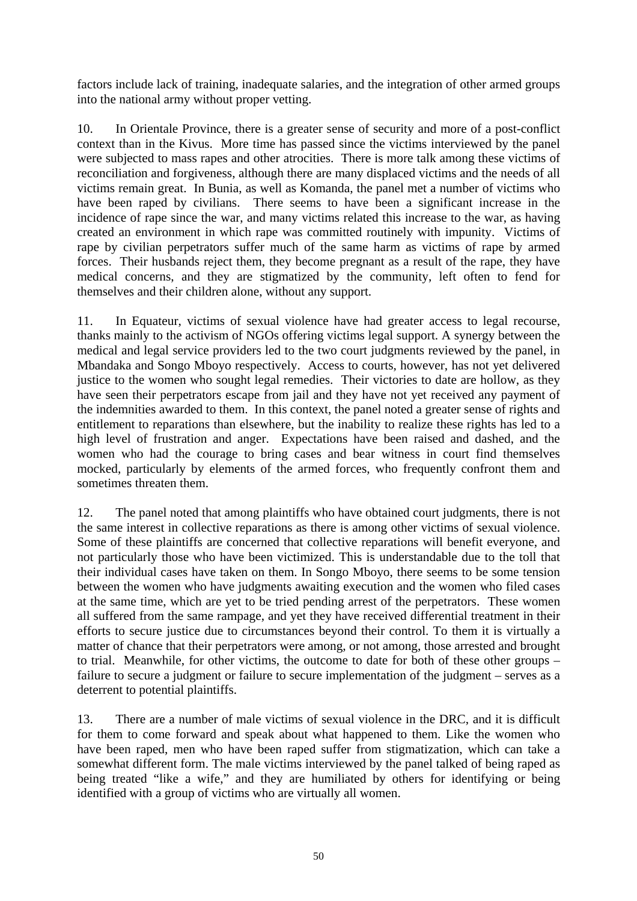factors include lack of training, inadequate salaries, and the integration of other armed groups into the national army without proper vetting.

10. In Orientale Province, there is a greater sense of security and more of a post-conflict context than in the Kivus. More time has passed since the victims interviewed by the panel were subjected to mass rapes and other atrocities. There is more talk among these victims of reconciliation and forgiveness, although there are many displaced victims and the needs of all victims remain great. In Bunia, as well as Komanda, the panel met a number of victims who have been raped by civilians. There seems to have been a significant increase in the incidence of rape since the war, and many victims related this increase to the war, as having created an environment in which rape was committed routinely with impunity. Victims of rape by civilian perpetrators suffer much of the same harm as victims of rape by armed forces. Their husbands reject them, they become pregnant as a result of the rape, they have medical concerns, and they are stigmatized by the community, left often to fend for themselves and their children alone, without any support.

11. In Equateur, victims of sexual violence have had greater access to legal recourse, thanks mainly to the activism of NGOs offering victims legal support. A synergy between the medical and legal service providers led to the two court judgments reviewed by the panel, in Mbandaka and Songo Mboyo respectively. Access to courts, however, has not yet delivered justice to the women who sought legal remedies. Their victories to date are hollow, as they have seen their perpetrators escape from jail and they have not yet received any payment of the indemnities awarded to them. In this context, the panel noted a greater sense of rights and entitlement to reparations than elsewhere, but the inability to realize these rights has led to a high level of frustration and anger. Expectations have been raised and dashed, and the women who had the courage to bring cases and bear witness in court find themselves mocked, particularly by elements of the armed forces, who frequently confront them and sometimes threaten them.

12. The panel noted that among plaintiffs who have obtained court judgments, there is not the same interest in collective reparations as there is among other victims of sexual violence. Some of these plaintiffs are concerned that collective reparations will benefit everyone, and not particularly those who have been victimized. This is understandable due to the toll that their individual cases have taken on them. In Songo Mboyo, there seems to be some tension between the women who have judgments awaiting execution and the women who filed cases at the same time, which are yet to be tried pending arrest of the perpetrators. These women all suffered from the same rampage, and yet they have received differential treatment in their efforts to secure justice due to circumstances beyond their control. To them it is virtually a matter of chance that their perpetrators were among, or not among, those arrested and brought to trial. Meanwhile, for other victims, the outcome to date for both of these other groups – failure to secure a judgment or failure to secure implementation of the judgment – serves as a deterrent to potential plaintiffs.

13. There are a number of male victims of sexual violence in the DRC, and it is difficult for them to come forward and speak about what happened to them. Like the women who have been raped, men who have been raped suffer from stigmatization, which can take a somewhat different form. The male victims interviewed by the panel talked of being raped as being treated "like a wife," and they are humiliated by others for identifying or being identified with a group of victims who are virtually all women.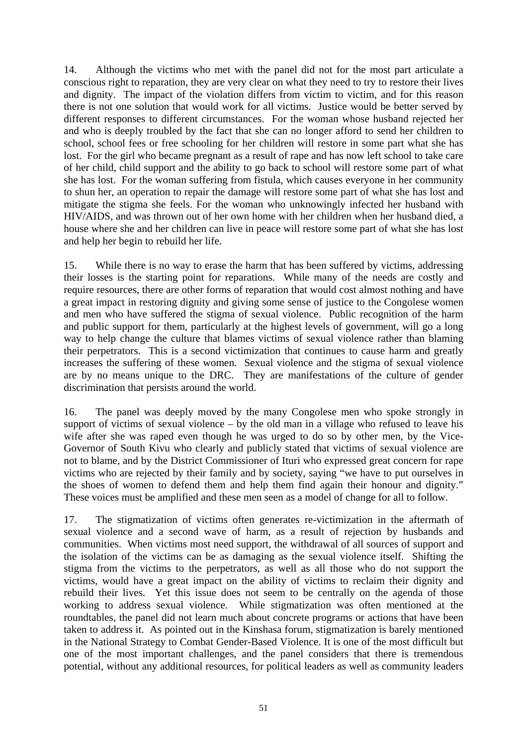14. Although the victims who met with the panel did not for the most part articulate a conscious right to reparation, they are very clear on what they need to try to restore their lives and dignity. The impact of the violation differs from victim to victim, and for this reason there is not one solution that would work for all victims. Justice would be better served by different responses to different circumstances. For the woman whose husband rejected her and who is deeply troubled by the fact that she can no longer afford to send her children to school, school fees or free schooling for her children will restore in some part what she has lost. For the girl who became pregnant as a result of rape and has now left school to take care of her child, child support and the ability to go back to school will restore some part of what she has lost. For the woman suffering from fistula, which causes everyone in her community to shun her, an operation to repair the damage will restore some part of what she has lost and mitigate the stigma she feels. For the woman who unknowingly infected her husband with HIV/AIDS, and was thrown out of her own home with her children when her husband died, a house where she and her children can live in peace will restore some part of what she has lost and help her begin to rebuild her life.

15. While there is no way to erase the harm that has been suffered by victims, addressing their losses is the starting point for reparations. While many of the needs are costly and require resources, there are other forms of reparation that would cost almost nothing and have a great impact in restoring dignity and giving some sense of justice to the Congolese women and men who have suffered the stigma of sexual violence. Public recognition of the harm and public support for them, particularly at the highest levels of government, will go a long way to help change the culture that blames victims of sexual violence rather than blaming their perpetrators. This is a second victimization that continues to cause harm and greatly increases the suffering of these women. Sexual violence and the stigma of sexual violence are by no means unique to the DRC. They are manifestations of the culture of gender discrimination that persists around the world.

16. The panel was deeply moved by the many Congolese men who spoke strongly in support of victims of sexual violence – by the old man in a village who refused to leave his wife after she was raped even though he was urged to do so by other men, by the Vice-Governor of South Kivu who clearly and publicly stated that victims of sexual violence are not to blame, and by the District Commissioner of Ituri who expressed great concern for rape victims who are rejected by their family and by society, saying "we have to put ourselves in the shoes of women to defend them and help them find again their honour and dignity." These voices must be amplified and these men seen as a model of change for all to follow.

17. The stigmatization of victims often generates re-victimization in the aftermath of sexual violence and a second wave of harm, as a result of rejection by husbands and communities. When victims most need support, the withdrawal of all sources of support and the isolation of the victims can be as damaging as the sexual violence itself. Shifting the stigma from the victims to the perpetrators, as well as all those who do not support the victims, would have a great impact on the ability of victims to reclaim their dignity and rebuild their lives. Yet this issue does not seem to be centrally on the agenda of those working to address sexual violence. While stigmatization was often mentioned at the roundtables, the panel did not learn much about concrete programs or actions that have been taken to address it. As pointed out in the Kinshasa forum, stigmatization is barely mentioned in the National Strategy to Combat Gender-Based Violence. It is one of the most difficult but one of the most important challenges, and the panel considers that there is tremendous potential, without any additional resources, for political leaders as well as community leaders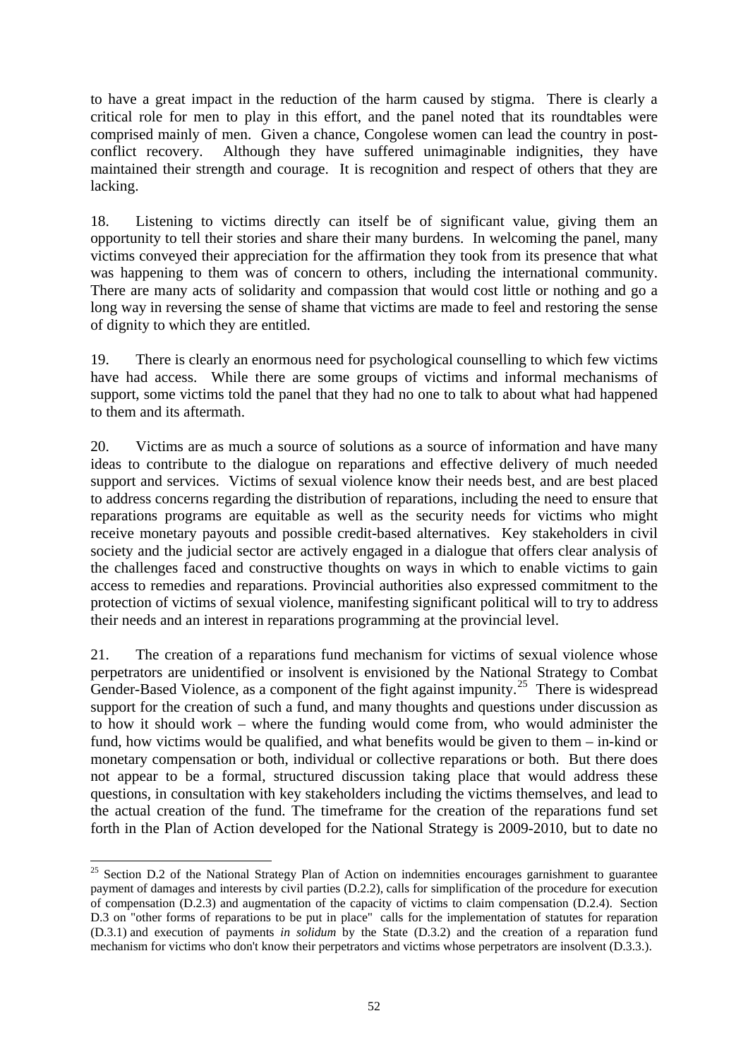to have a great impact in the reduction of the harm caused by stigma. There is clearly a critical role for men to play in this effort, and the panel noted that its roundtables were comprised mainly of men. Given a chance, Congolese women can lead the country in post-conflict recovery. Although they have suffered unimaginable indignities, they have maintained their strength and courage. It is recognition and respect of others that they are lacking.

18. Listening to victims directly can itself be of significant value, giving them an opportunity to tell their stories and share their many burdens. In welcoming the panel, many victims conveyed their appreciation for the affirmation they took from its presence that what was happening to them was of concern to others, including the international community. There are many acts of solidarity and compassion that would cost little or nothing and go a long way in reversing the sense of shame that victims are made to feel and restoring the sense of dignity to which they are entitled.

19. There is clearly an enormous need for psychological counselling to which few victims have had access. While there are some groups of victims and informal mechanisms of support, some victims told the panel that they had no one to talk to about what had happened to them and its aftermath.

20. Victims are as much a source of solutions as a source of information and have many ideas to contribute to the dialogue on reparations and effective delivery of much needed support and services. Victims of sexual violence know their needs best, and are best placed to address concerns regarding the distribution of reparations, including the need to ensure that reparations programs are equitable as well as the security needs for victims who might receive monetary payouts and possible credit-based alternatives. Key stakeholders in civil society and the judicial sector are actively engaged in a dialogue that offers clear analysis of the challenges faced and constructive thoughts on ways in which to enable victims to gain access to remedies and reparations. Provincial authorities also expressed commitment to the protection of victims of sexual violence, manifesting significant political will to try to address their needs and an interest in reparations programming at the provincial level.

21. The creation of a reparations fund mechanism for victims of sexual violence whose perpetrators are unidentified or insolvent is envisioned by the National Strategy to Combat Gender-Based Violence, as a component of the fight against impunity.[25] There is widespread support for the creation of such a fund, and many thoughts and questions under discussion as to how it should work – where the funding would come from, who would administer the fund, how victims would be qualified, and what benefits would be given to them – in-kind or monetary compensation or both, individual or collective reparations or both. But there does not appear to be a formal, structured discussion taking place that would address these questions, in consultation with key stakeholders including the victims themselves, and lead to the actual creation of the fund. The timeframe for the creation of the reparations fund set forth in the Plan of Action developed for the National Strategy is 2009-2010, but to date no

---

[25] Section D.2 of the National Strategy Plan of Action on indemnities encourages garnishment to guarantee payment of damages and interests by civil parties (D.2.2), calls for simplification of the procedure for execution of compensation (D.2.3) and augmentation of the capacity of victims to claim compensation (D.2.4). Section D.3 on "other forms of reparations to be put in place" calls for the implementation of statutes for reparation (D.3.1) and execution of payments *in solidum* by the State (D.3.2) and the creation of a reparation fund mechanism for victims who don't know their perpetrators and victims whose perpetrators are insolvent (D.3.3.).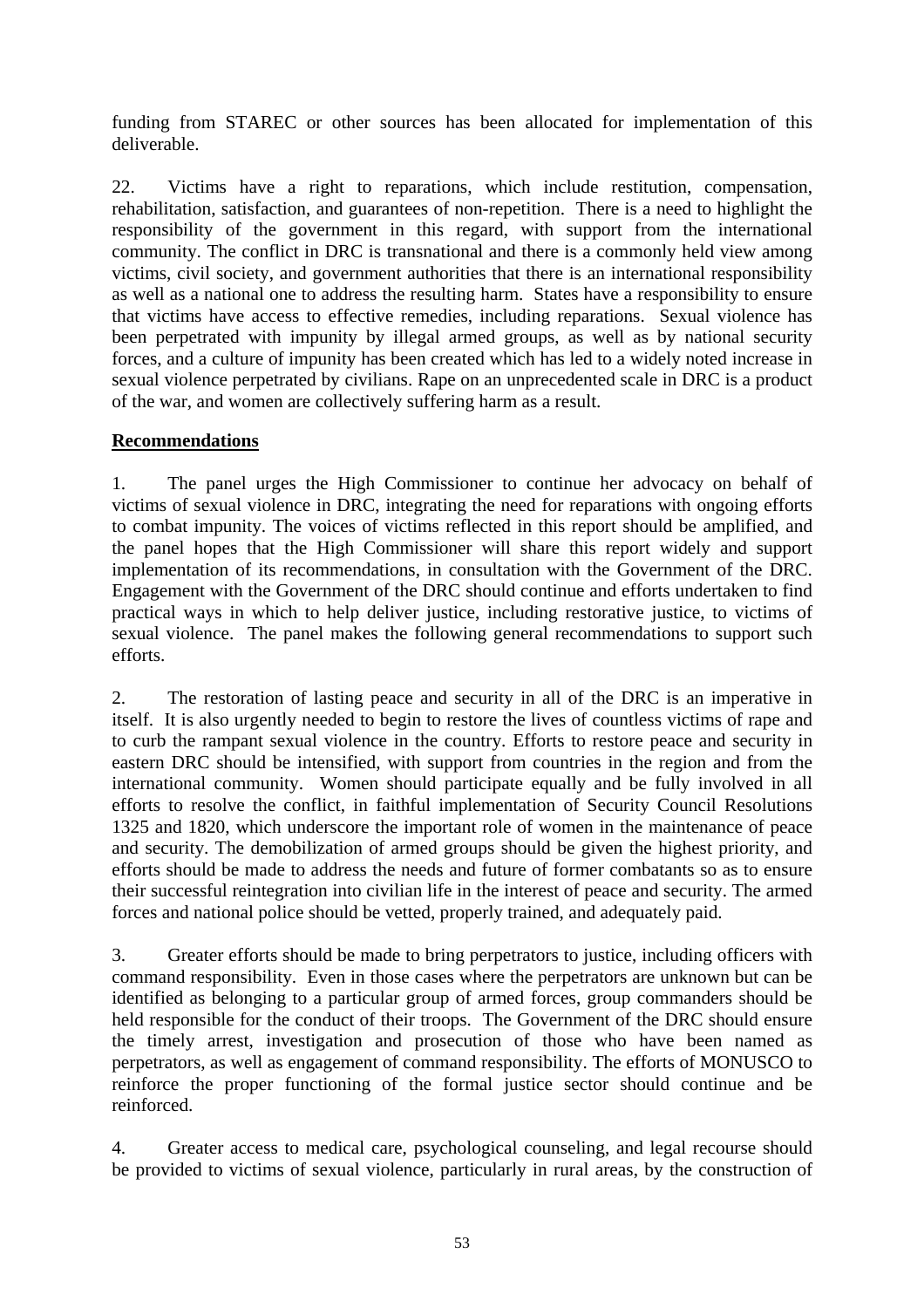funding from STAREC or other sources has been allocated for implementation of this deliverable.

22. Victims have a right to reparations, which include restitution, compensation, rehabilitation, satisfaction, and guarantees of non-repetition. There is a need to highlight the responsibility of the government in this regard, with support from the international community. The conflict in DRC is transnational and there is a commonly held view among victims, civil society, and government authorities that there is an international responsibility as well as a national one to address the resulting harm. States have a responsibility to ensure that victims have access to effective remedies, including reparations. Sexual violence has been perpetrated with impunity by illegal armed groups, as well as by national security forces, and a culture of impunity has been created which has led to a widely noted increase in sexual violence perpetrated by civilians. Rape on an unprecedented scale in DRC is a product of the war, and women are collectively suffering harm as a result.

**Recommendations**

1. The panel urges the High Commissioner to continue her advocacy on behalf of victims of sexual violence in DRC, integrating the need for reparations with ongoing efforts to combat impunity. The voices of victims reflected in this report should be amplified, and the panel hopes that the High Commissioner will share this report widely and support implementation of its recommendations, in consultation with the Government of the DRC. Engagement with the Government of the DRC should continue and efforts undertaken to find practical ways in which to help deliver justice, including restorative justice, to victims of sexual violence. The panel makes the following general recommendations to support such efforts.

2. The restoration of lasting peace and security in all of the DRC is an imperative in itself. It is also urgently needed to begin to restore the lives of countless victims of rape and to curb the rampant sexual violence in the country. Efforts to restore peace and security in eastern DRC should be intensified, with support from countries in the region and from the international community. Women should participate equally and be fully involved in all efforts to resolve the conflict, in faithful implementation of Security Council Resolutions 1325 and 1820, which underscore the important role of women in the maintenance of peace and security. The demobilization of armed groups should be given the highest priority, and efforts should be made to address the needs and future of former combatants so as to ensure their successful reintegration into civilian life in the interest of peace and security. The armed forces and national police should be vetted, properly trained, and adequately paid.

3. Greater efforts should be made to bring perpetrators to justice, including officers with command responsibility. Even in those cases where the perpetrators are unknown but can be identified as belonging to a particular group of armed forces, group commanders should be held responsible for the conduct of their troops. The Government of the DRC should ensure the timely arrest, investigation and prosecution of those who have been named as perpetrators, as well as engagement of command responsibility. The efforts of MONUSCO to reinforce the proper functioning of the formal justice sector should continue and be reinforced.

4. Greater access to medical care, psychological counseling, and legal recourse should be provided to victims of sexual violence, particularly in rural areas, by the construction of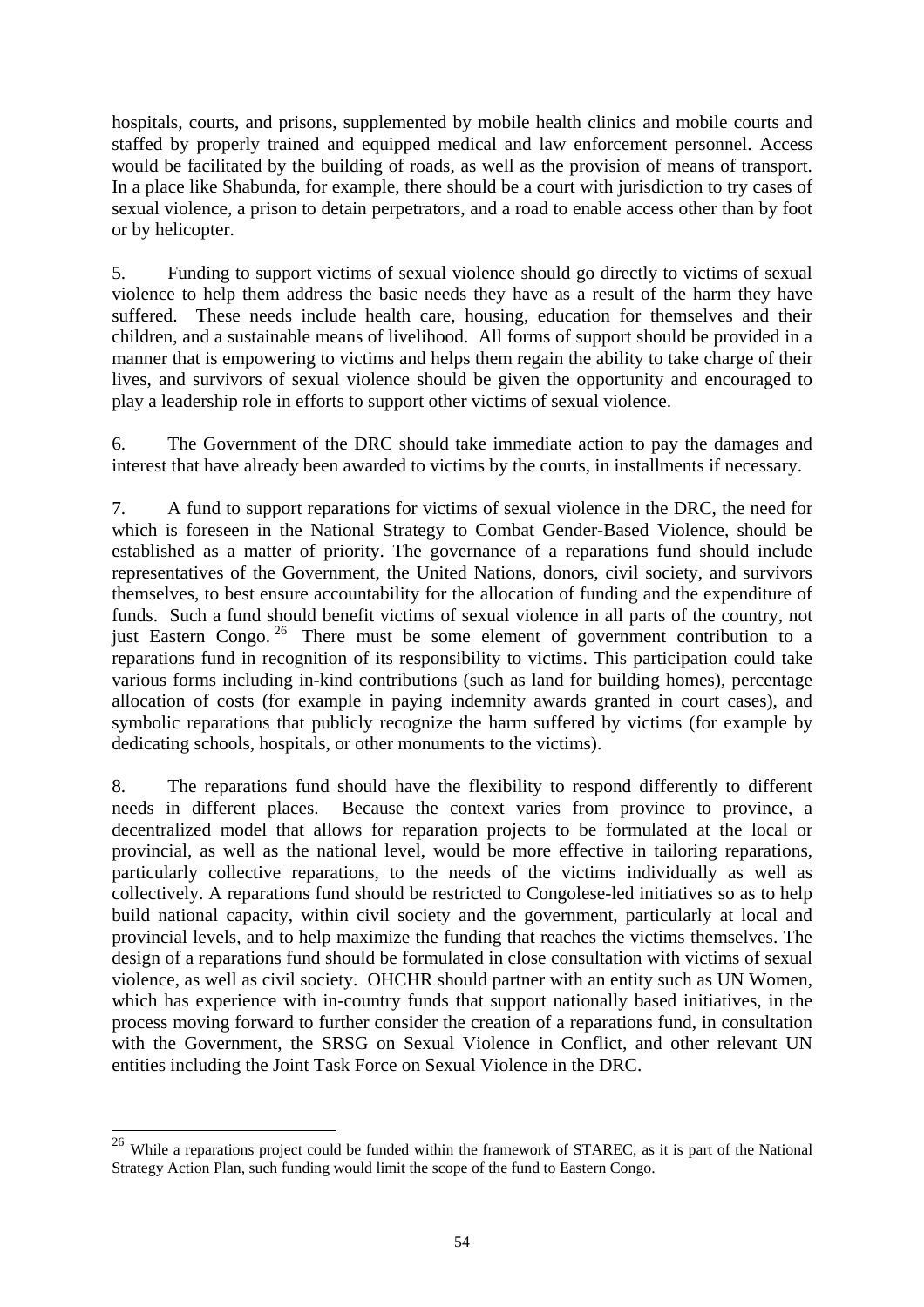hospitals, courts, and prisons, supplemented by mobile health clinics and mobile courts and staffed by properly trained and equipped medical and law enforcement personnel. Access would be facilitated by the building of roads, as well as the provision of means of transport. In a place like Shabunda, for example, there should be a court with jurisdiction to try cases of sexual violence, a prison to detain perpetrators, and a road to enable access other than by foot or by helicopter.

5. Funding to support victims of sexual violence should go directly to victims of sexual violence to help them address the basic needs they have as a result of the harm they have suffered. These needs include health care, housing, education for themselves and their children, and a sustainable means of livelihood. All forms of support should be provided in a manner that is empowering to victims and helps them regain the ability to take charge of their lives, and survivors of sexual violence should be given the opportunity and encouraged to play a leadership role in efforts to support other victims of sexual violence.

6. The Government of the DRC should take immediate action to pay the damages and interest that have already been awarded to victims by the courts, in installments if necessary.

7. A fund to support reparations for victims of sexual violence in the DRC, the need for which is foreseen in the National Strategy to Combat Gender-Based Violence, should be established as a matter of priority. The governance of a reparations fund should include representatives of the Government, the United Nations, donors, civil society, and survivors themselves, to best ensure accountability for the allocation of funding and the expenditure of funds. Such a fund should benefit victims of sexual violence in all parts of the country, not just Eastern Congo.[26] There must be some element of government contribution to a reparations fund in recognition of its responsibility to victims. This participation could take various forms including in-kind contributions (such as land for building homes), percentage allocation of costs (for example in paying indemnity awards granted in court cases), and symbolic reparations that publicly recognize the harm suffered by victims (for example by dedicating schools, hospitals, or other monuments to the victims).

8. The reparations fund should have the flexibility to respond differently to different needs in different places. Because the context varies from province to province, a decentralized model that allows for reparation projects to be formulated at the local or provincial, as well as the national level, would be more effective in tailoring reparations, particularly collective reparations, to the needs of the victims individually as well as collectively. A reparations fund should be restricted to Congolese-led initiatives so as to help build national capacity, within civil society and the government, particularly at local and provincial levels, and to help maximize the funding that reaches the victims themselves. The design of a reparations fund should be formulated in close consultation with victims of sexual violence, as well as civil society. OHCHR should partner with an entity such as UN Women, which has experience with in-country funds that support nationally based initiatives, in the process moving forward to further consider the creation of a reparations fund, in consultation with the Government, the SRSG on Sexual Violence in Conflict, and other relevant UN entities including the Joint Task Force on Sexual Violence in the DRC.

---

[26] While a reparations project could be funded within the framework of STAREC, as it is part of the National Strategy Action Plan, such funding would limit the scope of the fund to Eastern Congo.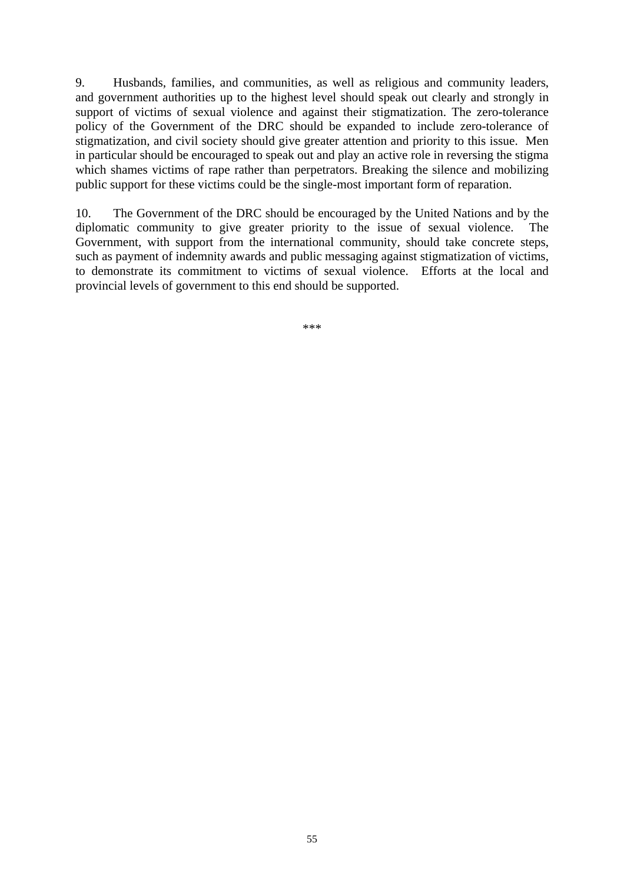9. Husbands, families, and communities, as well as religious and community leaders, and government authorities up to the highest level should speak out clearly and strongly in support of victims of sexual violence and against their stigmatization. The zero-tolerance policy of the Government of the DRC should be expanded to include zero-tolerance of stigmatization, and civil society should give greater attention and priority to this issue. Men in particular should be encouraged to speak out and play an active role in reversing the stigma which shames victims of rape rather than perpetrators. Breaking the silence and mobilizing public support for these victims could be the single-most important form of reparation.

10. The Government of the DRC should be encouraged by the United Nations and by the diplomatic community to give greater priority to the issue of sexual violence. The Government, with support from the international community, should take concrete steps, such as payment of indemnity awards and public messaging against stigmatization of victims, to demonstrate its commitment to victims of sexual violence. Efforts at the local and provincial levels of government to this end should be supported.

***